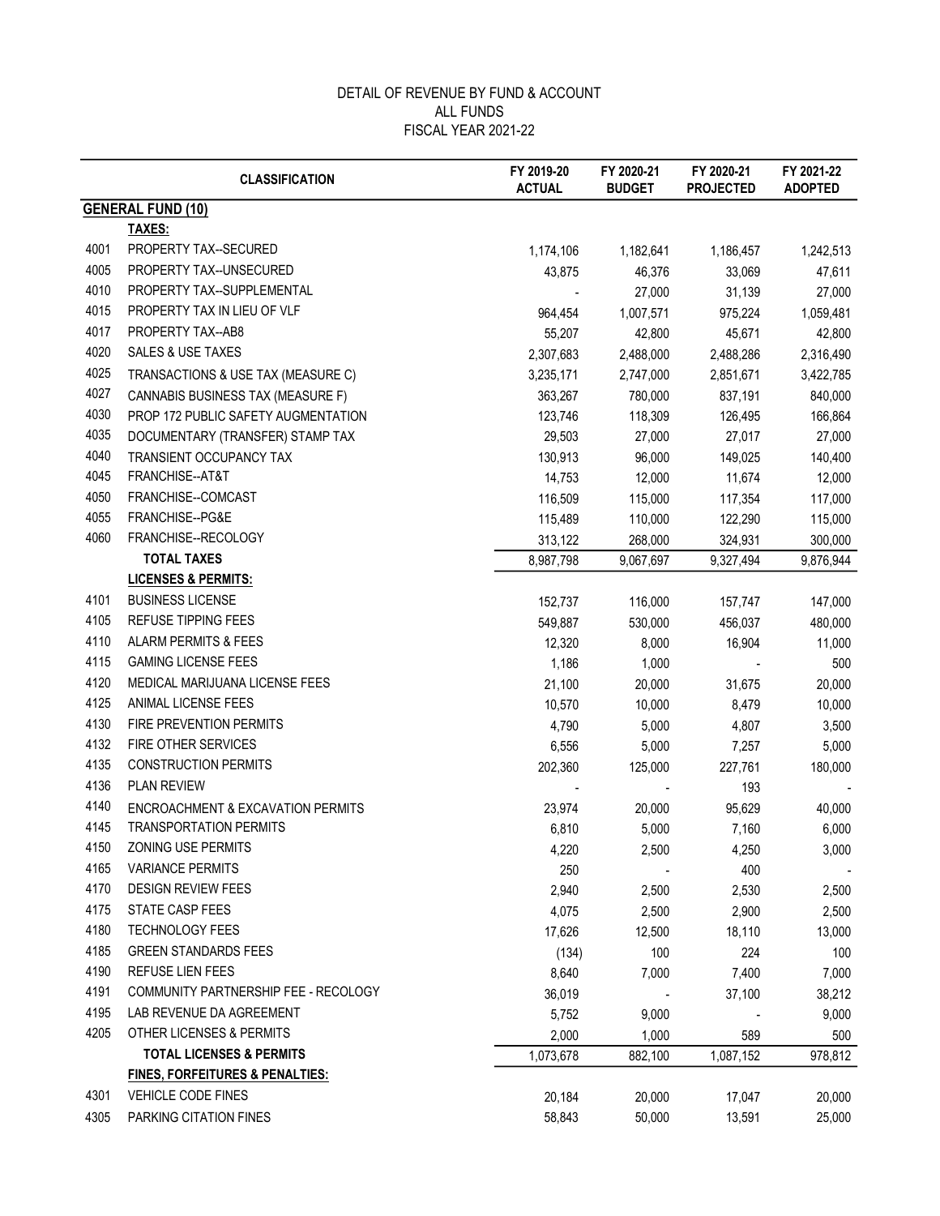# DETAIL OF REVENUE BY FUND & ACCOUNT
## ALL FUNDS
## FISCAL YEAR 2021-22

| | CLASSIFICATION | FY 2019-20 ACTUAL | FY 2020-21 BUDGET | FY 2020-21 PROJECTED | FY 2021-22 ADOPTED |
|---|---|---|---|---|---|
| | **GENERAL FUND (10)** | | | | |
| | **TAXES:** | | | | |
| 4001 | PROPERTY TAX--SECURED | 1,174,106 | 1,182,641 | 1,186,457 | 1,242,513 |
| 4005 | PROPERTY TAX--UNSECURED | 43,875 | 46,376 | 33,069 | 47,611 |
| 4010 | PROPERTY TAX--SUPPLEMENTAL | - | 27,000 | 31,139 | 27,000 |
| 4015 | PROPERTY TAX IN LIEU OF VLF | 964,454 | 1,007,571 | 975,224 | 1,059,481 |
| 4017 | PROPERTY TAX--AB8 | 55,207 | 42,800 | 45,671 | 42,800 |
| 4020 | SALES & USE TAXES | 2,307,683 | 2,488,000 | 2,488,286 | 2,316,490 |
| 4025 | TRANSACTIONS & USE TAX (MEASURE C) | 3,235,171 | 2,747,000 | 2,851,671 | 3,422,785 |
| 4027 | CANNABIS BUSINESS TAX (MEASURE F) | 363,267 | 780,000 | 837,191 | 840,000 |
| 4030 | PROP 172 PUBLIC SAFETY AUGMENTATION | 123,746 | 118,309 | 126,495 | 166,864 |
| 4035 | DOCUMENTARY (TRANSFER) STAMP TAX | 29,503 | 27,000 | 27,017 | 27,000 |
| 4040 | TRANSIENT OCCUPANCY TAX | 130,913 | 96,000 | 149,025 | 140,400 |
| 4045 | FRANCHISE--AT&T | 14,753 | 12,000 | 11,674 | 12,000 |
| 4050 | FRANCHISE--COMCAST | 116,509 | 115,000 | 117,354 | 117,000 |
| 4055 | FRANCHISE--PG&E | 115,489 | 110,000 | 122,290 | 115,000 |
| 4060 | FRANCHISE--RECOLOGY | 313,122 | 268,000 | 324,931 | 300,000 |
| | **TOTAL TAXES** | 8,987,798 | 9,067,697 | 9,327,494 | 9,876,944 |
| | **LICENSES & PERMITS:** | | | | |
| 4101 | BUSINESS LICENSE | 152,737 | 116,000 | 157,747 | 147,000 |
| 4105 | REFUSE TIPPING FEES | 549,887 | 530,000 | 456,037 | 480,000 |
| 4110 | ALARM PERMITS & FEES | 12,320 | 8,000 | 16,904 | 11,000 |
| 4115 | GAMING LICENSE FEES | 1,186 | 1,000 | - | 500 |
| 4120 | MEDICAL MARIJUANA LICENSE FEES | 21,100 | 20,000 | 31,675 | 20,000 |
| 4125 | ANIMAL LICENSE FEES | 10,570 | 10,000 | 8,479 | 10,000 |
| 4130 | FIRE PREVENTION PERMITS | 4,790 | 5,000 | 4,807 | 3,500 |
| 4132 | FIRE OTHER SERVICES | 6,556 | 5,000 | 7,257 | 5,000 |
| 4135 | CONSTRUCTION PERMITS | 202,360 | 125,000 | 227,761 | 180,000 |
| 4136 | PLAN REVIEW | - | - | 193 | - |
| 4140 | ENCROACHMENT & EXCAVATION PERMITS | 23,974 | 20,000 | 95,629 | 40,000 |
| 4145 | TRANSPORTATION PERMITS | 6,810 | 5,000 | 7,160 | 6,000 |
| 4150 | ZONING USE PERMITS | 4,220 | 2,500 | 4,250 | 3,000 |
| 4165 | VARIANCE PERMITS | 250 | - | 400 | - |
| 4170 | DESIGN REVIEW FEES | 2,940 | 2,500 | 2,530 | 2,500 |
| 4175 | STATE CASP FEES | 4,075 | 2,500 | 2,900 | 2,500 |
| 4180 | TECHNOLOGY FEES | 17,626 | 12,500 | 18,110 | 13,000 |
| 4185 | GREEN STANDARDS FEES | (134) | 100 | 224 | 100 |
| 4190 | REFUSE LIEN FEES | 8,640 | 7,000 | 7,400 | 7,000 |
| 4191 | COMMUNITY PARTNERSHIP FEE - RECOLOGY | 36,019 | - | 37,100 | 38,212 |
| 4195 | LAB REVENUE DA AGREEMENT | 5,752 | 9,000 | - | 9,000 |
| 4205 | OTHER LICENSES & PERMITS | 2,000 | 1,000 | 589 | 500 |
| | **TOTAL LICENSES & PERMITS** | 1,073,678 | 882,100 | 1,087,152 | 978,812 |
| | **FINES, FORFEITURES & PENALTIES:** | | | | |
| 4301 | VEHICLE CODE FINES | 20,184 | 20,000 | 17,047 | 20,000 |
| 4305 | PARKING CITATION FINES | 58,843 | 50,000 | 13,591 | 25,000 |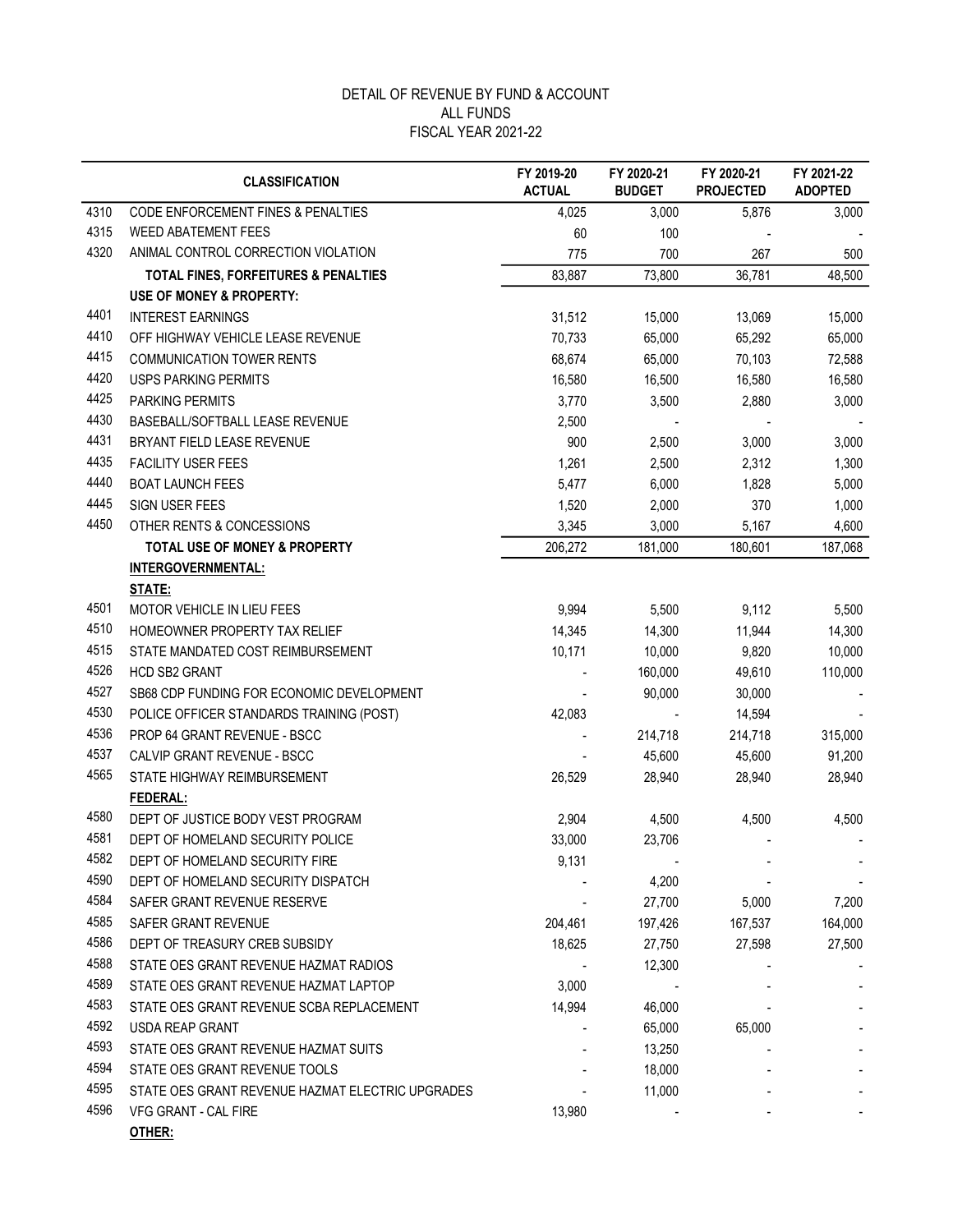# DETAIL OF REVENUE BY FUND & ACCOUNT
## ALL FUNDS
## FISCAL YEAR 2021-22

| | CLASSIFICATION | FY 2019-20 ACTUAL | FY 2020-21 BUDGET | FY 2020-21 PROJECTED | FY 2021-22 ADOPTED |
|---|---|---|---|---|---|
| 4310 | CODE ENFORCEMENT FINES & PENALTIES | 4,025 | 3,000 | 5,876 | 3,000 |
| 4315 | WEED ABATEMENT FEES | 60 | 100 | - | - |
| 4320 | ANIMAL CONTROL CORRECTION VIOLATION | 775 | 700 | 267 | 500 |
| | **TOTAL FINES, FORFEITURES & PENALTIES** | 83,887 | 73,800 | 36,781 | 48,500 |
| | **USE OF MONEY & PROPERTY:** | | | | |
| 4401 | INTEREST EARNINGS | 31,512 | 15,000 | 13,069 | 15,000 |
| 4410 | OFF HIGHWAY VEHICLE LEASE REVENUE | 70,733 | 65,000 | 65,292 | 65,000 |
| 4415 | COMMUNICATION TOWER RENTS | 68,674 | 65,000 | 70,103 | 72,588 |
| 4420 | USPS PARKING PERMITS | 16,580 | 16,500 | 16,580 | 16,580 |
| 4425 | PARKING PERMITS | 3,770 | 3,500 | 2,880 | 3,000 |
| 4430 | BASEBALL/SOFTBALL LEASE REVENUE | 2,500 | - | - | - |
| 4431 | BRYANT FIELD LEASE REVENUE | 900 | 2,500 | 3,000 | 3,000 |
| 4435 | FACILITY USER FEES | 1,261 | 2,500 | 2,312 | 1,300 |
| 4440 | BOAT LAUNCH FEES | 5,477 | 6,000 | 1,828 | 5,000 |
| 4445 | SIGN USER FEES | 1,520 | 2,000 | 370 | 1,000 |
| 4450 | OTHER RENTS & CONCESSIONS | 3,345 | 3,000 | 5,167 | 4,600 |
| | **TOTAL USE OF MONEY & PROPERTY** | 206,272 | 181,000 | 180,601 | 187,068 |
| | **INTERGOVERNMENTAL:** | | | | |
| | **STATE:** | | | | |
| 4501 | MOTOR VEHICLE IN LIEU FEES | 9,994 | 5,500 | 9,112 | 5,500 |
| 4510 | HOMEOWNER PROPERTY TAX RELIEF | 14,345 | 14,300 | 11,944 | 14,300 |
| 4515 | STATE MANDATED COST REIMBURSEMENT | 10,171 | 10,000 | 9,820 | 10,000 |
| 4526 | HCD SB2 GRANT | - | 160,000 | 49,610 | 110,000 |
| 4527 | SB68 CDP FUNDING FOR ECONOMIC DEVELOPMENT | - | 90,000 | 30,000 | - |
| 4530 | POLICE OFFICER STANDARDS TRAINING (POST) | 42,083 | - | 14,594 | - |
| 4536 | PROP 64 GRANT REVENUE - BSCC | - | 214,718 | 214,718 | 315,000 |
| 4537 | CALVIP GRANT REVENUE - BSCC | - | 45,600 | 45,600 | 91,200 |
| 4565 | STATE HIGHWAY REIMBURSEMENT | 26,529 | 28,940 | 28,940 | 28,940 |
| | **FEDERAL:** | | | | |
| 4580 | DEPT OF JUSTICE BODY VEST PROGRAM | 2,904 | 4,500 | 4,500 | 4,500 |
| 4581 | DEPT OF HOMELAND SECURITY POLICE | 33,000 | 23,706 | - | - |
| 4582 | DEPT OF HOMELAND SECURITY FIRE | 9,131 | - | - | - |
| 4590 | DEPT OF HOMELAND SECURITY DISPATCH | - | 4,200 | - | - |
| 4584 | SAFER GRANT REVENUE RESERVE | - | 27,700 | 5,000 | 7,200 |
| 4585 | SAFER GRANT REVENUE | 204,461 | 197,426 | 167,537 | 164,000 |
| 4586 | DEPT OF TREASURY CREB SUBSIDY | 18,625 | 27,750 | 27,598 | 27,500 |
| 4588 | STATE OES GRANT REVENUE HAZMAT RADIOS | - | 12,300 | - | - |
| 4589 | STATE OES GRANT REVENUE HAZMAT LAPTOP | 3,000 | - | - | - |
| 4583 | STATE OES GRANT REVENUE SCBA REPLACEMENT | 14,994 | 46,000 | - | - |
| 4592 | USDA REAP GRANT | - | 65,000 | 65,000 | - |
| 4593 | STATE OES GRANT REVENUE HAZMAT SUITS | - | 13,250 | - | - |
| 4594 | STATE OES GRANT REVENUE TOOLS | - | 18,000 | - | - |
| 4595 | STATE OES GRANT REVENUE HAZMAT ELECTRIC UPGRADES | - | 11,000 | - | - |
| 4596 | VFG GRANT - CAL FIRE | 13,980 | - | - | - |
| | **OTHER:** | | | | |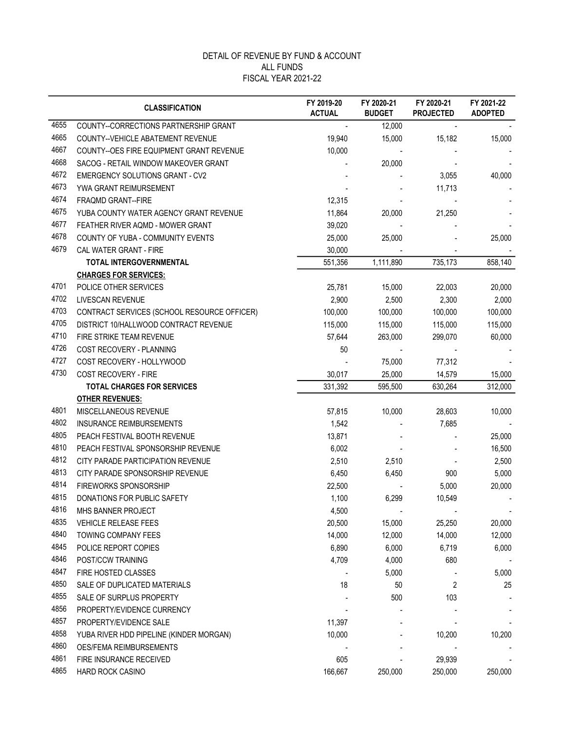# DETAIL OF REVENUE BY FUND & ACCOUNT
## ALL FUNDS
## FISCAL YEAR 2021-22

| | CLASSIFICATION | FY 2019-20 ACTUAL | FY 2020-21 BUDGET | FY 2020-21 PROJECTED | FY 2021-22 ADOPTED |
|---|---|---|---|---|---|
| 4655 | COUNTY--CORRECTIONS PARTNERSHIP GRANT | - | 12,000 | - | - |
| 4665 | COUNTY--VEHICLE ABATEMENT REVENUE | 19,940 | 15,000 | 15,182 | 15,000 |
| 4667 | COUNTY--OES FIRE EQUIPMENT GRANT REVENUE | 10,000 | - | - | - |
| 4668 | SACOG - RETAIL WINDOW MAKEOVER GRANT | - | 20,000 | - | - |
| 4672 | EMERGENCY SOLUTIONS GRANT - CV2 | - | - | 3,055 | 40,000 |
| 4673 | YWA GRANT REIMBURSEMENT | - | - | 11,713 | - |
| 4674 | FRAQMD GRANT--FIRE | 12,315 | - | - | - |
| 4675 | YUBA COUNTY WATER AGENCY GRANT REVENUE | 11,864 | 20,000 | 21,250 | - |
| 4677 | FEATHER RIVER AQMD - MOWER GRANT | 39,020 | - | - | - |
| 4678 | COUNTY OF YUBA - COMMUNITY EVENTS | 25,000 | 25,000 | - | 25,000 |
| 4679 | CAL WATER GRANT - FIRE | 30,000 | - | - | - |
| | **TOTAL INTERGOVERNMENTAL** | 551,356 | 1,111,890 | 735,173 | 858,140 |
| | **CHARGES FOR SERVICES:** | | | | |
| 4701 | POLICE OTHER SERVICES | 25,781 | 15,000 | 22,003 | 20,000 |
| 4702 | LIVESCAN REVENUE | 2,900 | 2,500 | 2,300 | 2,000 |
| 4703 | CONTRACT SERVICES (SCHOOL RESOURCE OFFICER) | 100,000 | 100,000 | 100,000 | 100,000 |
| 4705 | DISTRICT 10/HALLWOOD CONTRACT REVENUE | 115,000 | 115,000 | 115,000 | 115,000 |
| 4710 | FIRE STRIKE TEAM REVENUE | 57,644 | 263,000 | 299,070 | 60,000 |
| 4726 | COST RECOVERY - PLANNING | 50 | - | - | - |
| 4727 | COST RECOVERY - HOLLYWOOD | - | 75,000 | 77,312 | - |
| 4730 | COST RECOVERY - FIRE | 30,017 | 25,000 | 14,579 | 15,000 |
| | **TOTAL CHARGES FOR SERVICES** | 331,392 | 595,500 | 630,264 | 312,000 |
| | **OTHER REVENUES:** | | | | |
| 4801 | MISCELLANEOUS REVENUE | 57,815 | 10,000 | 28,603 | 10,000 |
| 4802 | INSURANCE REIMBURSEMENTS | 1,542 | - | 7,685 | - |
| 4805 | PEACH FESTIVAL BOOTH REVENUE | 13,871 | - | - | 25,000 |
| 4810 | PEACH FESTIVAL SPONSORSHIP REVENUE | 6,002 | - | - | 16,500 |
| 4812 | CITY PARADE PARTICIPATION REVENUE | 2,510 | 2,510 | - | 2,500 |
| 4813 | CITY PARADE SPONSORSHIP REVENUE | 6,450 | 6,450 | 900 | 5,000 |
| 4814 | FIREWORKS SPONSORSHIP | 22,500 | - | 5,000 | 20,000 |
| 4815 | DONATIONS FOR PUBLIC SAFETY | 1,100 | 6,299 | 10,549 | - |
| 4816 | MHS BANNER PROJECT | 4,500 | - | - | - |
| 4835 | VEHICLE RELEASE FEES | 20,500 | 15,000 | 25,250 | 20,000 |
| 4840 | TOWING COMPANY FEES | 14,000 | 12,000 | 14,000 | 12,000 |
| 4845 | POLICE REPORT COPIES | 6,890 | 6,000 | 6,719 | 6,000 |
| 4846 | POST/CCW TRAINING | 4,709 | 4,000 | 680 | - |
| 4847 | FIRE HOSTED CLASSES | - | 5,000 | - | 5,000 |
| 4850 | SALE OF DUPLICATED MATERIALS | 18 | 50 | 2 | 25 |
| 4855 | SALE OF SURPLUS PROPERTY | - | 500 | 103 | - |
| 4856 | PROPERTY/EVIDENCE CURRENCY | - | - | - | - |
| 4857 | PROPERTY/EVIDENCE SALE | 11,397 | - | - | - |
| 4858 | YUBA RIVER HDD PIPELINE (KINDER MORGAN) | 10,000 | - | 10,200 | 10,200 |
| 4860 | OES/FEMA REIMBURSEMENTS | - | - | - | - |
| 4861 | FIRE INSURANCE RECEIVED | 605 | - | 29,939 | - |
| 4865 | HARD ROCK CASINO | 166,667 | 250,000 | 250,000 | 250,000 |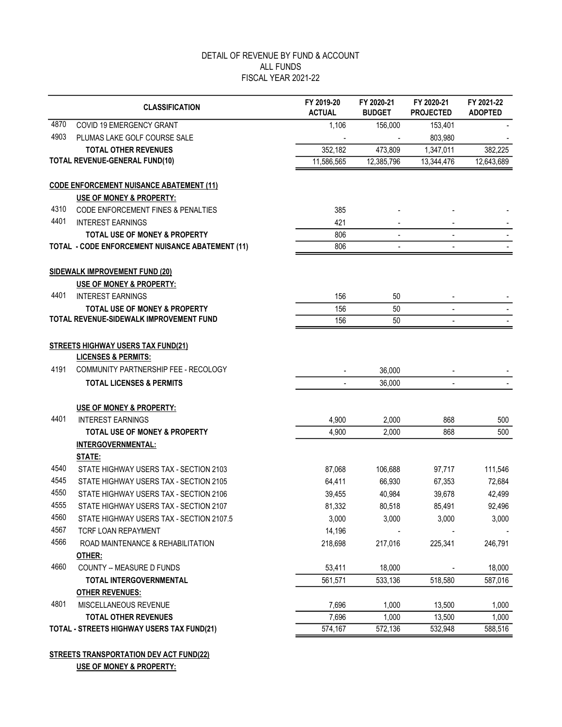DETAIL OF REVENUE BY FUND & ACCOUNT
ALL FUNDS
FISCAL YEAR 2021-22

| | CLASSIFICATION | FY 2019-20 ACTUAL | FY 2020-21 BUDGET | FY 2020-21 PROJECTED | FY 2021-22 ADOPTED |
|---|---|---|---|---|---|
| 4870 | COVID 19 EMERGENCY GRANT | 1,106 | 156,000 | 153,401 | - |
| 4903 | PLUMAS LAKE GOLF COURSE SALE | - | - | 803,980 | - |
| | **TOTAL OTHER REVENUES** | 352,182 | 473,809 | 1,347,011 | 382,225 |
| | **TOTAL REVENUE-GENERAL FUND(10)** | 11,586,565 | 12,385,796 | 13,344,476 | 12,643,689 |
| | | | | | |
| | **CODE ENFORCEMENT NUISANCE ABATEMENT (11)** | | | | |
| | **USE OF MONEY & PROPERTY:** | | | | |
| 4310 | CODE ENFORCEMENT FINES & PENALTIES | 385 | - | - | - |
| 4401 | INTEREST EARNINGS | 421 | - | - | - |
| | **TOTAL USE OF MONEY & PROPERTY** | 806 | - | - | - |
| | **TOTAL - CODE ENFORCEMENT NUISANCE ABATEMENT (11)** | 806 | - | - | - |
| | | | | | |
| | **SIDEWALK IMPROVEMENT FUND (20)** | | | | |
| | **USE OF MONEY & PROPERTY:** | | | | |
| 4401 | INTEREST EARNINGS | 156 | 50 | - | - |
| | **TOTAL USE OF MONEY & PROPERTY** | 156 | 50 | - | - |
| | **TOTAL REVENUE-SIDEWALK IMPROVEMENT FUND** | 156 | 50 | - | - |
| | | | | | |
| | **STREETS HIGHWAY USERS TAX FUND(21)** | | | | |
| | **LICENSES & PERMITS:** | | | | |
| 4191 | COMMUNITY PARTNERSHIP FEE - RECOLOGY | - | 36,000 | - | - |
| | **TOTAL LICENSES & PERMITS** | - | 36,000 | - | - |
| | | | | | |
| | **USE OF MONEY & PROPERTY:** | | | | |
| 4401 | INTEREST EARNINGS | 4,900 | 2,000 | 868 | 500 |
| | **TOTAL USE OF MONEY & PROPERTY** | 4,900 | 2,000 | 868 | 500 |
| | **INTERGOVERNMENTAL:** | | | | |
| | **STATE:** | | | | |
| 4540 | STATE HIGHWAY USERS TAX - SECTION 2103 | 87,068 | 106,688 | 97,717 | 111,546 |
| 4545 | STATE HIGHWAY USERS TAX - SECTION 2105 | 64,411 | 66,930 | 67,353 | 72,684 |
| 4550 | STATE HIGHWAY USERS TAX - SECTION 2106 | 39,455 | 40,984 | 39,678 | 42,499 |
| 4555 | STATE HIGHWAY USERS TAX - SECTION 2107 | 81,332 | 80,518 | 85,491 | 92,496 |
| 4560 | STATE HIGHWAY USERS TAX - SECTION 2107.5 | 3,000 | 3,000 | 3,000 | 3,000 |
| 4567 | TCRF LOAN REPAYMENT | 14,196 | | - | - |
| 4566 | ROAD MAINTENANCE & REHABILITATION | 218,698 | 217,016 | 225,341 | 246,791 |
| | **OTHER:** | | | | |
| 4660 | COUNTY -- MEASURE D FUNDS | 53,411 | 18,000 | - | 18,000 |
| | **TOTAL INTERGOVERNMENTAL** | 561,571 | 533,136 | 518,580 | 587,016 |
| | **OTHER REVENUES:** | | | | |
| 4801 | MISCELLANEOUS REVENUE | 7,696 | 1,000 | 13,500 | 1,000 |
| | **TOTAL OTHER REVENUES** | 7,696 | 1,000 | 13,500 | 1,000 |
| | **TOTAL - STREETS HIGHWAY USERS TAX FUND(21)** | 574,167 | 572,136 | 532,948 | 588,516 |
| | | | | | |
| | **STREETS TRANSPORTATION DEV ACT FUND(22)** | | | | |
| | **USE OF MONEY & PROPERTY:** | | | | |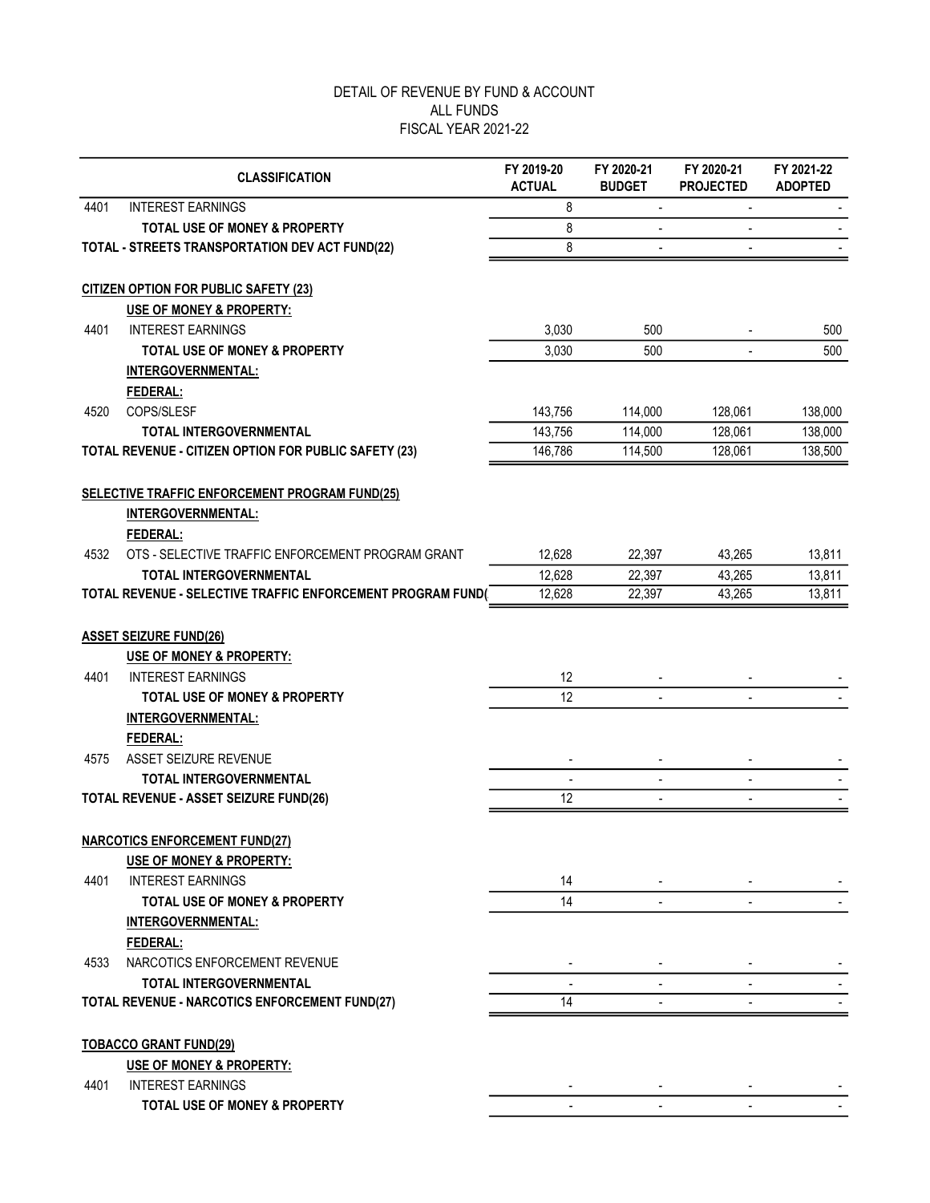# DETAIL OF REVENUE BY FUND & ACCOUNT
## ALL FUNDS
## FISCAL YEAR 2021-22

| | CLASSIFICATION | FY 2019-20 ACTUAL | FY 2020-21 BUDGET | FY 2020-21 PROJECTED | FY 2021-22 ADOPTED |
|---|---|---|---|---|---|
| 4401 | INTEREST EARNINGS | 8 | - | - | - |
| | **TOTAL USE OF MONEY & PROPERTY** | 8 | - | - | - |
| | **TOTAL - STREETS TRANSPORTATION DEV ACT FUND(22)** | 8 | - | - | - |
| | | | | | |
| | **CITIZEN OPTION FOR PUBLIC SAFETY (23)** | | | | |
| | **USE OF MONEY & PROPERTY:** | | | | |
| 4401 | INTEREST EARNINGS | 3,030 | 500 | - | 500 |
| | **TOTAL USE OF MONEY & PROPERTY** | 3,030 | 500 | - | 500 |
| | **INTERGOVERNMENTAL:** | | | | |
| | **FEDERAL:** | | | | |
| 4520 | COPS/SLESF | 143,756 | 114,000 | 128,061 | 138,000 |
| | **TOTAL INTERGOVERNMENTAL** | 143,756 | 114,000 | 128,061 | 138,000 |
| | **TOTAL REVENUE - CITIZEN OPTION FOR PUBLIC SAFETY (23)** | 146,786 | 114,500 | 128,061 | 138,500 |
| | | | | | |
| | **SELECTIVE TRAFFIC ENFORCEMENT PROGRAM FUND(25)** | | | | |
| | **INTERGOVERNMENTAL:** | | | | |
| | **FEDERAL:** | | | | |
| 4532 | OTS - SELECTIVE TRAFFIC ENFORCEMENT PROGRAM GRANT | 12,628 | 22,397 | 43,265 | 13,811 |
| | **TOTAL INTERGOVERNMENTAL** | 12,628 | 22,397 | 43,265 | 13,811 |
| | **TOTAL REVENUE - SELECTIVE TRAFFIC ENFORCEMENT PROGRAM FUND(** | 12,628 | 22,397 | 43,265 | 13,811 |
| | | | | | |
| | **ASSET SEIZURE FUND(26)** | | | | |
| | **USE OF MONEY & PROPERTY:** | | | | |
| 4401 | INTEREST EARNINGS | 12 | - | - | - |
| | **TOTAL USE OF MONEY & PROPERTY** | 12 | - | - | - |
| | **INTERGOVERNMENTAL:** | | | | |
| | **FEDERAL:** | | | | |
| 4575 | ASSET SEIZURE REVENUE | - | - | - | - |
| | **TOTAL INTERGOVERNMENTAL** | - | - | - | - |
| | **TOTAL REVENUE - ASSET SEIZURE FUND(26)** | 12 | - | - | - |
| | | | | | |
| | **NARCOTICS ENFORCEMENT FUND(27)** | | | | |
| | **USE OF MONEY & PROPERTY:** | | | | |
| 4401 | INTEREST EARNINGS | 14 | - | - | - |
| | **TOTAL USE OF MONEY & PROPERTY** | 14 | - | - | - |
| | **INTERGOVERNMENTAL:** | | | | |
| | **FEDERAL:** | | | | |
| 4533 | NARCOTICS ENFORCEMENT REVENUE | - | - | - | - |
| | **TOTAL INTERGOVERNMENTAL** | - | - | - | - |
| | **TOTAL REVENUE - NARCOTICS ENFORCEMENT FUND(27)** | 14 | - | - | - |
| | | | | | |
| | **TOBACCO GRANT FUND(29)** | | | | |
| | **USE OF MONEY & PROPERTY:** | | | | |
| 4401 | INTEREST EARNINGS | - | - | - | - |
| | **TOTAL USE OF MONEY & PROPERTY** | - | - | - | - |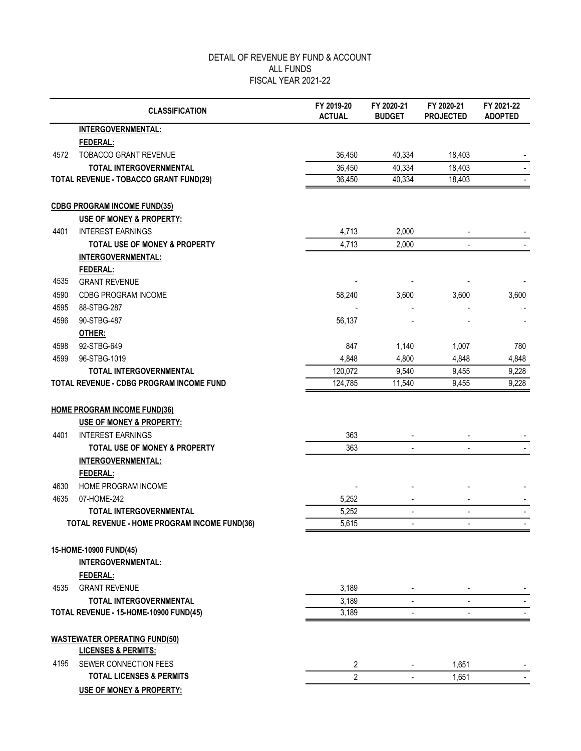DETAIL OF REVENUE BY FUND & ACCOUNT
ALL FUNDS
FISCAL YEAR 2021-22

| | CLASSIFICATION | FY 2019-20 ACTUAL | FY 2020-21 BUDGET | FY 2020-21 PROJECTED | FY 2021-22 ADOPTED |
|---|---|---|---|---|---|
| | **INTERGOVERNMENTAL:** | | | | |
| | **FEDERAL:** | | | | |
| 4572 | TOBACCO GRANT REVENUE | 36,450 | 40,334 | 18,403 | - |
| | **TOTAL INTERGOVERNMENTAL** | 36,450 | 40,334 | 18,403 | - |
| | **TOTAL REVENUE - TOBACCO GRANT FUND(29)** | 36,450 | 40,334 | 18,403 | - |
| | **CDBG PROGRAM INCOME FUND(35)** | | | | |
| | **USE OF MONEY & PROPERTY:** | | | | |
| 4401 | INTEREST EARNINGS | 4,713 | 2,000 | - | - |
| | **TOTAL USE OF MONEY & PROPERTY** | 4,713 | 2,000 | - | - |
| | **INTERGOVERNMENTAL:** | | | | |
| | **FEDERAL:** | | | | |
| 4535 | GRANT REVENUE | - | - | - | - |
| 4590 | CDBG PROGRAM INCOME | 58,240 | 3,600 | 3,600 | 3,600 |
| 4595 | 88-STBG-287 | - | - | - | - |
| 4596 | 90-STBG-487 | 56,137 | - | - | - |
| | **OTHER:** | | | | |
| 4598 | 92-STBG-649 | 847 | 1,140 | 1,007 | 780 |
| 4599 | 96-STBG-1019 | 4,848 | 4,800 | 4,848 | 4,848 |
| | **TOTAL INTERGOVERNMENTAL** | 120,072 | 9,540 | 9,455 | 9,228 |
| | **TOTAL REVENUE - CDBG PROGRAM INCOME FUND** | 124,785 | 11,540 | 9,455 | 9,228 |
| | **HOME PROGRAM INCOME FUND(36)** | | | | |
| | **USE OF MONEY & PROPERTY:** | | | | |
| 4401 | INTEREST EARNINGS | 363 | - | - | - |
| | **TOTAL USE OF MONEY & PROPERTY** | 363 | - | - | - |
| | **INTERGOVERNMENTAL:** | | | | |
| | **FEDERAL:** | | | | |
| 4630 | HOME PROGRAM INCOME | - | - | - | - |
| 4635 | 07-HOME-242 | 5,252 | - | - | - |
| | **TOTAL INTERGOVERNMENTAL** | 5,252 | - | - | - |
| | **TOTAL REVENUE - HOME PROGRAM INCOME FUND(36)** | 5,615 | - | - | - |
| | **15-HOME-10900 FUND(45)** | | | | |
| | **INTERGOVERNMENTAL:** | | | | |
| | **FEDERAL:** | | | | |
| 4535 | GRANT REVENUE | 3,189 | - | - | - |
| | **TOTAL INTERGOVERNMENTAL** | 3,189 | - | - | - |
| | **TOTAL REVENUE - 15-HOME-10900 FUND(45)** | 3,189 | - | - | - |
| | **WASTEWATER OPERATING FUND(50)** | | | | |
| | **LICENSES & PERMITS:** | | | | |
| 4195 | SEWER CONNECTION FEES | 2 | - | 1,651 | - |
| | **TOTAL LICENSES & PERMITS** | 2 | - | 1,651 | - |
| | **USE OF MONEY & PROPERTY:** | | | | |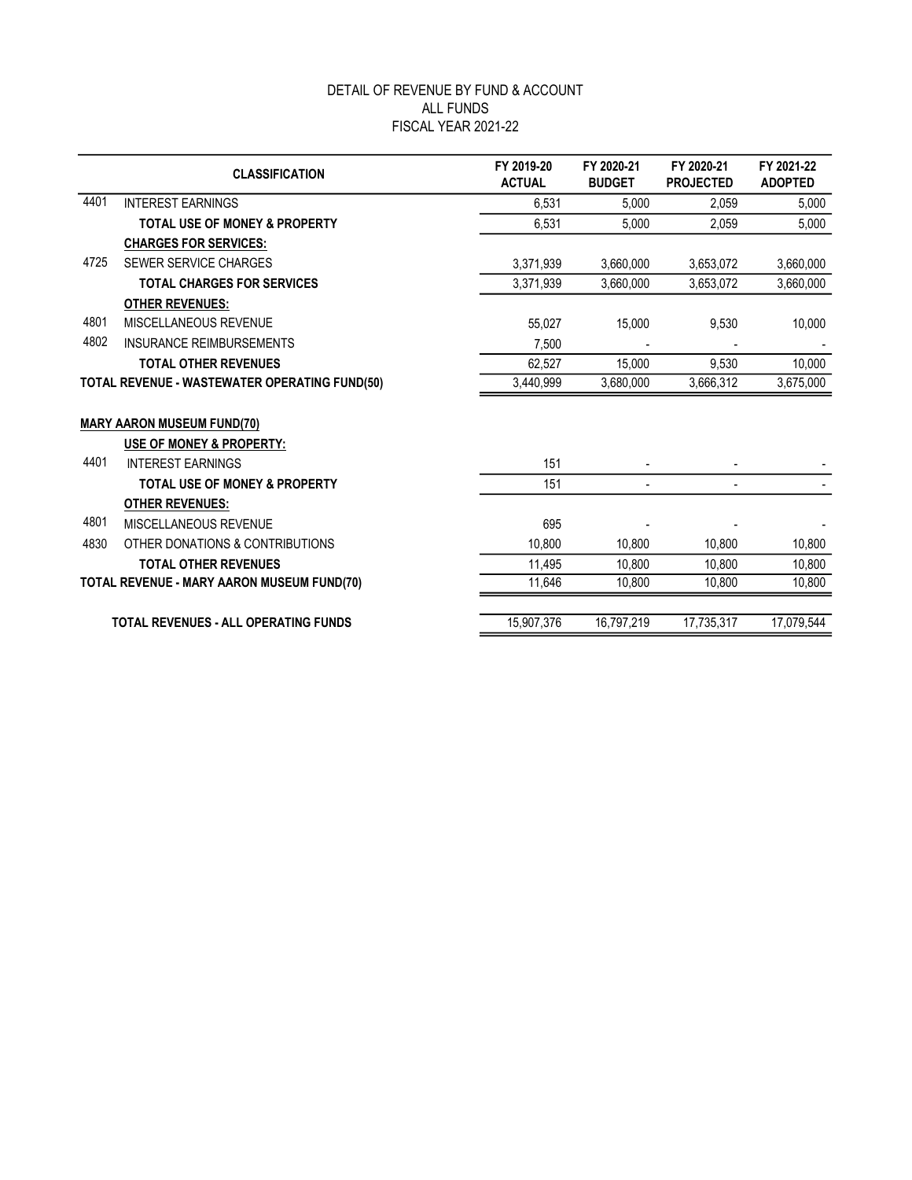# DETAIL OF REVENUE BY FUND & ACCOUNT
## ALL FUNDS
## FISCAL YEAR 2021-22

| | CLASSIFICATION | FY 2019-20 ACTUAL | FY 2020-21 BUDGET | FY 2020-21 PROJECTED | FY 2021-22 ADOPTED |
|---|---|---|---|---|---|
| 4401 | INTEREST EARNINGS | 6,531 | 5,000 | 2,059 | 5,000 |
| | **TOTAL USE OF MONEY & PROPERTY** | 6,531 | 5,000 | 2,059 | 5,000 |
| | **CHARGES FOR SERVICES:** | | | | |
| 4725 | SEWER SERVICE CHARGES | 3,371,939 | 3,660,000 | 3,653,072 | 3,660,000 |
| | **TOTAL CHARGES FOR SERVICES** | 3,371,939 | 3,660,000 | 3,653,072 | 3,660,000 |
| | **OTHER REVENUES:** | | | | |
| 4801 | MISCELLANEOUS REVENUE | 55,027 | 15,000 | 9,530 | 10,000 |
| 4802 | INSURANCE REIMBURSEMENTS | 7,500 | - | - | - |
| | **TOTAL OTHER REVENUES** | 62,527 | 15,000 | 9,530 | 10,000 |
| **TOTAL REVENUE - WASTEWATER OPERATING FUND(50)** | | 3,440,999 | 3,680,000 | 3,666,312 | 3,675,000 |
| **MARY AARON MUSEUM FUND(70)** | | | | | |
| | **USE OF MONEY & PROPERTY:** | | | | |
| 4401 | INTEREST EARNINGS | 151 | - | - | - |
| | **TOTAL USE OF MONEY & PROPERTY** | 151 | - | - | - |
| | **OTHER REVENUES:** | | | | |
| 4801 | MISCELLANEOUS REVENUE | 695 | - | - | - |
| 4830 | OTHER DONATIONS & CONTRIBUTIONS | 10,800 | 10,800 | 10,800 | 10,800 |
| | **TOTAL OTHER REVENUES** | 11,495 | 10,800 | 10,800 | 10,800 |
| **TOTAL REVENUE - MARY AARON MUSEUM FUND(70)** | | 11,646 | 10,800 | 10,800 | 10,800 |
| | **TOTAL REVENUES - ALL OPERATING FUNDS** | 15,907,376 | 16,797,219 | 17,735,317 | 17,079,544 |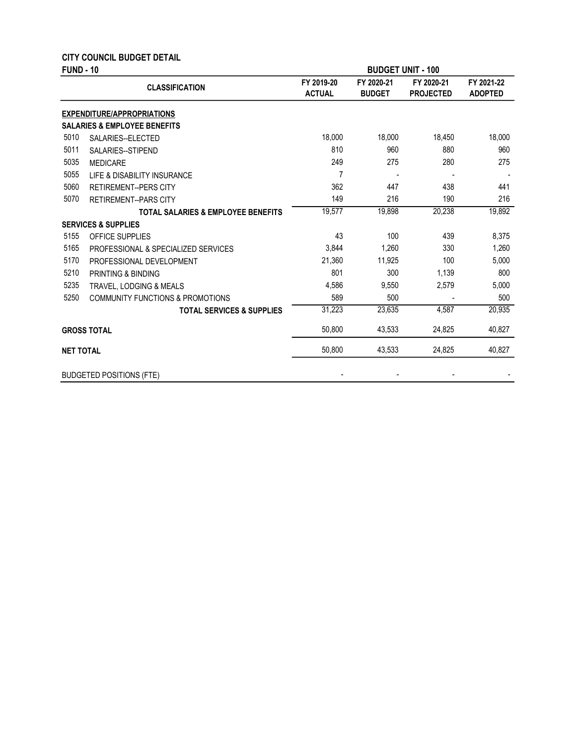**CITY COUNCIL BUDGET DETAIL**

**FUND - 10** **BUDGET UNIT - 100**

| | CLASSIFICATION | FY 2019-20 ACTUAL | FY 2020-21 BUDGET | FY 2020-21 PROJECTED | FY 2021-22 ADOPTED |
|---|---|---|---|---|---|
| | **EXPENDITURE/APPROPRIATIONS** | | | | |
| | **SALARIES & EMPLOYEE BENEFITS** | | | | |
| 5010 | SALARIES--ELECTED | 18,000 | 18,000 | 18,450 | 18,000 |
| 5011 | SALARIES--STIPEND | 810 | 960 | 880 | 960 |
| 5035 | MEDICARE | 249 | 275 | 280 | 275 |
| 5055 | LIFE & DISABILITY INSURANCE | 7 | - | - | - |
| 5060 | RETIREMENT--PERS CITY | 362 | 447 | 438 | 441 |
| 5070 | RETIREMENT--PARS CITY | 149 | 216 | 190 | 216 |
| | **TOTAL SALARIES & EMPLOYEE BENEFITS** | 19,577 | 19,898 | 20,238 | 19,892 |
| | **SERVICES & SUPPLIES** | | | | |
| 5155 | OFFICE SUPPLIES | 43 | 100 | 439 | 8,375 |
| 5165 | PROFESSIONAL & SPECIALIZED SERVICES | 3,844 | 1,260 | 330 | 1,260 |
| 5170 | PROFESSIONAL DEVELOPMENT | 21,360 | 11,925 | 100 | 5,000 |
| 5210 | PRINTING & BINDING | 801 | 300 | 1,139 | 800 |
| 5235 | TRAVEL, LODGING & MEALS | 4,586 | 9,550 | 2,579 | 5,000 |
| 5250 | COMMUNITY FUNCTIONS & PROMOTIONS | 589 | 500 | - | 500 |
| | **TOTAL SERVICES & SUPPLIES** | 31,223 | 23,635 | 4,587 | 20,935 |
| | **GROSS TOTAL** | 50,800 | 43,533 | 24,825 | 40,827 |
| | **NET TOTAL** | 50,800 | 43,533 | 24,825 | 40,827 |
| | BUDGETED POSITIONS (FTE) | - | - | - | - |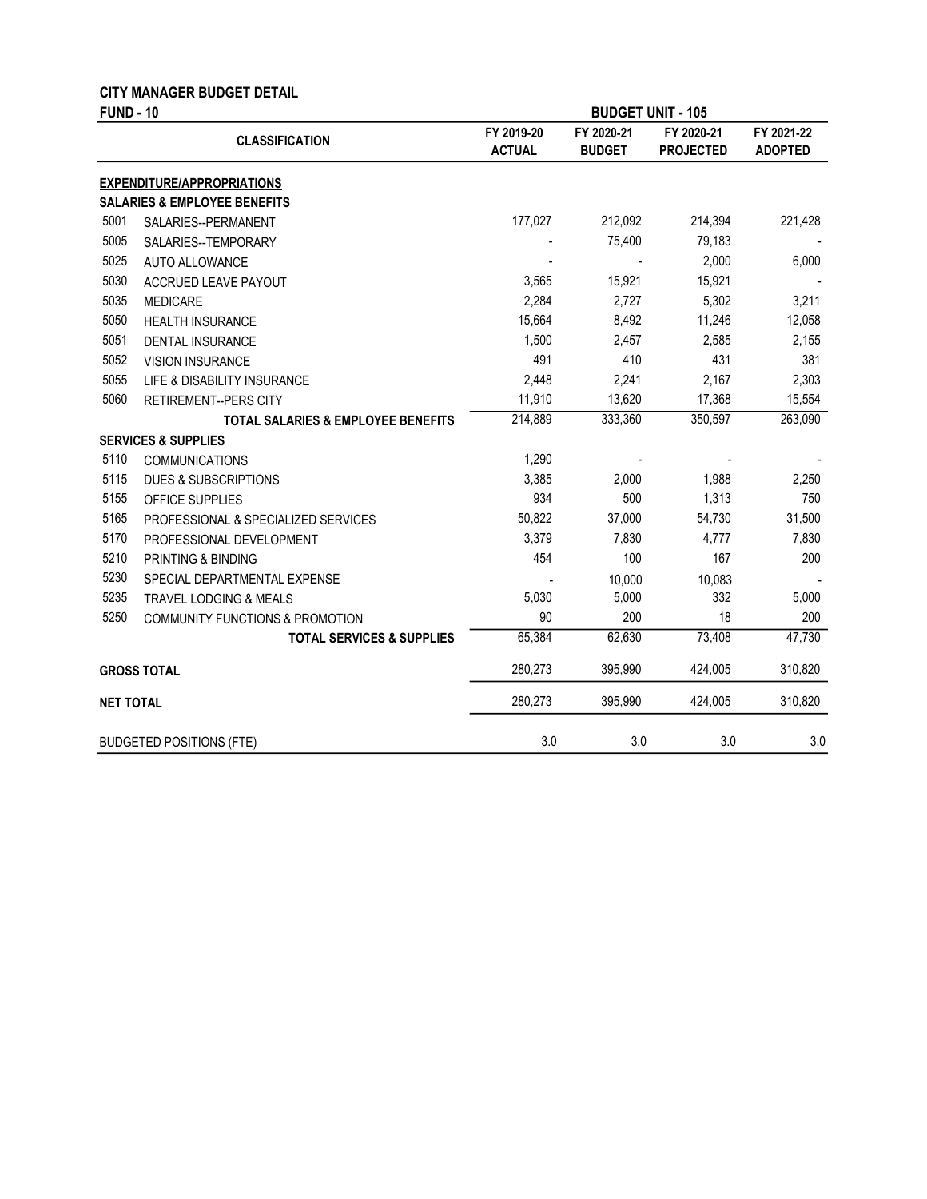**CITY MANAGER BUDGET DETAIL**

**FUND - 10** **BUDGET UNIT - 105**

| | CLASSIFICATION | FY 2019-20 ACTUAL | FY 2020-21 BUDGET | FY 2020-21 PROJECTED | FY 2021-22 ADOPTED |
|---|---|---|---|---|---|
| | **EXPENDITURE/APPROPRIATIONS** | | | | |
| | **SALARIES & EMPLOYEE BENEFITS** | | | | |
| 5001 | SALARIES--PERMANENT | 177,027 | 212,092 | 214,394 | 221,428 |
| 5005 | SALARIES--TEMPORARY | - | 75,400 | 79,183 | - |
| 5025 | AUTO ALLOWANCE | - | - | 2,000 | 6,000 |
| 5030 | ACCRUED LEAVE PAYOUT | 3,565 | 15,921 | 15,921 | - |
| 5035 | MEDICARE | 2,284 | 2,727 | 5,302 | 3,211 |
| 5050 | HEALTH INSURANCE | 15,664 | 8,492 | 11,246 | 12,058 |
| 5051 | DENTAL INSURANCE | 1,500 | 2,457 | 2,585 | 2,155 |
| 5052 | VISION INSURANCE | 491 | 410 | 431 | 381 |
| 5055 | LIFE & DISABILITY INSURANCE | 2,448 | 2,241 | 2,167 | 2,303 |
| 5060 | RETIREMENT--PERS CITY | 11,910 | 13,620 | 17,368 | 15,554 |
| | **TOTAL SALARIES & EMPLOYEE BENEFITS** | 214,889 | 333,360 | 350,597 | 263,090 |
| | **SERVICES & SUPPLIES** | | | | |
| 5110 | COMMUNICATIONS | 1,290 | - | - | - |
| 5115 | DUES & SUBSCRIPTIONS | 3,385 | 2,000 | 1,988 | 2,250 |
| 5155 | OFFICE SUPPLIES | 934 | 500 | 1,313 | 750 |
| 5165 | PROFESSIONAL & SPECIALIZED SERVICES | 50,822 | 37,000 | 54,730 | 31,500 |
| 5170 | PROFESSIONAL DEVELOPMENT | 3,379 | 7,830 | 4,777 | 7,830 |
| 5210 | PRINTING & BINDING | 454 | 100 | 167 | 200 |
| 5230 | SPECIAL DEPARTMENTAL EXPENSE | - | 10,000 | 10,083 | - |
| 5235 | TRAVEL LODGING & MEALS | 5,030 | 5,000 | 332 | 5,000 |
| 5250 | COMMUNITY FUNCTIONS & PROMOTION | 90 | 200 | 18 | 200 |
| | **TOTAL SERVICES & SUPPLIES** | 65,384 | 62,630 | 73,408 | 47,730 |
| | **GROSS TOTAL** | 280,273 | 395,990 | 424,005 | 310,820 |
| | **NET TOTAL** | 280,273 | 395,990 | 424,005 | 310,820 |
| | BUDGETED POSITIONS (FTE) | 3.0 | 3.0 | 3.0 | 3.0 |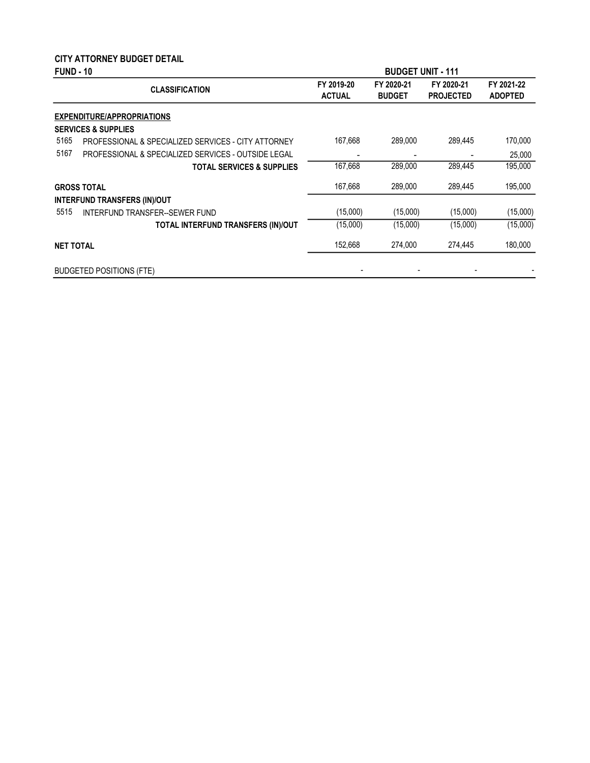## CITY ATTORNEY BUDGET DETAIL

**FUND - 10** | **BUDGET UNIT - 111**

| | CLASSIFICATION | FY 2019-20 ACTUAL | FY 2020-21 BUDGET | FY 2020-21 PROJECTED | FY 2021-22 ADOPTED |
|---|---|---|---|---|---|
| | **EXPENDITURE/APPROPRIATIONS** | | | | |
| | **SERVICES & SUPPLIES** | | | | |
| 5165 | PROFESSIONAL & SPECIALIZED SERVICES - CITY ATTORNEY | 167,668 | 289,000 | 289,445 | 170,000 |
| 5167 | PROFESSIONAL & SPECIALIZED SERVICES - OUTSIDE LEGAL | - | - | - | 25,000 |
| | **TOTAL SERVICES & SUPPLIES** | 167,668 | 289,000 | 289,445 | 195,000 |
| | **GROSS TOTAL** | 167,668 | 289,000 | 289,445 | 195,000 |
| | **INTERFUND TRANSFERS (IN)/OUT** | | | | |
| 5515 | INTERFUND TRANSFER--SEWER FUND | (15,000) | (15,000) | (15,000) | (15,000) |
| | **TOTAL INTERFUND TRANSFERS (IN)/OUT** | (15,000) | (15,000) | (15,000) | (15,000) |
| | **NET TOTAL** | 152,668 | 274,000 | 274,445 | 180,000 |
| | BUDGETED POSITIONS (FTE) | - | - | - | - |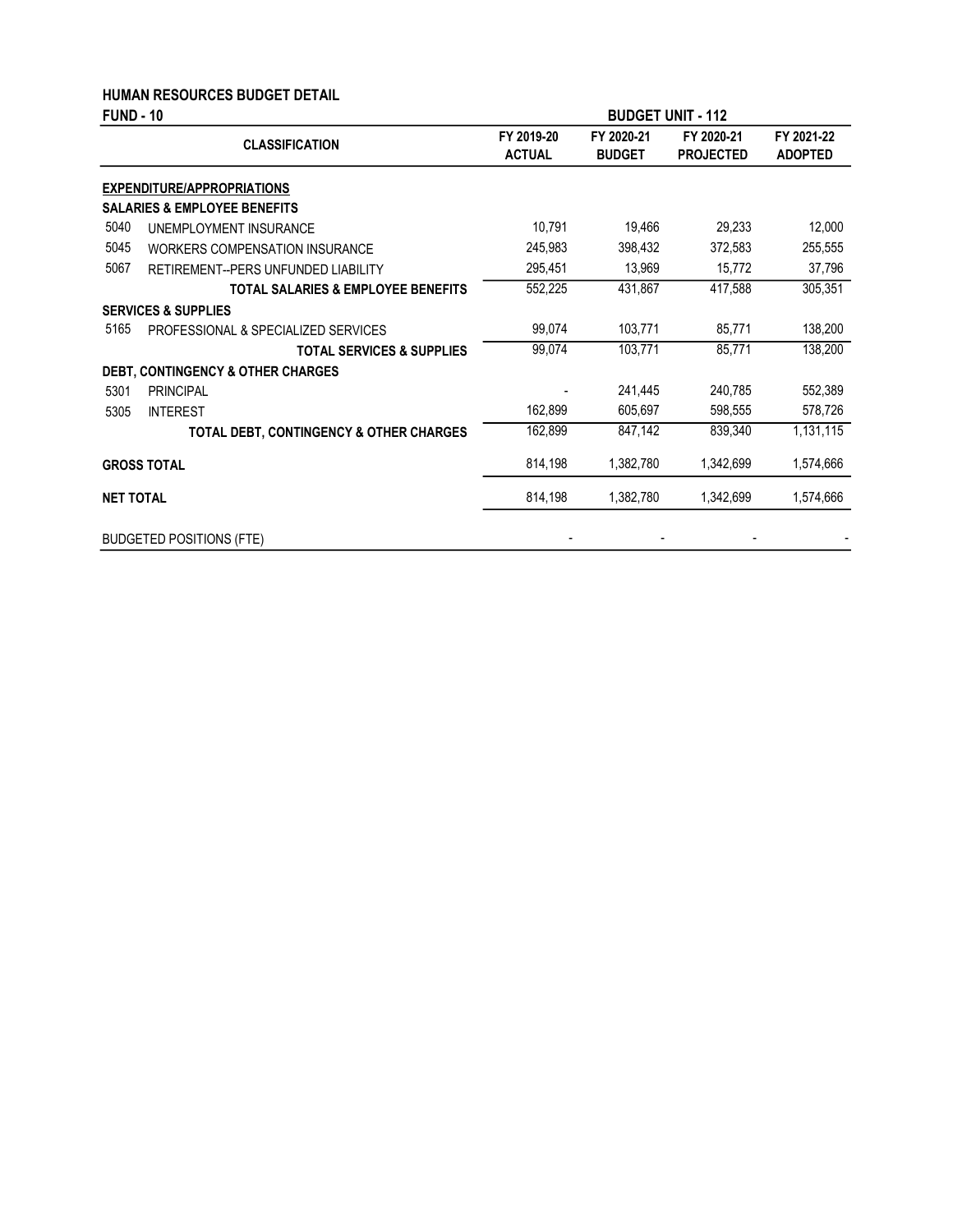# HUMAN RESOURCES BUDGET DETAIL

**FUND - 10** | **BUDGET UNIT - 112**

| | CLASSIFICATION | FY 2019-20 ACTUAL | FY 2020-21 BUDGET | FY 2020-21 PROJECTED | FY 2021-22 ADOPTED |
|---|---|---|---|---|---|
| | **EXPENDITURE/APPROPRIATIONS** | | | | |
| | **SALARIES & EMPLOYEE BENEFITS** | | | | |
| 5040 | UNEMPLOYMENT INSURANCE | 10,791 | 19,466 | 29,233 | 12,000 |
| 5045 | WORKERS COMPENSATION INSURANCE | 245,983 | 398,432 | 372,583 | 255,555 |
| 5067 | RETIREMENT--PERS UNFUNDED LIABILITY | 295,451 | 13,969 | 15,772 | 37,796 |
| | **TOTAL SALARIES & EMPLOYEE BENEFITS** | 552,225 | 431,867 | 417,588 | 305,351 |
| | **SERVICES & SUPPLIES** | | | | |
| 5165 | PROFESSIONAL & SPECIALIZED SERVICES | 99,074 | 103,771 | 85,771 | 138,200 |
| | **TOTAL SERVICES & SUPPLIES** | 99,074 | 103,771 | 85,771 | 138,200 |
| | **DEBT, CONTINGENCY & OTHER CHARGES** | | | | |
| 5301 | PRINCIPAL | - | 241,445 | 240,785 | 552,389 |
| 5305 | INTEREST | 162,899 | 605,697 | 598,555 | 578,726 |
| | **TOTAL DEBT, CONTINGENCY & OTHER CHARGES** | 162,899 | 847,142 | 839,340 | 1,131,115 |
| | **GROSS TOTAL** | 814,198 | 1,382,780 | 1,342,699 | 1,574,666 |
| | **NET TOTAL** | 814,198 | 1,382,780 | 1,342,699 | 1,574,666 |
| | BUDGETED POSITIONS (FTE) | - | - | - | - |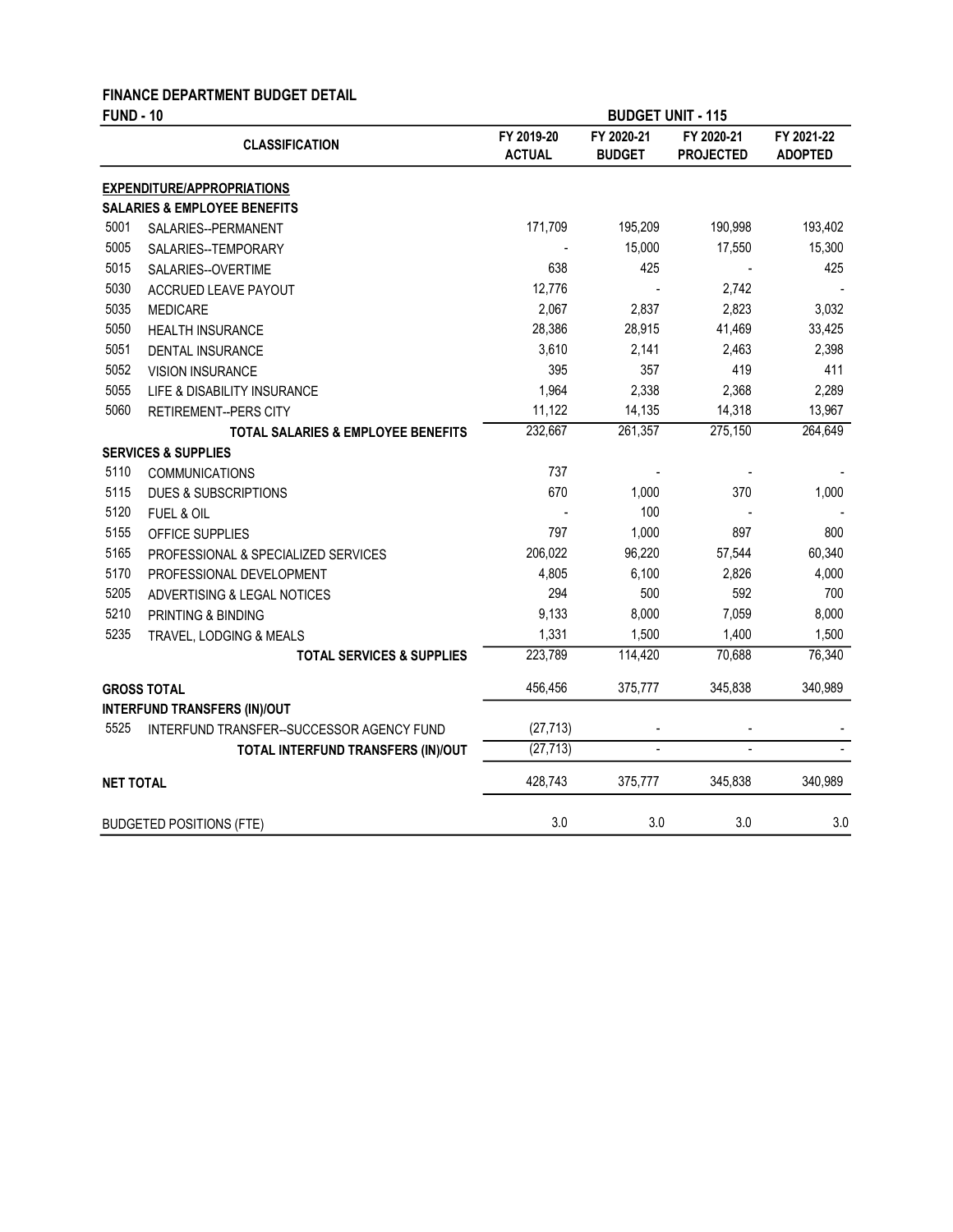**FINANCE DEPARTMENT BUDGET DETAIL**

**FUND - 10** | **BUDGET UNIT - 115**

| | CLASSIFICATION | FY 2019-20 ACTUAL | FY 2020-21 BUDGET | FY 2020-21 PROJECTED | FY 2021-22 ADOPTED |
|---|---|---|---|---|---|
| | **EXPENDITURE/APPROPRIATIONS** | | | | |
| | **SALARIES & EMPLOYEE BENEFITS** | | | | |
| 5001 | SALARIES--PERMANENT | 171,709 | 195,209 | 190,998 | 193,402 |
| 5005 | SALARIES--TEMPORARY | - | 15,000 | 17,550 | 15,300 |
| 5015 | SALARIES--OVERTIME | 638 | 425 | - | 425 |
| 5030 | ACCRUED LEAVE PAYOUT | 12,776 | - | 2,742 | - |
| 5035 | MEDICARE | 2,067 | 2,837 | 2,823 | 3,032 |
| 5050 | HEALTH INSURANCE | 28,386 | 28,915 | 41,469 | 33,425 |
| 5051 | DENTAL INSURANCE | 3,610 | 2,141 | 2,463 | 2,398 |
| 5052 | VISION INSURANCE | 395 | 357 | 419 | 411 |
| 5055 | LIFE & DISABILITY INSURANCE | 1,964 | 2,338 | 2,368 | 2,289 |
| 5060 | RETIREMENT--PERS CITY | 11,122 | 14,135 | 14,318 | 13,967 |
| | **TOTAL SALARIES & EMPLOYEE BENEFITS** | 232,667 | 261,357 | 275,150 | 264,649 |
| | **SERVICES & SUPPLIES** | | | | |
| 5110 | COMMUNICATIONS | 737 | - | - | - |
| 5115 | DUES & SUBSCRIPTIONS | 670 | 1,000 | 370 | 1,000 |
| 5120 | FUEL & OIL | - | 100 | - | - |
| 5155 | OFFICE SUPPLIES | 797 | 1,000 | 897 | 800 |
| 5165 | PROFESSIONAL & SPECIALIZED SERVICES | 206,022 | 96,220 | 57,544 | 60,340 |
| 5170 | PROFESSIONAL DEVELOPMENT | 4,805 | 6,100 | 2,826 | 4,000 |
| 5205 | ADVERTISING & LEGAL NOTICES | 294 | 500 | 592 | 700 |
| 5210 | PRINTING & BINDING | 9,133 | 8,000 | 7,059 | 8,000 |
| 5235 | TRAVEL, LODGING & MEALS | 1,331 | 1,500 | 1,400 | 1,500 |
| | **TOTAL SERVICES & SUPPLIES** | 223,789 | 114,420 | 70,688 | 76,340 |
| | **GROSS TOTAL** | 456,456 | 375,777 | 345,838 | 340,989 |
| | **INTERFUND TRANSFERS (IN)/OUT** | | | | |
| 5525 | INTERFUND TRANSFER--SUCCESSOR AGENCY FUND | (27,713) | - | - | - |
| | **TOTAL INTERFUND TRANSFERS (IN)/OUT** | (27,713) | - | - | - |
| | **NET TOTAL** | 428,743 | 375,777 | 345,838 | 340,989 |
| | BUDGETED POSITIONS (FTE) | 3.0 | 3.0 | 3.0 | 3.0 |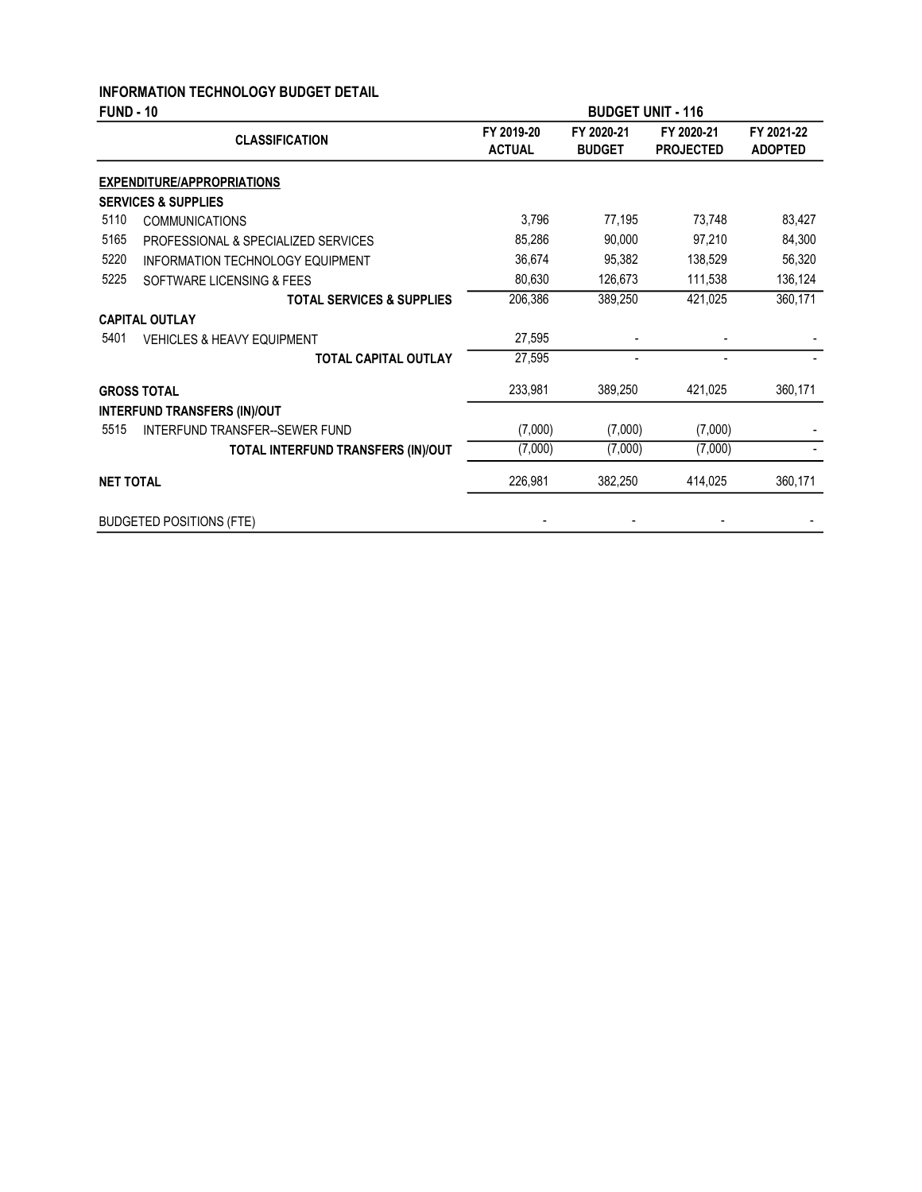## INFORMATION TECHNOLOGY BUDGET DETAIL

**FUND - 10** **BUDGET UNIT - 116**

| | CLASSIFICATION | FY 2019-20 ACTUAL | FY 2020-21 BUDGET | FY 2020-21 PROJECTED | FY 2021-22 ADOPTED |
|---|---|---|---|---|---|
| | **EXPENDITURE/APPROPRIATIONS** | | | | |
| | **SERVICES & SUPPLIES** | | | | |
| 5110 | COMMUNICATIONS | 3,796 | 77,195 | 73,748 | 83,427 |
| 5165 | PROFESSIONAL & SPECIALIZED SERVICES | 85,286 | 90,000 | 97,210 | 84,300 |
| 5220 | INFORMATION TECHNOLOGY EQUIPMENT | 36,674 | 95,382 | 138,529 | 56,320 |
| 5225 | SOFTWARE LICENSING & FEES | 80,630 | 126,673 | 111,538 | 136,124 |
| | **TOTAL SERVICES & SUPPLIES** | 206,386 | 389,250 | 421,025 | 360,171 |
| | **CAPITAL OUTLAY** | | | | |
| 5401 | VEHICLES & HEAVY EQUIPMENT | 27,595 | - | - | - |
| | **TOTAL CAPITAL OUTLAY** | 27,595 | - | - | - |
| | **GROSS TOTAL** | 233,981 | 389,250 | 421,025 | 360,171 |
| | **INTERFUND TRANSFERS (IN)/OUT** | | | | |
| 5515 | INTERFUND TRANSFER--SEWER FUND | (7,000) | (7,000) | (7,000) | - |
| | **TOTAL INTERFUND TRANSFERS (IN)/OUT** | (7,000) | (7,000) | (7,000) | - |
| | **NET TOTAL** | 226,981 | 382,250 | 414,025 | 360,171 |
| | BUDGETED POSITIONS (FTE) | - | - | - | - |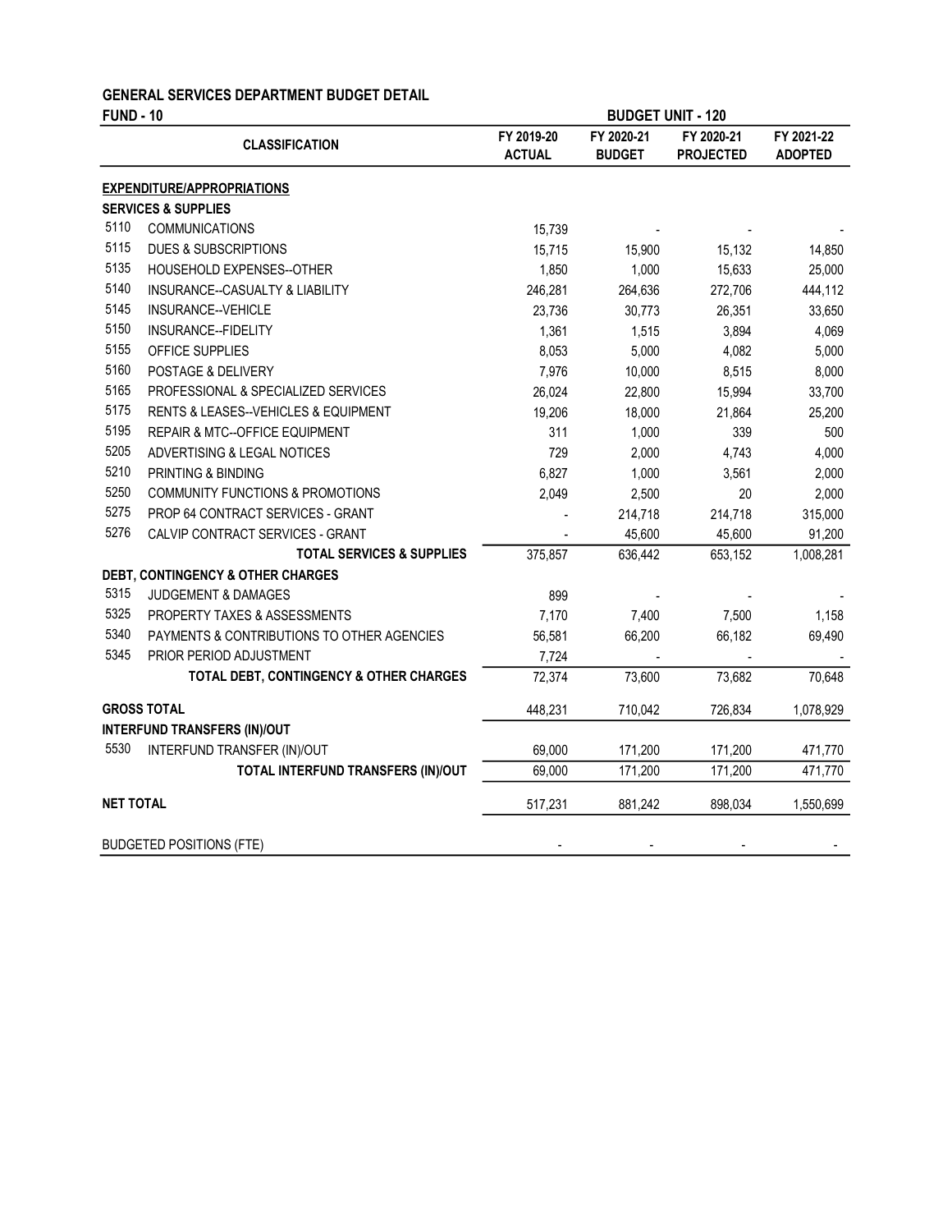**GENERAL SERVICES DEPARTMENT BUDGET DETAIL**

**FUND - 10** | **BUDGET UNIT - 120**

| | CLASSIFICATION | FY 2019-20 ACTUAL | FY 2020-21 BUDGET | FY 2020-21 PROJECTED | FY 2021-22 ADOPTED |
|---|---|---|---|---|---|
| | **EXPENDITURE/APPROPRIATIONS** | | | | |
| | **SERVICES & SUPPLIES** | | | | |
| 5110 | COMMUNICATIONS | 15,739 | - | - | - |
| 5115 | DUES & SUBSCRIPTIONS | 15,715 | 15,900 | 15,132 | 14,850 |
| 5135 | HOUSEHOLD EXPENSES--OTHER | 1,850 | 1,000 | 15,633 | 25,000 |
| 5140 | INSURANCE--CASUALTY & LIABILITY | 246,281 | 264,636 | 272,706 | 444,112 |
| 5145 | INSURANCE--VEHICLE | 23,736 | 30,773 | 26,351 | 33,650 |
| 5150 | INSURANCE--FIDELITY | 1,361 | 1,515 | 3,894 | 4,069 |
| 5155 | OFFICE SUPPLIES | 8,053 | 5,000 | 4,082 | 5,000 |
| 5160 | POSTAGE & DELIVERY | 7,976 | 10,000 | 8,515 | 8,000 |
| 5165 | PROFESSIONAL & SPECIALIZED SERVICES | 26,024 | 22,800 | 15,994 | 33,700 |
| 5175 | RENTS & LEASES--VEHICLES & EQUIPMENT | 19,206 | 18,000 | 21,864 | 25,200 |
| 5195 | REPAIR & MTC--OFFICE EQUIPMENT | 311 | 1,000 | 339 | 500 |
| 5205 | ADVERTISING & LEGAL NOTICES | 729 | 2,000 | 4,743 | 4,000 |
| 5210 | PRINTING & BINDING | 6,827 | 1,000 | 3,561 | 2,000 |
| 5250 | COMMUNITY FUNCTIONS & PROMOTIONS | 2,049 | 2,500 | 20 | 2,000 |
| 5275 | PROP 64 CONTRACT SERVICES - GRANT | - | 214,718 | 214,718 | 315,000 |
| 5276 | CALVIP CONTRACT SERVICES - GRANT | - | 45,600 | 45,600 | 91,200 |
| | **TOTAL SERVICES & SUPPLIES** | 375,857 | 636,442 | 653,152 | 1,008,281 |
| | **DEBT, CONTINGENCY & OTHER CHARGES** | | | | |
| 5315 | JUDGEMENT & DAMAGES | 899 | - | - | - |
| 5325 | PROPERTY TAXES & ASSESSMENTS | 7,170 | 7,400 | 7,500 | 1,158 |
| 5340 | PAYMENTS & CONTRIBUTIONS TO OTHER AGENCIES | 56,581 | 66,200 | 66,182 | 69,490 |
| 5345 | PRIOR PERIOD ADJUSTMENT | 7,724 | - | - | - |
| | **TOTAL DEBT, CONTINGENCY & OTHER CHARGES** | 72,374 | 73,600 | 73,682 | 70,648 |
| | **GROSS TOTAL** | 448,231 | 710,042 | 726,834 | 1,078,929 |
| | **INTERFUND TRANSFERS (IN)/OUT** | | | | |
| 5530 | INTERFUND TRANSFER (IN)/OUT | 69,000 | 171,200 | 171,200 | 471,770 |
| | **TOTAL INTERFUND TRANSFERS (IN)/OUT** | 69,000 | 171,200 | 171,200 | 471,770 |
| | **NET TOTAL** | 517,231 | 881,242 | 898,034 | 1,550,699 |
| | BUDGETED POSITIONS (FTE) | - | - | - | - |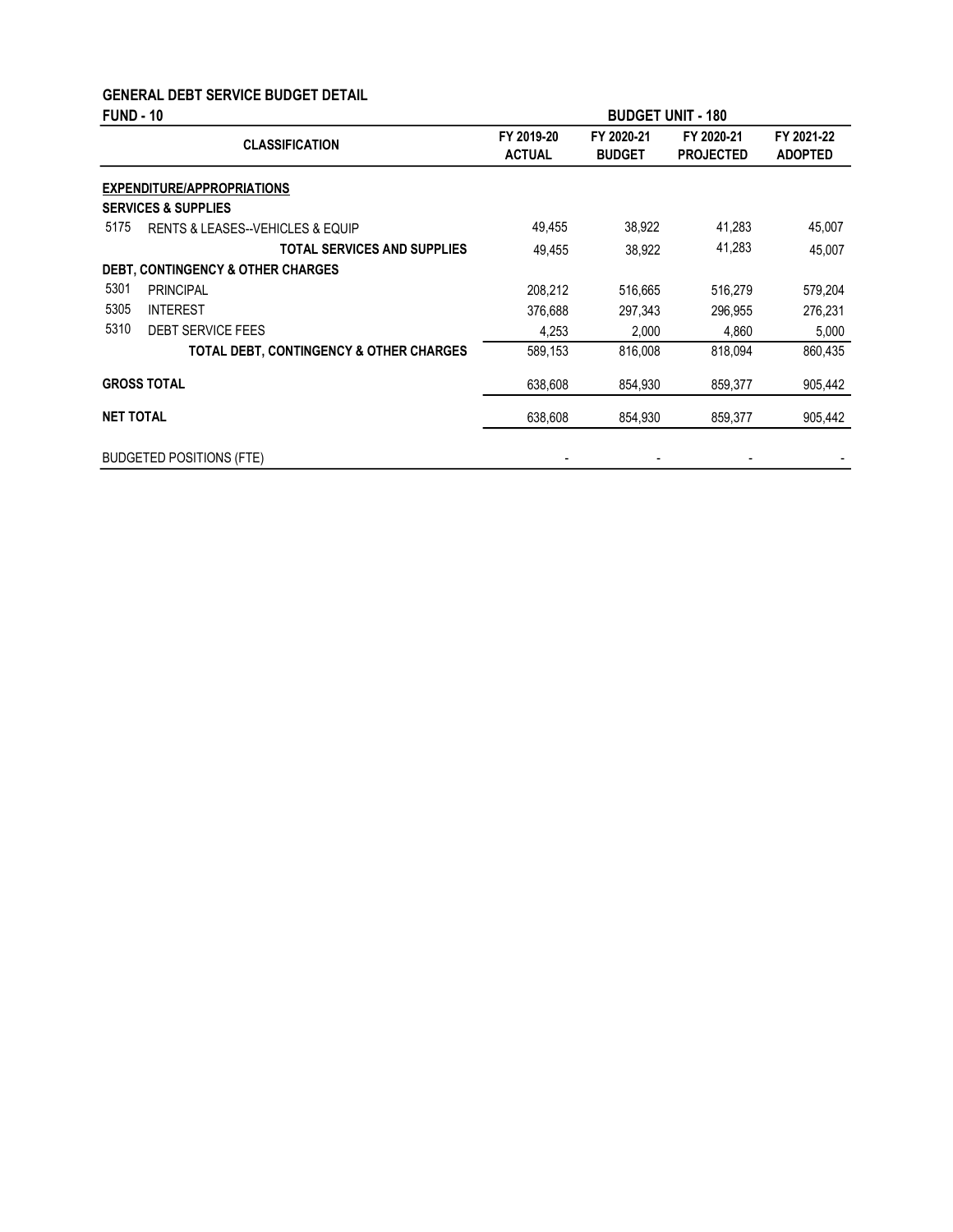# GENERAL DEBT SERVICE BUDGET DETAIL

**FUND - 10** | **BUDGET UNIT - 180**

| CLASSIFICATION | FY 2019-20 ACTUAL | FY 2020-21 BUDGET | FY 2020-21 PROJECTED | FY 2021-22 ADOPTED |
|---|---|---|---|---|
| **EXPENDITURE/APPROPRIATIONS** | | | | |
| **SERVICES & SUPPLIES** | | | | |
| 5175 RENTS & LEASES--VEHICLES & EQUIP | 49,455 | 38,922 | 41,283 | 45,007 |
| **TOTAL SERVICES AND SUPPLIES** | 49,455 | 38,922 | 41,283 | 45,007 |
| **DEBT, CONTINGENCY & OTHER CHARGES** | | | | |
| 5301 PRINCIPAL | 208,212 | 516,665 | 516,279 | 579,204 |
| 5305 INTEREST | 376,688 | 297,343 | 296,955 | 276,231 |
| 5310 DEBT SERVICE FEES | 4,253 | 2,000 | 4,860 | 5,000 |
| **TOTAL DEBT, CONTINGENCY & OTHER CHARGES** | 589,153 | 816,008 | 818,094 | 860,435 |
| **GROSS TOTAL** | 638,608 | 854,930 | 859,377 | 905,442 |
| **NET TOTAL** | 638,608 | 854,930 | 859,377 | 905,442 |
| BUDGETED POSITIONS (FTE) | - | - | - | - |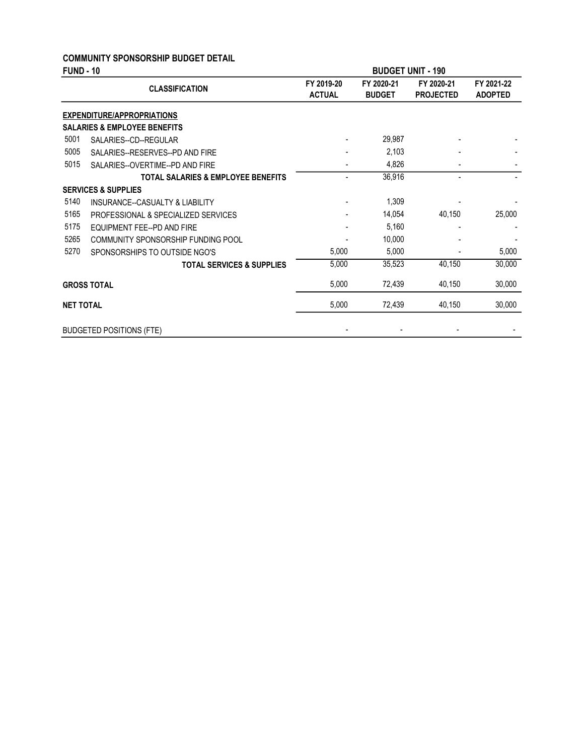**COMMUNITY SPONSORSHIP BUDGET DETAIL**

**FUND - 10** | **BUDGET UNIT - 190**

| | CLASSIFICATION | FY 2019-20 ACTUAL | FY 2020-21 BUDGET | FY 2020-21 PROJECTED | FY 2021-22 ADOPTED |
|---|---|---|---|---|---|
| | **EXPENDITURE/APPROPRIATIONS** | | | | |
| | **SALARIES & EMPLOYEE BENEFITS** | | | | |
| 5001 | SALARIES--CD--REGULAR | - | 29,987 | - | - |
| 5005 | SALARIES--RESERVES--PD AND FIRE | - | 2,103 | - | - |
| 5015 | SALARIES--OVERTIME--PD AND FIRE | - | 4,826 | - | - |
| | **TOTAL SALARIES & EMPLOYEE BENEFITS** | - | 36,916 | - | - |
| | **SERVICES & SUPPLIES** | | | | |
| 5140 | INSURANCE--CASUALTY & LIABILITY | - | 1,309 | - | - |
| 5165 | PROFESSIONAL & SPECIALIZED SERVICES | - | 14,054 | 40,150 | 25,000 |
| 5175 | EQUIPMENT FEE--PD AND FIRE | - | 5,160 | - | - |
| 5265 | COMMUNITY SPONSORSHIP FUNDING POOL | - | 10,000 | - | - |
| 5270 | SPONSORSHIPS TO OUTSIDE NGO'S | 5,000 | 5,000 | - | 5,000 |
| | **TOTAL SERVICES & SUPPLIES** | 5,000 | 35,523 | 40,150 | 30,000 |
| | **GROSS TOTAL** | 5,000 | 72,439 | 40,150 | 30,000 |
| | **NET TOTAL** | 5,000 | 72,439 | 40,150 | 30,000 |
| | BUDGETED POSITIONS (FTE) | - | - | - | - |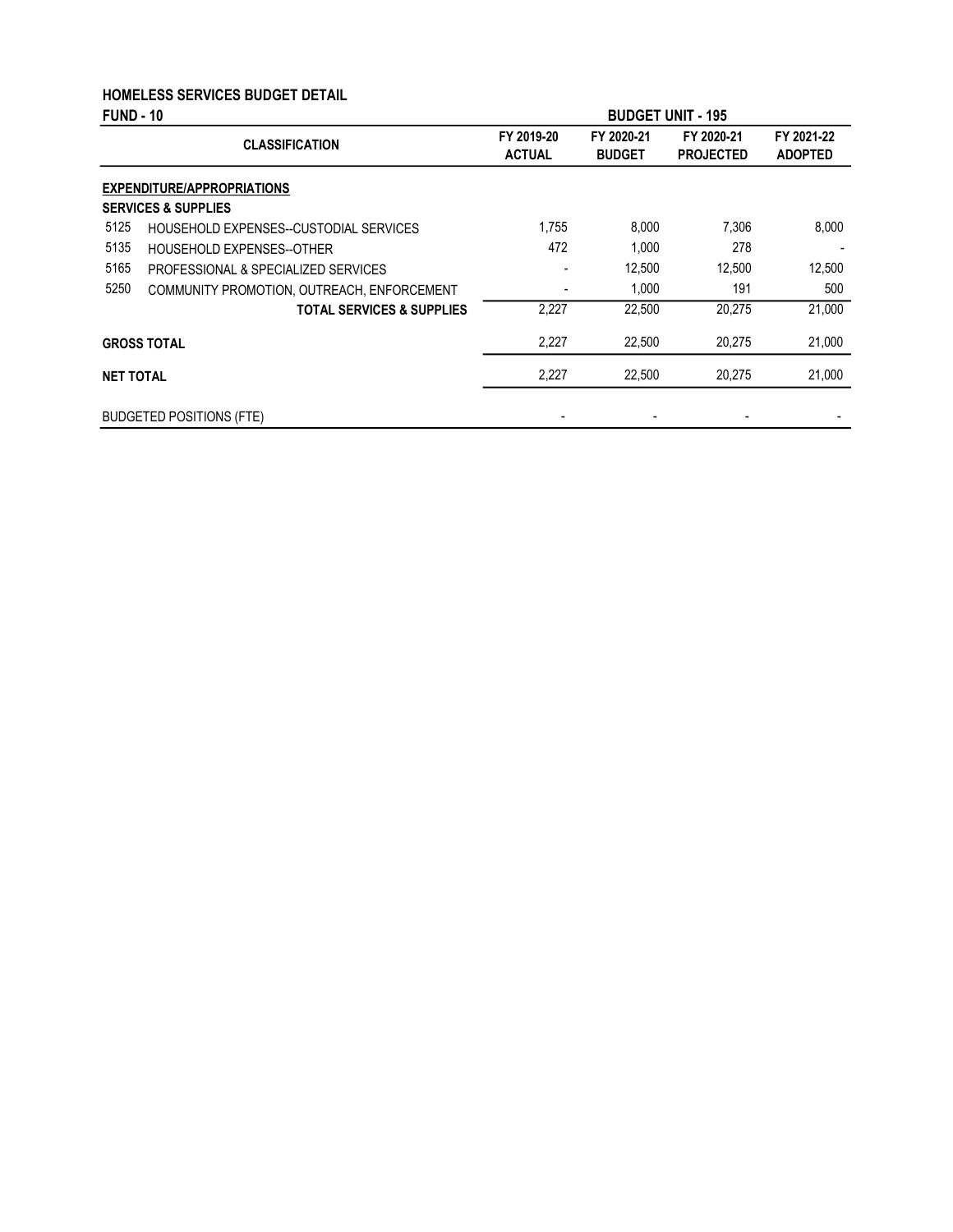# HOMELESS SERVICES BUDGET DETAIL

**FUND - 10** — **BUDGET UNIT - 195**

| | CLASSIFICATION | FY 2019-20 ACTUAL | FY 2020-21 BUDGET | FY 2020-21 PROJECTED | FY 2021-22 ADOPTED |
|---|---|---|---|---|---|
| **EXPENDITURE/APPROPRIATIONS** | | | | | |
| **SERVICES & SUPPLIES** | | | | | |
| 5125 | HOUSEHOLD EXPENSES--CUSTODIAL SERVICES | 1,755 | 8,000 | 7,306 | 8,000 |
| 5135 | HOUSEHOLD EXPENSES--OTHER | 472 | 1,000 | 278 | - |
| 5165 | PROFESSIONAL & SPECIALIZED SERVICES | - | 12,500 | 12,500 | 12,500 |
| 5250 | COMMUNITY PROMOTION, OUTREACH, ENFORCEMENT | - | 1,000 | 191 | 500 |
| | **TOTAL SERVICES & SUPPLIES** | 2,227 | 22,500 | 20,275 | 21,000 |
| **GROSS TOTAL** | | 2,227 | 22,500 | 20,275 | 21,000 |
| **NET TOTAL** | | 2,227 | 22,500 | 20,275 | 21,000 |
| BUDGETED POSITIONS (FTE) | | - | - | - | - |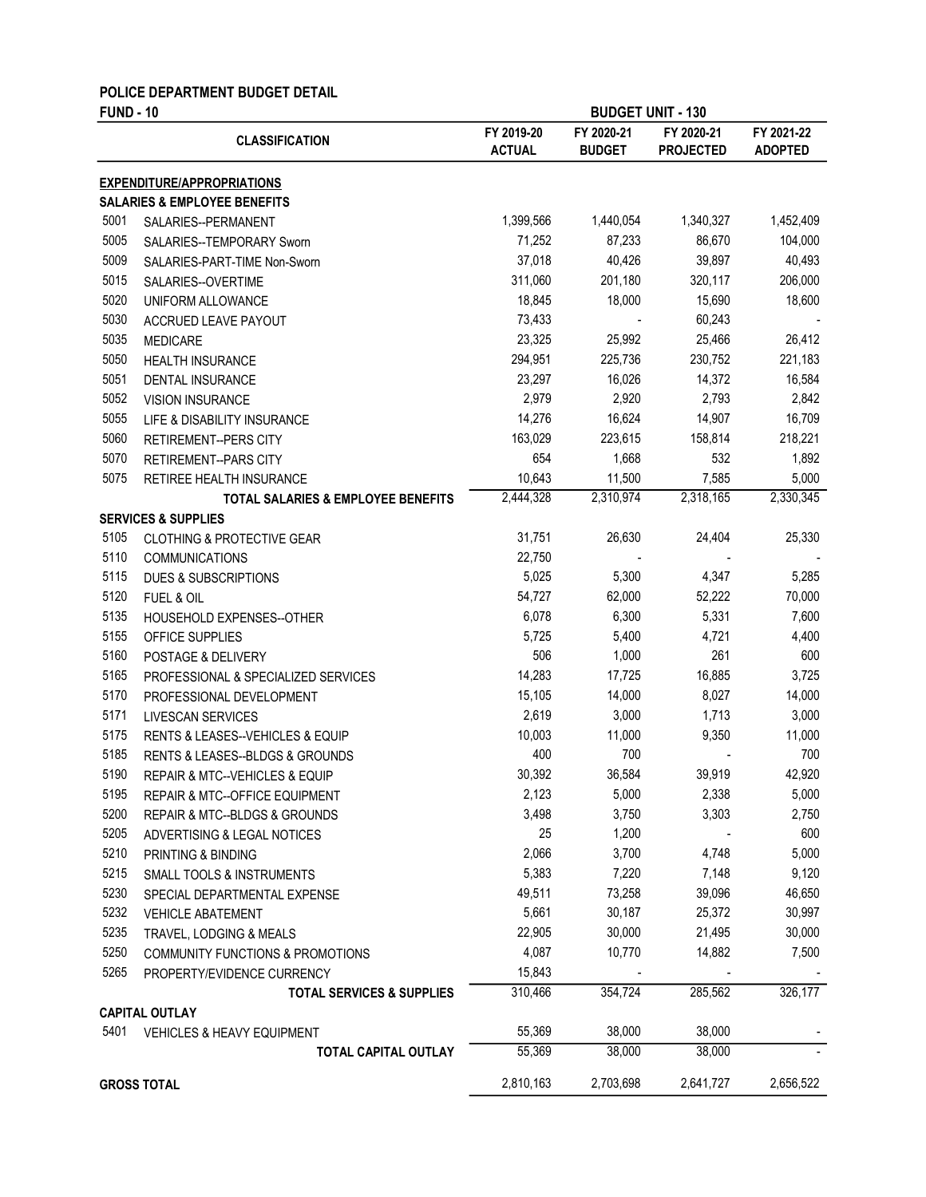# POLICE DEPARTMENT BUDGET DETAIL

**FUND - 10** | **BUDGET UNIT - 130**

| | CLASSIFICATION | FY 2019-20 ACTUAL | FY 2020-21 BUDGET | FY 2020-21 PROJECTED | FY 2021-22 ADOPTED |
|---|---|---|---|---|---|
| | **EXPENDITURE/APPROPRIATIONS** | | | | |
| | **SALARIES & EMPLOYEE BENEFITS** | | | | |
| 5001 | SALARIES--PERMANENT | 1,399,566 | 1,440,054 | 1,340,327 | 1,452,409 |
| 5005 | SALARIES--TEMPORARY Sworn | 71,252 | 87,233 | 86,670 | 104,000 |
| 5009 | SALARIES-PART-TIME Non-Sworn | 37,018 | 40,426 | 39,897 | 40,493 |
| 5015 | SALARIES--OVERTIME | 311,060 | 201,180 | 320,117 | 206,000 |
| 5020 | UNIFORM ALLOWANCE | 18,845 | 18,000 | 15,690 | 18,600 |
| 5030 | ACCRUED LEAVE PAYOUT | 73,433 | - | 60,243 | - |
| 5035 | MEDICARE | 23,325 | 25,992 | 25,466 | 26,412 |
| 5050 | HEALTH INSURANCE | 294,951 | 225,736 | 230,752 | 221,183 |
| 5051 | DENTAL INSURANCE | 23,297 | 16,026 | 14,372 | 16,584 |
| 5052 | VISION INSURANCE | 2,979 | 2,920 | 2,793 | 2,842 |
| 5055 | LIFE & DISABILITY INSURANCE | 14,276 | 16,624 | 14,907 | 16,709 |
| 5060 | RETIREMENT--PERS CITY | 163,029 | 223,615 | 158,814 | 218,221 |
| 5070 | RETIREMENT--PARS CITY | 654 | 1,668 | 532 | 1,892 |
| 5075 | RETIREE HEALTH INSURANCE | 10,643 | 11,500 | 7,585 | 5,000 |
| | **TOTAL SALARIES & EMPLOYEE BENEFITS** | 2,444,328 | 2,310,974 | 2,318,165 | 2,330,345 |
| | **SERVICES & SUPPLIES** | | | | |
| 5105 | CLOTHING & PROTECTIVE GEAR | 31,751 | 26,630 | 24,404 | 25,330 |
| 5110 | COMMUNICATIONS | 22,750 | - | - | - |
| 5115 | DUES & SUBSCRIPTIONS | 5,025 | 5,300 | 4,347 | 5,285 |
| 5120 | FUEL & OIL | 54,727 | 62,000 | 52,222 | 70,000 |
| 5135 | HOUSEHOLD EXPENSES--OTHER | 6,078 | 6,300 | 5,331 | 7,600 |
| 5155 | OFFICE SUPPLIES | 5,725 | 5,400 | 4,721 | 4,400 |
| 5160 | POSTAGE & DELIVERY | 506 | 1,000 | 261 | 600 |
| 5165 | PROFESSIONAL & SPECIALIZED SERVICES | 14,283 | 17,725 | 16,885 | 3,725 |
| 5170 | PROFESSIONAL DEVELOPMENT | 15,105 | 14,000 | 8,027 | 14,000 |
| 5171 | LIVESCAN SERVICES | 2,619 | 3,000 | 1,713 | 3,000 |
| 5175 | RENTS & LEASES--VEHICLES & EQUIP | 10,003 | 11,000 | 9,350 | 11,000 |
| 5185 | RENTS & LEASES--BLDGS & GROUNDS | 400 | 700 | - | 700 |
| 5190 | REPAIR & MTC--VEHICLES & EQUIP | 30,392 | 36,584 | 39,919 | 42,920 |
| 5195 | REPAIR & MTC--OFFICE EQUIPMENT | 2,123 | 5,000 | 2,338 | 5,000 |
| 5200 | REPAIR & MTC--BLDGS & GROUNDS | 3,498 | 3,750 | 3,303 | 2,750 |
| 5205 | ADVERTISING & LEGAL NOTICES | 25 | 1,200 | - | 600 |
| 5210 | PRINTING & BINDING | 2,066 | 3,700 | 4,748 | 5,000 |
| 5215 | SMALL TOOLS & INSTRUMENTS | 5,383 | 7,220 | 7,148 | 9,120 |
| 5230 | SPECIAL DEPARTMENTAL EXPENSE | 49,511 | 73,258 | 39,096 | 46,650 |
| 5232 | VEHICLE ABATEMENT | 5,661 | 30,187 | 25,372 | 30,997 |
| 5235 | TRAVEL, LODGING & MEALS | 22,905 | 30,000 | 21,495 | 30,000 |
| 5250 | COMMUNITY FUNCTIONS & PROMOTIONS | 4,087 | 10,770 | 14,882 | 7,500 |
| 5265 | PROPERTY/EVIDENCE CURRENCY | 15,843 | - | - | - |
| | **TOTAL SERVICES & SUPPLIES** | 310,466 | 354,724 | 285,562 | 326,177 |
| | **CAPITAL OUTLAY** | | | | |
| 5401 | VEHICLES & HEAVY EQUIPMENT | 55,369 | 38,000 | 38,000 | - |
| | **TOTAL CAPITAL OUTLAY** | 55,369 | 38,000 | 38,000 | - |
| | **GROSS TOTAL** | 2,810,163 | 2,703,698 | 2,641,727 | 2,656,522 |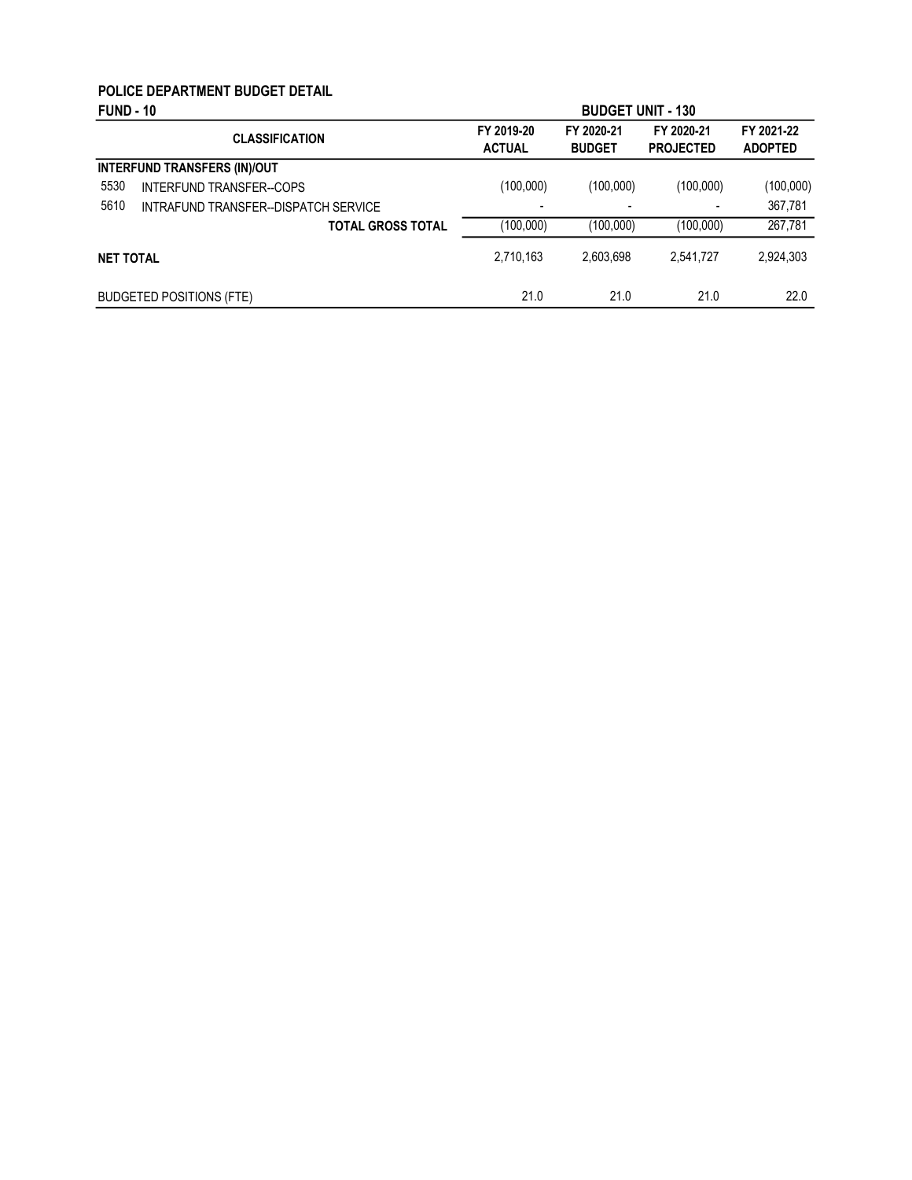# POLICE DEPARTMENT BUDGET DETAIL

**FUND - 10** **BUDGET UNIT - 130**

| | CLASSIFICATION | FY 2019-20 ACTUAL | FY 2020-21 BUDGET | FY 2020-21 PROJECTED | FY 2021-22 ADOPTED |
|---|---|---|---|---|---|
| **INTERFUND TRANSFERS (IN)/OUT** | | | | | |
| 5530 | INTERFUND TRANSFER--COPS | (100,000) | (100,000) | (100,000) | (100,000) |
| 5610 | INTRAFUND TRANSFER--DISPATCH SERVICE | - | - | - | 367,781 |
| | **TOTAL GROSS TOTAL** | (100,000) | (100,000) | (100,000) | 267,781 |
| **NET TOTAL** | | 2,710,163 | 2,603,698 | 2,541,727 | 2,924,303 |
| BUDGETED POSITIONS (FTE) | | 21.0 | 21.0 | 21.0 | 22.0 |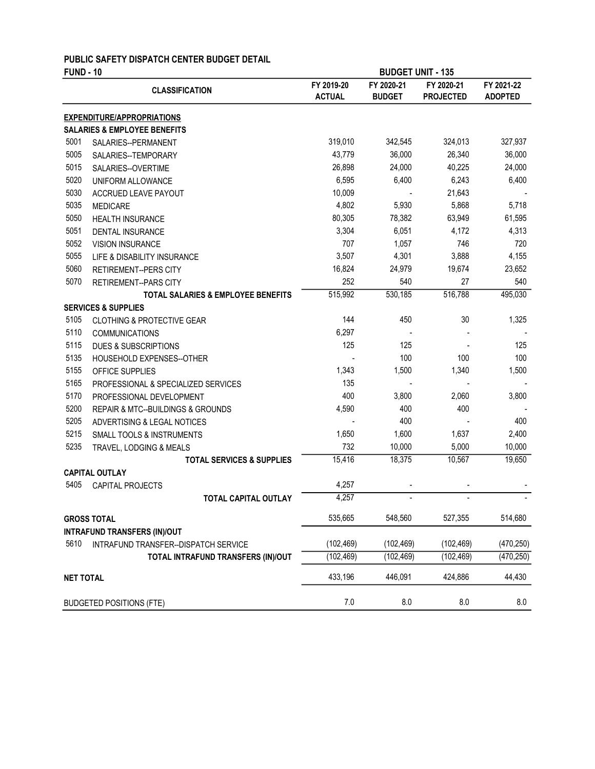# PUBLIC SAFETY DISPATCH CENTER BUDGET DETAIL

**FUND - 10** **BUDGET UNIT - 135**

| | CLASSIFICATION | FY 2019-20 ACTUAL | FY 2020-21 BUDGET | FY 2020-21 PROJECTED | FY 2021-22 ADOPTED |
|---|---|---|---|---|---|
| | **EXPENDITURE/APPROPRIATIONS** | | | | |
| | **SALARIES & EMPLOYEE BENEFITS** | | | | |
| 5001 | SALARIES--PERMANENT | 319,010 | 342,545 | 324,013 | 327,937 |
| 5005 | SALARIES--TEMPORARY | 43,779 | 36,000 | 26,340 | 36,000 |
| 5015 | SALARIES--OVERTIME | 26,898 | 24,000 | 40,225 | 24,000 |
| 5020 | UNIFORM ALLOWANCE | 6,595 | 6,400 | 6,243 | 6,400 |
| 5030 | ACCRUED LEAVE PAYOUT | 10,009 | - | 21,643 | - |
| 5035 | MEDICARE | 4,802 | 5,930 | 5,868 | 5,718 |
| 5050 | HEALTH INSURANCE | 80,305 | 78,382 | 63,949 | 61,595 |
| 5051 | DENTAL INSURANCE | 3,304 | 6,051 | 4,172 | 4,313 |
| 5052 | VISION INSURANCE | 707 | 1,057 | 746 | 720 |
| 5055 | LIFE & DISABILITY INSURANCE | 3,507 | 4,301 | 3,888 | 4,155 |
| 5060 | RETIREMENT--PERS CITY | 16,824 | 24,979 | 19,674 | 23,652 |
| 5070 | RETIREMENT--PARS CITY | 252 | 540 | 27 | 540 |
| | **TOTAL SALARIES & EMPLOYEE BENEFITS** | 515,992 | 530,185 | 516,788 | 495,030 |
| | **SERVICES & SUPPLIES** | | | | |
| 5105 | CLOTHING & PROTECTIVE GEAR | 144 | 450 | 30 | 1,325 |
| 5110 | COMMUNICATIONS | 6,297 | - | - | - |
| 5115 | DUES & SUBSCRIPTIONS | 125 | 125 | - | 125 |
| 5135 | HOUSEHOLD EXPENSES--OTHER | - | 100 | 100 | 100 |
| 5155 | OFFICE SUPPLIES | 1,343 | 1,500 | 1,340 | 1,500 |
| 5165 | PROFESSIONAL & SPECIALIZED SERVICES | 135 | - | - | - |
| 5170 | PROFESSIONAL DEVELOPMENT | 400 | 3,800 | 2,060 | 3,800 |
| 5200 | REPAIR & MTC--BUILDINGS & GROUNDS | 4,590 | 400 | 400 | - |
| 5205 | ADVERTISING & LEGAL NOTICES | - | 400 | - | 400 |
| 5215 | SMALL TOOLS & INSTRUMENTS | 1,650 | 1,600 | 1,637 | 2,400 |
| 5235 | TRAVEL, LODGING & MEALS | 732 | 10,000 | 5,000 | 10,000 |
| | **TOTAL SERVICES & SUPPLIES** | 15,416 | 18,375 | 10,567 | 19,650 |
| | **CAPITAL OUTLAY** | | | | |
| 5405 | CAPITAL PROJECTS | 4,257 | - | - | - |
| | **TOTAL CAPITAL OUTLAY** | 4,257 | - | - | - |
| | **GROSS TOTAL** | 535,665 | 548,560 | 527,355 | 514,680 |
| | **INTRAFUND TRANSFERS (IN)/OUT** | | | | |
| 5610 | INTRAFUND TRANSFER--DISPATCH SERVICE | (102,469) | (102,469) | (102,469) | (470,250) |
| | **TOTAL INTRAFUND TRANSFERS (IN)/OUT** | (102,469) | (102,469) | (102,469) | (470,250) |
| | **NET TOTAL** | 433,196 | 446,091 | 424,886 | 44,430 |
| | BUDGETED POSITIONS (FTE) | 7.0 | 8.0 | 8.0 | 8.0 |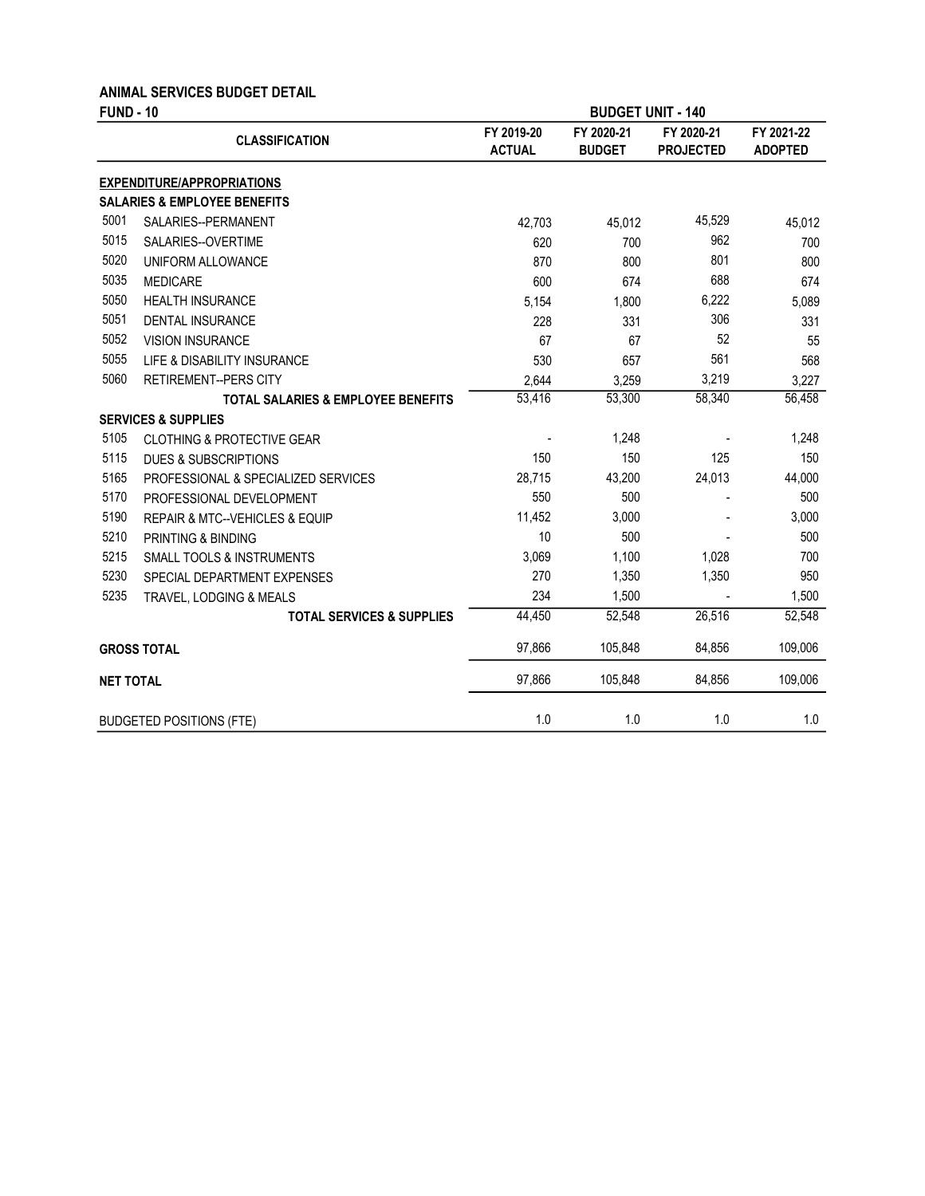## ANIMAL SERVICES BUDGET DETAIL

**FUND - 10** | **BUDGET UNIT - 140**

| | CLASSIFICATION | FY 2019-20 ACTUAL | FY 2020-21 BUDGET | FY 2020-21 PROJECTED | FY 2021-22 ADOPTED |
|---|---|---|---|---|---|
| | **EXPENDITURE/APPROPRIATIONS** | | | | |
| | **SALARIES & EMPLOYEE BENEFITS** | | | | |
| 5001 | SALARIES--PERMANENT | 42,703 | 45,012 | 45,529 | 45,012 |
| 5015 | SALARIES--OVERTIME | 620 | 700 | 962 | 700 |
| 5020 | UNIFORM ALLOWANCE | 870 | 800 | 801 | 800 |
| 5035 | MEDICARE | 600 | 674 | 688 | 674 |
| 5050 | HEALTH INSURANCE | 5,154 | 1,800 | 6,222 | 5,089 |
| 5051 | DENTAL INSURANCE | 228 | 331 | 306 | 331 |
| 5052 | VISION INSURANCE | 67 | 67 | 52 | 55 |
| 5055 | LIFE & DISABILITY INSURANCE | 530 | 657 | 561 | 568 |
| 5060 | RETIREMENT--PERS CITY | 2,644 | 3,259 | 3,219 | 3,227 |
| | **TOTAL SALARIES & EMPLOYEE BENEFITS** | 53,416 | 53,300 | 58,340 | 56,458 |
| | **SERVICES & SUPPLIES** | | | | |
| 5105 | CLOTHING & PROTECTIVE GEAR | - | 1,248 | - | 1,248 |
| 5115 | DUES & SUBSCRIPTIONS | 150 | 150 | 125 | 150 |
| 5165 | PROFESSIONAL & SPECIALIZED SERVICES | 28,715 | 43,200 | 24,013 | 44,000 |
| 5170 | PROFESSIONAL DEVELOPMENT | 550 | 500 | - | 500 |
| 5190 | REPAIR & MTC--VEHICLES & EQUIP | 11,452 | 3,000 | - | 3,000 |
| 5210 | PRINTING & BINDING | 10 | 500 | - | 500 |
| 5215 | SMALL TOOLS & INSTRUMENTS | 3,069 | 1,100 | 1,028 | 700 |
| 5230 | SPECIAL DEPARTMENT EXPENSES | 270 | 1,350 | 1,350 | 950 |
| 5235 | TRAVEL, LODGING & MEALS | 234 | 1,500 | - | 1,500 |
| | **TOTAL SERVICES & SUPPLIES** | 44,450 | 52,548 | 26,516 | 52,548 |
| | **GROSS TOTAL** | 97,866 | 105,848 | 84,856 | 109,006 |
| | **NET TOTAL** | 97,866 | 105,848 | 84,856 | 109,006 |
| | BUDGETED POSITIONS (FTE) | 1.0 | 1.0 | 1.0 | 1.0 |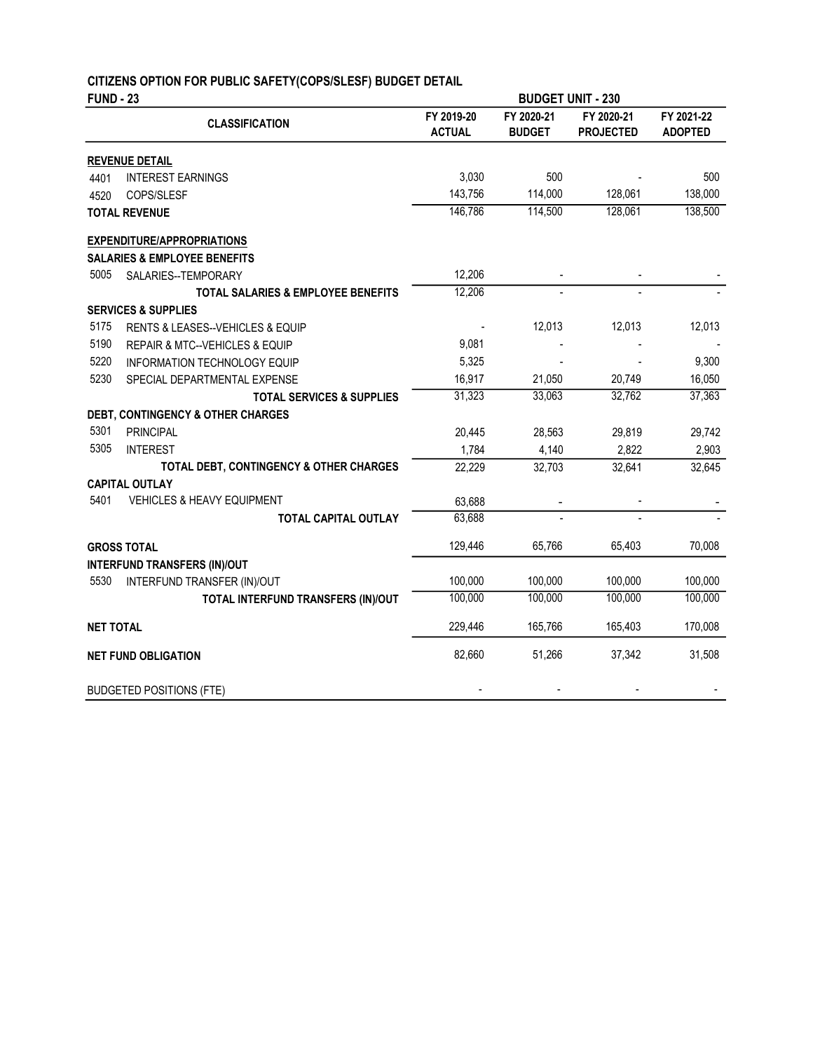# CITIZENS OPTION FOR PUBLIC SAFETY(COPS/SLESF) BUDGET DETAIL

**FUND - 23** | **BUDGET UNIT - 230**

| CLASSIFICATION | | FY 2019-20 ACTUAL | FY 2020-21 BUDGET | FY 2020-21 PROJECTED | FY 2021-22 ADOPTED |
|---|---|---|---|---|---|
| **REVENUE DETAIL** | | | | | |
| 4401 | INTEREST EARNINGS | 3,030 | 500 | - | 500 |
| 4520 | COPS/SLESF | 143,756 | 114,000 | 128,061 | 138,000 |
| **TOTAL REVENUE** | | 146,786 | 114,500 | 128,061 | 138,500 |
| **EXPENDITURE/APPROPRIATIONS** | | | | | |
| **SALARIES & EMPLOYEE BENEFITS** | | | | | |
| 5005 | SALARIES--TEMPORARY | 12,206 | - | - | - |
| | **TOTAL SALARIES & EMPLOYEE BENEFITS** | 12,206 | - | - | - |
| **SERVICES & SUPPLIES** | | | | | |
| 5175 | RENTS & LEASES--VEHICLES & EQUIP | - | 12,013 | 12,013 | 12,013 |
| 5190 | REPAIR & MTC--VEHICLES & EQUIP | 9,081 | - | - | - |
| 5220 | INFORMATION TECHNOLOGY EQUIP | 5,325 | - | - | 9,300 |
| 5230 | SPECIAL DEPARTMENTAL EXPENSE | 16,917 | 21,050 | 20,749 | 16,050 |
| | **TOTAL SERVICES & SUPPLIES** | 31,323 | 33,063 | 32,762 | 37,363 |
| **DEBT, CONTINGENCY & OTHER CHARGES** | | | | | |
| 5301 | PRINCIPAL | 20,445 | 28,563 | 29,819 | 29,742 |
| 5305 | INTEREST | 1,784 | 4,140 | 2,822 | 2,903 |
| | **TOTAL DEBT, CONTINGENCY & OTHER CHARGES** | 22,229 | 32,703 | 32,641 | 32,645 |
| **CAPITAL OUTLAY** | | | | | |
| 5401 | VEHICLES & HEAVY EQUIPMENT | 63,688 | - | - | - |
| | **TOTAL CAPITAL OUTLAY** | 63,688 | - | - | - |
| **GROSS TOTAL** | | 129,446 | 65,766 | 65,403 | 70,008 |
| **INTERFUND TRANSFERS (IN)/OUT** | | | | | |
| 5530 | INTERFUND TRANSFER (IN)/OUT | 100,000 | 100,000 | 100,000 | 100,000 |
| | **TOTAL INTERFUND TRANSFERS (IN)/OUT** | 100,000 | 100,000 | 100,000 | 100,000 |
| **NET TOTAL** | | 229,446 | 165,766 | 165,403 | 170,008 |
| **NET FUND OBLIGATION** | | 82,660 | 51,266 | 37,342 | 31,508 |
| BUDGETED POSITIONS (FTE) | | - | - | - | - |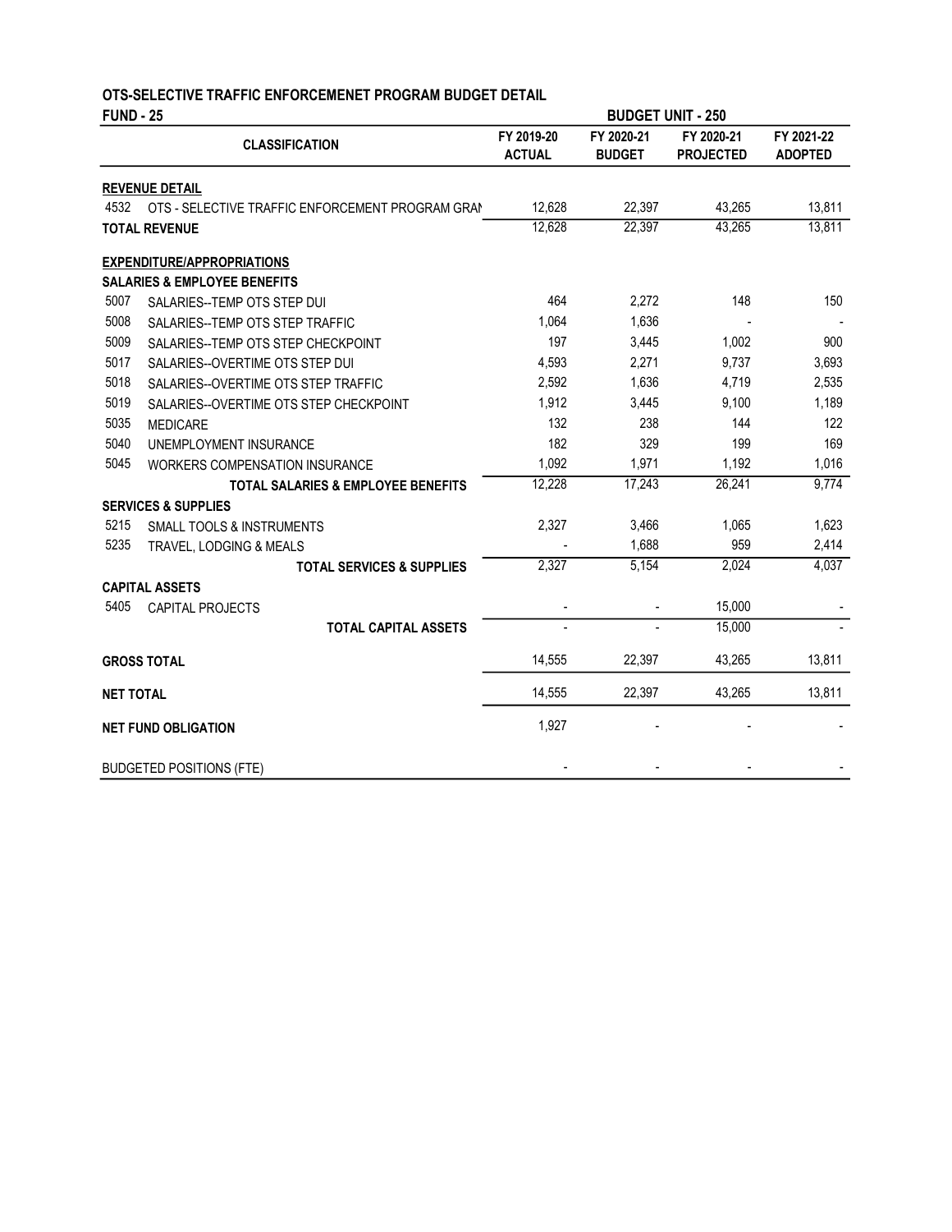**OTS-SELECTIVE TRAFFIC ENFORCEMENET PROGRAM BUDGET DETAIL**

**FUND - 25** | **BUDGET UNIT - 250**

| | CLASSIFICATION | FY 2019-20 ACTUAL | FY 2020-21 BUDGET | FY 2020-21 PROJECTED | FY 2021-22 ADOPTED |
|---|---|---|---|---|---|
| **REVENUE DETAIL** | | | | | |
| 4532 | OTS - SELECTIVE TRAFFIC ENFORCEMENT PROGRAM GRAN | 12,628 | 22,397 | 43,265 | 13,811 |
| **TOTAL REVENUE** | | 12,628 | 22,397 | 43,265 | 13,811 |
| **EXPENDITURE/APPROPRIATIONS** | | | | | |
| **SALARIES & EMPLOYEE BENEFITS** | | | | | |
| 5007 | SALARIES--TEMP OTS STEP DUI | 464 | 2,272 | 148 | 150 |
| 5008 | SALARIES--TEMP OTS STEP TRAFFIC | 1,064 | 1,636 | - | - |
| 5009 | SALARIES--TEMP OTS STEP CHECKPOINT | 197 | 3,445 | 1,002 | 900 |
| 5017 | SALARIES--OVERTIME OTS STEP DUI | 4,593 | 2,271 | 9,737 | 3,693 |
| 5018 | SALARIES--OVERTIME OTS STEP TRAFFIC | 2,592 | 1,636 | 4,719 | 2,535 |
| 5019 | SALARIES--OVERTIME OTS STEP CHECKPOINT | 1,912 | 3,445 | 9,100 | 1,189 |
| 5035 | MEDICARE | 132 | 238 | 144 | 122 |
| 5040 | UNEMPLOYMENT INSURANCE | 182 | 329 | 199 | 169 |
| 5045 | WORKERS COMPENSATION INSURANCE | 1,092 | 1,971 | 1,192 | 1,016 |
| | **TOTAL SALARIES & EMPLOYEE BENEFITS** | 12,228 | 17,243 | 26,241 | 9,774 |
| **SERVICES & SUPPLIES** | | | | | |
| 5215 | SMALL TOOLS & INSTRUMENTS | 2,327 | 3,466 | 1,065 | 1,623 |
| 5235 | TRAVEL, LODGING & MEALS | - | 1,688 | 959 | 2,414 |
| | **TOTAL SERVICES & SUPPLIES** | 2,327 | 5,154 | 2,024 | 4,037 |
| **CAPITAL ASSETS** | | | | | |
| 5405 | CAPITAL PROJECTS | - | - | 15,000 | - |
| | **TOTAL CAPITAL ASSETS** | - | - | 15,000 | - |
| **GROSS TOTAL** | | 14,555 | 22,397 | 43,265 | 13,811 |
| **NET TOTAL** | | 14,555 | 22,397 | 43,265 | 13,811 |
| **NET FUND OBLIGATION** | | 1,927 | - | - | - |
| BUDGETED POSITIONS (FTE) | | - | - | - | - |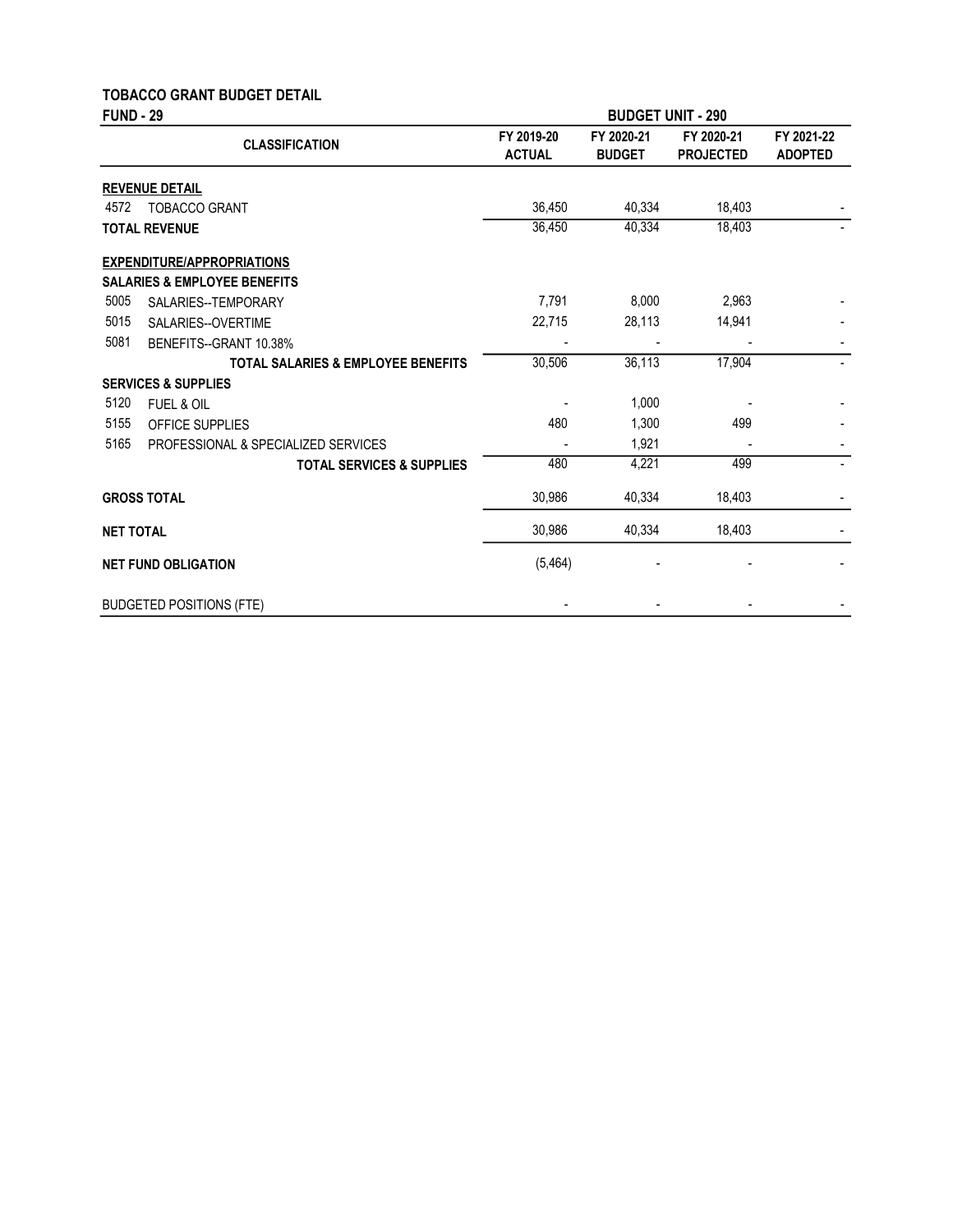## TOBACCO GRANT BUDGET DETAIL

**FUND - 29** **BUDGET UNIT - 290**

| CLASSIFICATION | | FY 2019-20 ACTUAL | FY 2020-21 BUDGET | FY 2020-21 PROJECTED | FY 2021-22 ADOPTED |
|---|---|---|---|---|---|
| **REVENUE DETAIL** | | | | | |
| 4572 | TOBACCO GRANT | 36,450 | 40,334 | 18,403 | - |
| **TOTAL REVENUE** | | 36,450 | 40,334 | 18,403 | - |
| **EXPENDITURE/APPROPRIATIONS** | | | | | |
| **SALARIES & EMPLOYEE BENEFITS** | | | | | |
| 5005 | SALARIES--TEMPORARY | 7,791 | 8,000 | 2,963 | - |
| 5015 | SALARIES--OVERTIME | 22,715 | 28,113 | 14,941 | - |
| 5081 | BENEFITS--GRANT 10.38% | - | - | - | - |
| | **TOTAL SALARIES & EMPLOYEE BENEFITS** | 30,506 | 36,113 | 17,904 | - |
| **SERVICES & SUPPLIES** | | | | | |
| 5120 | FUEL & OIL | - | 1,000 | - | - |
| 5155 | OFFICE SUPPLIES | 480 | 1,300 | 499 | - |
| 5165 | PROFESSIONAL & SPECIALIZED SERVICES | - | 1,921 | - | - |
| | **TOTAL SERVICES & SUPPLIES** | 480 | 4,221 | 499 | - |
| **GROSS TOTAL** | | 30,986 | 40,334 | 18,403 | - |
| **NET TOTAL** | | 30,986 | 40,334 | 18,403 | - |
| **NET FUND OBLIGATION** | | (5,464) | - | - | - |
| BUDGETED POSITIONS (FTE) | | - | - | - | - |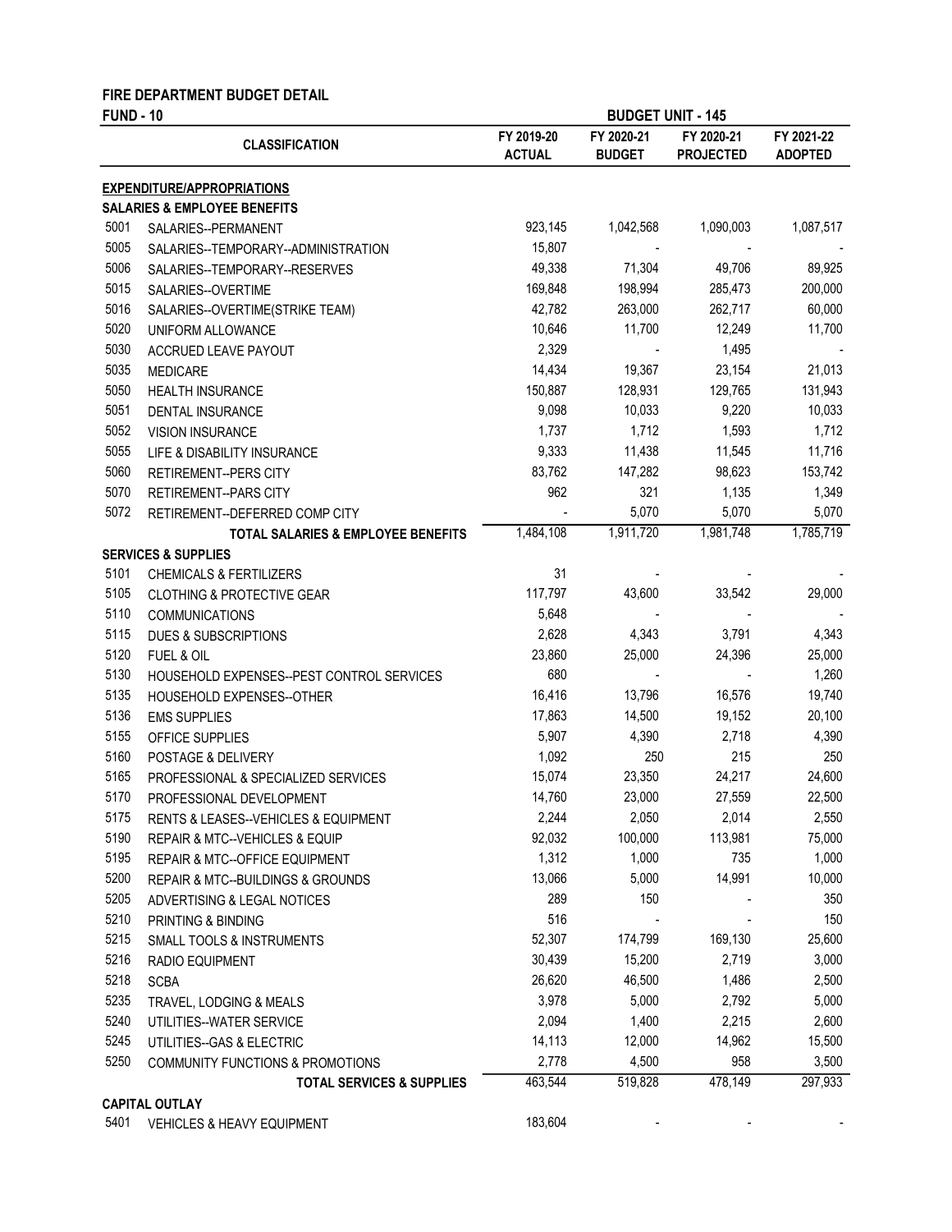**FIRE DEPARTMENT BUDGET DETAIL**

**FUND - 10** | **BUDGET UNIT - 145**

| | CLASSIFICATION | FY 2019-20 ACTUAL | FY 2020-21 BUDGET | FY 2020-21 PROJECTED | FY 2021-22 ADOPTED |
|---|---|---|---|---|---|
| | **EXPENDITURE/APPROPRIATIONS** | | | | |
| | **SALARIES & EMPLOYEE BENEFITS** | | | | |
| 5001 | SALARIES--PERMANENT | 923,145 | 1,042,568 | 1,090,003 | 1,087,517 |
| 5005 | SALARIES--TEMPORARY--ADMINISTRATION | 15,807 | - | - | - |
| 5006 | SALARIES--TEMPORARY--RESERVES | 49,338 | 71,304 | 49,706 | 89,925 |
| 5015 | SALARIES--OVERTIME | 169,848 | 198,994 | 285,473 | 200,000 |
| 5016 | SALARIES--OVERTIME(STRIKE TEAM) | 42,782 | 263,000 | 262,717 | 60,000 |
| 5020 | UNIFORM ALLOWANCE | 10,646 | 11,700 | 12,249 | 11,700 |
| 5030 | ACCRUED LEAVE PAYOUT | 2,329 | - | 1,495 | - |
| 5035 | MEDICARE | 14,434 | 19,367 | 23,154 | 21,013 |
| 5050 | HEALTH INSURANCE | 150,887 | 128,931 | 129,765 | 131,943 |
| 5051 | DENTAL INSURANCE | 9,098 | 10,033 | 9,220 | 10,033 |
| 5052 | VISION INSURANCE | 1,737 | 1,712 | 1,593 | 1,712 |
| 5055 | LIFE & DISABILITY INSURANCE | 9,333 | 11,438 | 11,545 | 11,716 |
| 5060 | RETIREMENT--PERS CITY | 83,762 | 147,282 | 98,623 | 153,742 |
| 5070 | RETIREMENT--PARS CITY | 962 | 321 | 1,135 | 1,349 |
| 5072 | RETIREMENT--DEFERRED COMP CITY | - | 5,070 | 5,070 | 5,070 |
| | **TOTAL SALARIES & EMPLOYEE BENEFITS** | 1,484,108 | 1,911,720 | 1,981,748 | 1,785,719 |
| | **SERVICES & SUPPLIES** | | | | |
| 5101 | CHEMICALS & FERTILIZERS | 31 | - | - | - |
| 5105 | CLOTHING & PROTECTIVE GEAR | 117,797 | 43,600 | 33,542 | 29,000 |
| 5110 | COMMUNICATIONS | 5,648 | - | - | - |
| 5115 | DUES & SUBSCRIPTIONS | 2,628 | 4,343 | 3,791 | 4,343 |
| 5120 | FUEL & OIL | 23,860 | 25,000 | 24,396 | 25,000 |
| 5130 | HOUSEHOLD EXPENSES--PEST CONTROL SERVICES | 680 | - | - | 1,260 |
| 5135 | HOUSEHOLD EXPENSES--OTHER | 16,416 | 13,796 | 16,576 | 19,740 |
| 5136 | EMS SUPPLIES | 17,863 | 14,500 | 19,152 | 20,100 |
| 5155 | OFFICE SUPPLIES | 5,907 | 4,390 | 2,718 | 4,390 |
| 5160 | POSTAGE & DELIVERY | 1,092 | 250 | 215 | 250 |
| 5165 | PROFESSIONAL & SPECIALIZED SERVICES | 15,074 | 23,350 | 24,217 | 24,600 |
| 5170 | PROFESSIONAL DEVELOPMENT | 14,760 | 23,000 | 27,559 | 22,500 |
| 5175 | RENTS & LEASES--VEHICLES & EQUIPMENT | 2,244 | 2,050 | 2,014 | 2,550 |
| 5190 | REPAIR & MTC--VEHICLES & EQUIP | 92,032 | 100,000 | 113,981 | 75,000 |
| 5195 | REPAIR & MTC--OFFICE EQUIPMENT | 1,312 | 1,000 | 735 | 1,000 |
| 5200 | REPAIR & MTC--BUILDINGS & GROUNDS | 13,066 | 5,000 | 14,991 | 10,000 |
| 5205 | ADVERTISING & LEGAL NOTICES | 289 | 150 | - | 350 |
| 5210 | PRINTING & BINDING | 516 | - | - | 150 |
| 5215 | SMALL TOOLS & INSTRUMENTS | 52,307 | 174,799 | 169,130 | 25,600 |
| 5216 | RADIO EQUIPMENT | 30,439 | 15,200 | 2,719 | 3,000 |
| 5218 | SCBA | 26,620 | 46,500 | 1,486 | 2,500 |
| 5235 | TRAVEL, LODGING & MEALS | 3,978 | 5,000 | 2,792 | 5,000 |
| 5240 | UTILITIES--WATER SERVICE | 2,094 | 1,400 | 2,215 | 2,600 |
| 5245 | UTILITIES--GAS & ELECTRIC | 14,113 | 12,000 | 14,962 | 15,500 |
| 5250 | COMMUNITY FUNCTIONS & PROMOTIONS | 2,778 | 4,500 | 958 | 3,500 |
| | **TOTAL SERVICES & SUPPLIES** | 463,544 | 519,828 | 478,149 | 297,933 |
| | **CAPITAL OUTLAY** | | | | |
| 5401 | VEHICLES & HEAVY EQUIPMENT | 183,604 | - | - | - |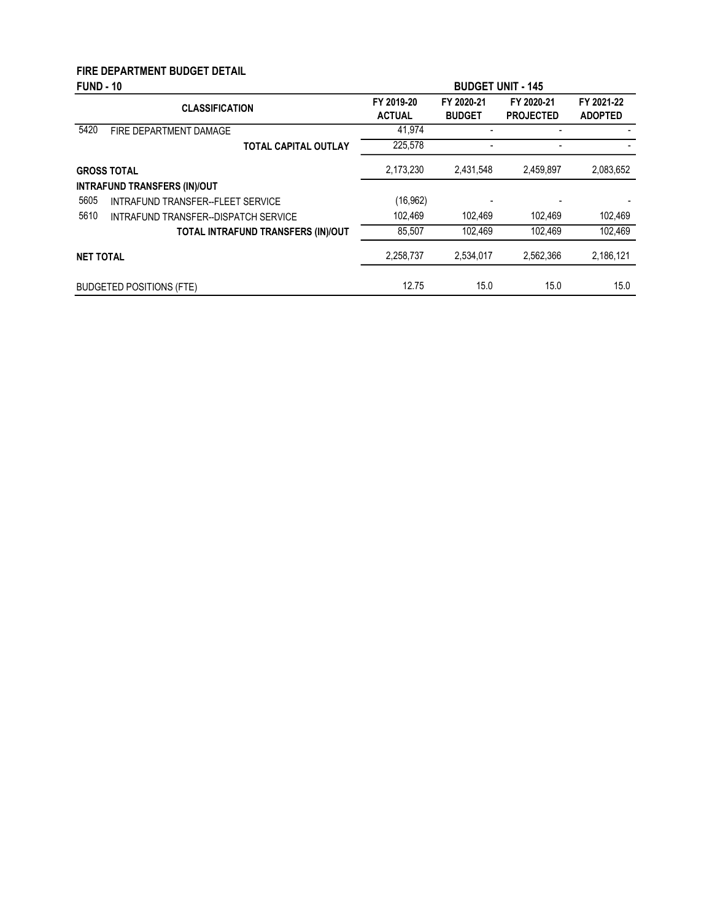**FIRE DEPARTMENT BUDGET DETAIL**

**FUND - 10** **BUDGET UNIT - 145**

| | CLASSIFICATION | FY 2019-20 ACTUAL | FY 2020-21 BUDGET | FY 2020-21 PROJECTED | FY 2021-22 ADOPTED |
|---|---|---|---|---|---|
| 5420 | FIRE DEPARTMENT DAMAGE | 41,974 | - | - | - |
| | **TOTAL CAPITAL OUTLAY** | 225,578 | - | - | - |
| **GROSS TOTAL** | | 2,173,230 | 2,431,548 | 2,459,897 | 2,083,652 |
| **INTRAFUND TRANSFERS (IN)/OUT** | | | | | |
| 5605 | INTRAFUND TRANSFER--FLEET SERVICE | (16,962) | - | - | - |
| 5610 | INTRAFUND TRANSFER--DISPATCH SERVICE | 102,469 | 102,469 | 102,469 | 102,469 |
| | **TOTAL INTRAFUND TRANSFERS (IN)/OUT** | 85,507 | 102,469 | 102,469 | 102,469 |
| **NET TOTAL** | | 2,258,737 | 2,534,017 | 2,562,366 | 2,186,121 |
| BUDGETED POSITIONS (FTE) | | 12.75 | 15.0 | 15.0 | 15.0 |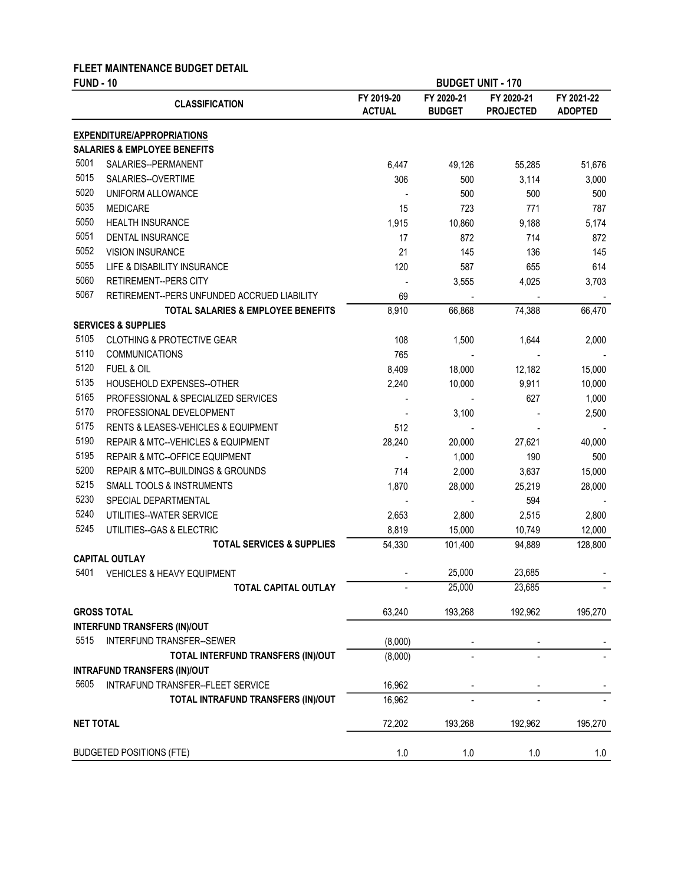## FLEET MAINTENANCE BUDGET DETAIL

**FUND - 10** | **BUDGET UNIT - 170**

| | CLASSIFICATION | FY 2019-20 ACTUAL | FY 2020-21 BUDGET | FY 2020-21 PROJECTED | FY 2021-22 ADOPTED |
|---|---|---|---|---|---|
| | **EXPENDITURE/APPROPRIATIONS** | | | | |
| | **SALARIES & EMPLOYEE BENEFITS** | | | | |
| 5001 | SALARIES--PERMANENT | 6,447 | 49,126 | 55,285 | 51,676 |
| 5015 | SALARIES--OVERTIME | 306 | 500 | 3,114 | 3,000 |
| 5020 | UNIFORM ALLOWANCE | - | 500 | 500 | 500 |
| 5035 | MEDICARE | 15 | 723 | 771 | 787 |
| 5050 | HEALTH INSURANCE | 1,915 | 10,860 | 9,188 | 5,174 |
| 5051 | DENTAL INSURANCE | 17 | 872 | 714 | 872 |
| 5052 | VISION INSURANCE | 21 | 145 | 136 | 145 |
| 5055 | LIFE & DISABILITY INSURANCE | 120 | 587 | 655 | 614 |
| 5060 | RETIREMENT--PERS CITY | - | 3,555 | 4,025 | 3,703 |
| 5067 | RETIREMENT--PERS UNFUNDED ACCRUED LIABILITY | 69 | - | - | - |
| | **TOTAL SALARIES & EMPLOYEE BENEFITS** | 8,910 | 66,868 | 74,388 | 66,470 |
| | **SERVICES & SUPPLIES** | | | | |
| 5105 | CLOTHING & PROTECTIVE GEAR | 108 | 1,500 | 1,644 | 2,000 |
| 5110 | COMMUNICATIONS | 765 | - | - | - |
| 5120 | FUEL & OIL | 8,409 | 18,000 | 12,182 | 15,000 |
| 5135 | HOUSEHOLD EXPENSES--OTHER | 2,240 | 10,000 | 9,911 | 10,000 |
| 5165 | PROFESSIONAL & SPECIALIZED SERVICES | - | - | 627 | 1,000 |
| 5170 | PROFESSIONAL DEVELOPMENT | - | 3,100 | - | 2,500 |
| 5175 | RENTS & LEASES-VEHICLES & EQUIPMENT | 512 | - | - | - |
| 5190 | REPAIR & MTC--VEHICLES & EQUIPMENT | 28,240 | 20,000 | 27,621 | 40,000 |
| 5195 | REPAIR & MTC--OFFICE EQUIPMENT | - | 1,000 | 190 | 500 |
| 5200 | REPAIR & MTC--BUILDINGS & GROUNDS | 714 | 2,000 | 3,637 | 15,000 |
| 5215 | SMALL TOOLS & INSTRUMENTS | 1,870 | 28,000 | 25,219 | 28,000 |
| 5230 | SPECIAL DEPARTMENTAL | - | - | 594 | - |
| 5240 | UTILITIES--WATER SERVICE | 2,653 | 2,800 | 2,515 | 2,800 |
| 5245 | UTILITIES--GAS & ELECTRIC | 8,819 | 15,000 | 10,749 | 12,000 |
| | **TOTAL SERVICES & SUPPLIES** | 54,330 | 101,400 | 94,889 | 128,800 |
| | **CAPITAL OUTLAY** | | | | |
| 5401 | VEHICLES & HEAVY EQUIPMENT | - | 25,000 | 23,685 | - |
| | **TOTAL CAPITAL OUTLAY** | - | 25,000 | 23,685 | - |
| | **GROSS TOTAL** | 63,240 | 193,268 | 192,962 | 195,270 |
| | **INTERFUND TRANSFERS (IN)/OUT** | | | | |
| 5515 | INTERFUND TRANSFER--SEWER | (8,000) | - | - | - |
| | **TOTAL INTERFUND TRANSFERS (IN)/OUT** | (8,000) | - | - | - |
| | **INTRAFUND TRANSFERS (IN)/OUT** | | | | |
| 5605 | INTRAFUND TRANSFER--FLEET SERVICE | 16,962 | - | - | - |
| | **TOTAL INTRAFUND TRANSFERS (IN)/OUT** | 16,962 | - | - | - |
| | **NET TOTAL** | 72,202 | 193,268 | 192,962 | 195,270 |
| | BUDGETED POSITIONS (FTE) | 1.0 | 1.0 | 1.0 | 1.0 |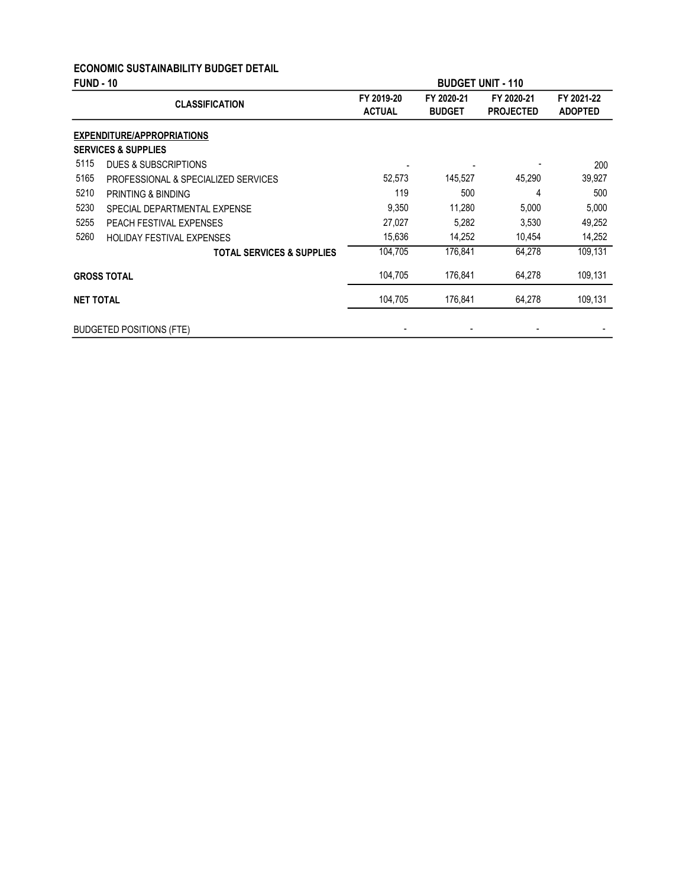**ECONOMIC SUSTAINABILITY BUDGET DETAIL**

**FUND - 10** **BUDGET UNIT - 110**

| | CLASSIFICATION | FY 2019-20 ACTUAL | FY 2020-21 BUDGET | FY 2020-21 PROJECTED | FY 2021-22 ADOPTED |
|---|---|---|---|---|---|
| **EXPENDITURE/APPROPRIATIONS** | | | | | |
| **SERVICES & SUPPLIES** | | | | | |
| 5115 | DUES & SUBSCRIPTIONS | - | - | - | 200 |
| 5165 | PROFESSIONAL & SPECIALIZED SERVICES | 52,573 | 145,527 | 45,290 | 39,927 |
| 5210 | PRINTING & BINDING | 119 | 500 | 4 | 500 |
| 5230 | SPECIAL DEPARTMENTAL EXPENSE | 9,350 | 11,280 | 5,000 | 5,000 |
| 5255 | PEACH FESTIVAL EXPENSES | 27,027 | 5,282 | 3,530 | 49,252 |
| 5260 | HOLIDAY FESTIVAL EXPENSES | 15,636 | 14,252 | 10,454 | 14,252 |
| | **TOTAL SERVICES & SUPPLIES** | 104,705 | 176,841 | 64,278 | 109,131 |
| **GROSS TOTAL** | | 104,705 | 176,841 | 64,278 | 109,131 |
| **NET TOTAL** | | 104,705 | 176,841 | 64,278 | 109,131 |
| BUDGETED POSITIONS (FTE) | | - | - | - | - |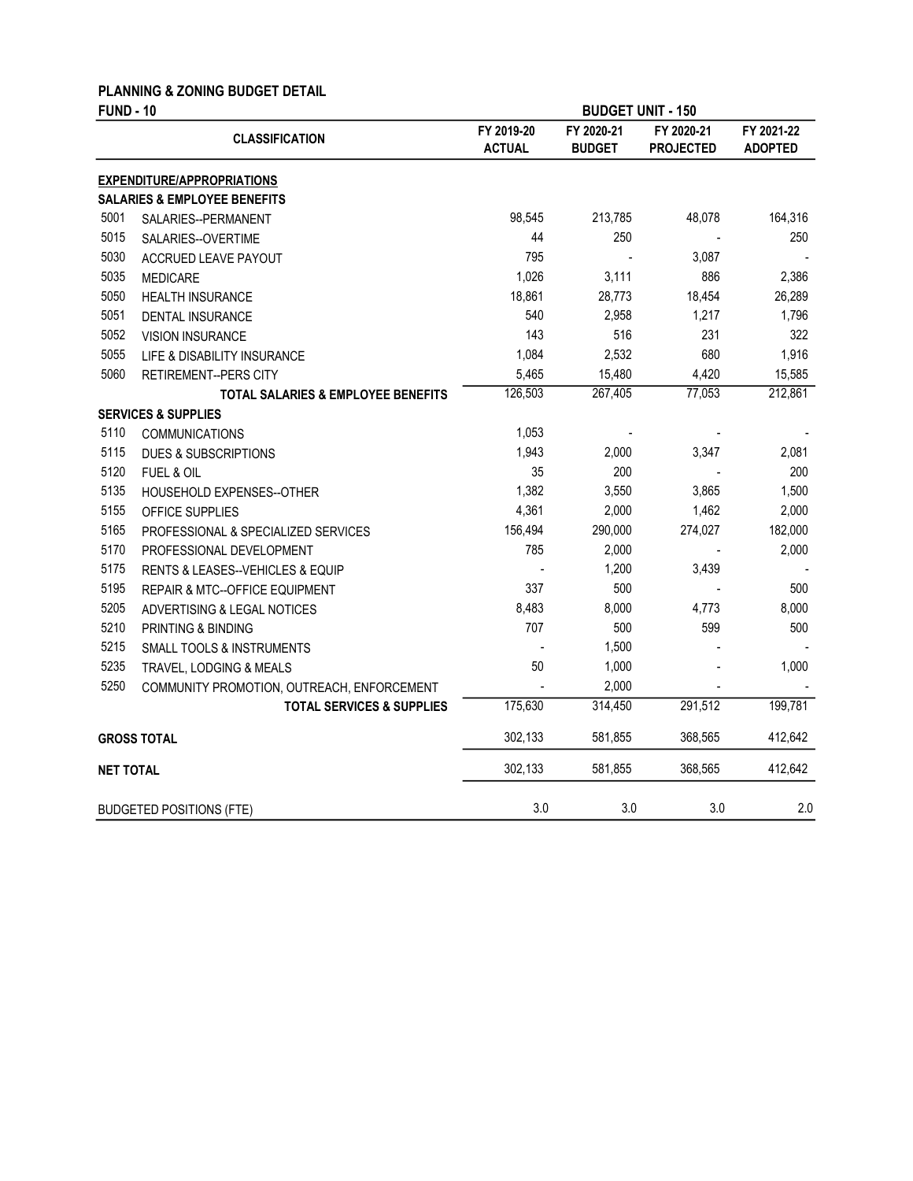**PLANNING & ZONING BUDGET DETAIL**

**FUND - 10** | **BUDGET UNIT - 150**

| | CLASSIFICATION | FY 2019-20 ACTUAL | FY 2020-21 BUDGET | FY 2020-21 PROJECTED | FY 2021-22 ADOPTED |
|---|---|---|---|---|---|
| | **EXPENDITURE/APPROPRIATIONS** | | | | |
| | **SALARIES & EMPLOYEE BENEFITS** | | | | |
| 5001 | SALARIES--PERMANENT | 98,545 | 213,785 | 48,078 | 164,316 |
| 5015 | SALARIES--OVERTIME | 44 | 250 | - | 250 |
| 5030 | ACCRUED LEAVE PAYOUT | 795 | - | 3,087 | - |
| 5035 | MEDICARE | 1,026 | 3,111 | 886 | 2,386 |
| 5050 | HEALTH INSURANCE | 18,861 | 28,773 | 18,454 | 26,289 |
| 5051 | DENTAL INSURANCE | 540 | 2,958 | 1,217 | 1,796 |
| 5052 | VISION INSURANCE | 143 | 516 | 231 | 322 |
| 5055 | LIFE & DISABILITY INSURANCE | 1,084 | 2,532 | 680 | 1,916 |
| 5060 | RETIREMENT--PERS CITY | 5,465 | 15,480 | 4,420 | 15,585 |
| | **TOTAL SALARIES & EMPLOYEE BENEFITS** | 126,503 | 267,405 | 77,053 | 212,861 |
| | **SERVICES & SUPPLIES** | | | | |
| 5110 | COMMUNICATIONS | 1,053 | - | - | - |
| 5115 | DUES & SUBSCRIPTIONS | 1,943 | 2,000 | 3,347 | 2,081 |
| 5120 | FUEL & OIL | 35 | 200 | - | 200 |
| 5135 | HOUSEHOLD EXPENSES--OTHER | 1,382 | 3,550 | 3,865 | 1,500 |
| 5155 | OFFICE SUPPLIES | 4,361 | 2,000 | 1,462 | 2,000 |
| 5165 | PROFESSIONAL & SPECIALIZED SERVICES | 156,494 | 290,000 | 274,027 | 182,000 |
| 5170 | PROFESSIONAL DEVELOPMENT | 785 | 2,000 | - | 2,000 |
| 5175 | RENTS & LEASES--VEHICLES & EQUIP | - | 1,200 | 3,439 | - |
| 5195 | REPAIR & MTC--OFFICE EQUIPMENT | 337 | 500 | - | 500 |
| 5205 | ADVERTISING & LEGAL NOTICES | 8,483 | 8,000 | 4,773 | 8,000 |
| 5210 | PRINTING & BINDING | 707 | 500 | 599 | 500 |
| 5215 | SMALL TOOLS & INSTRUMENTS | - | 1,500 | - | - |
| 5235 | TRAVEL, LODGING & MEALS | 50 | 1,000 | - | 1,000 |
| 5250 | COMMUNITY PROMOTION, OUTREACH, ENFORCEMENT | - | 2,000 | - | - |
| | **TOTAL SERVICES & SUPPLIES** | 175,630 | 314,450 | 291,512 | 199,781 |
| | **GROSS TOTAL** | 302,133 | 581,855 | 368,565 | 412,642 |
| | **NET TOTAL** | 302,133 | 581,855 | 368,565 | 412,642 |
| | BUDGETED POSITIONS (FTE) | 3.0 | 3.0 | 3.0 | 2.0 |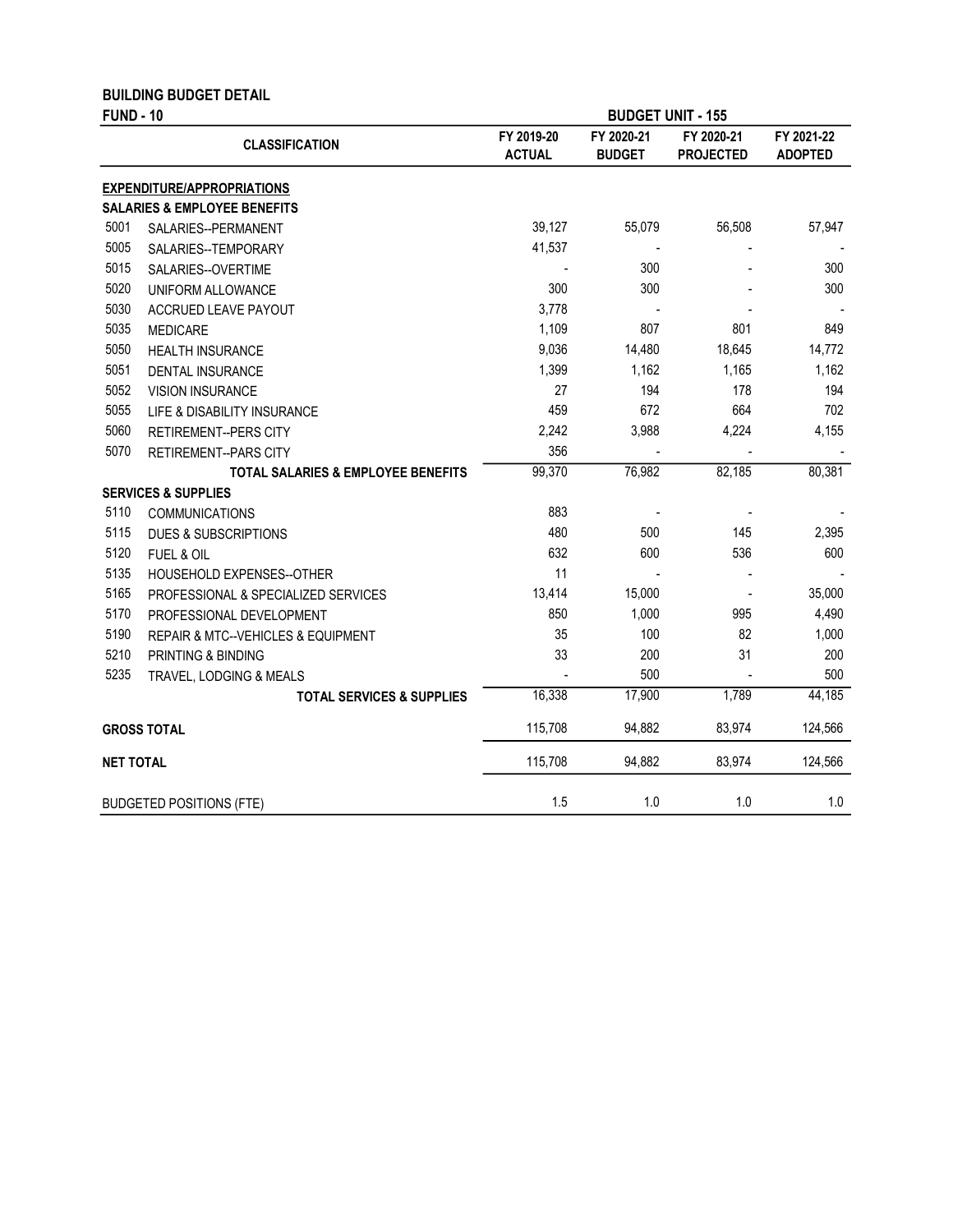**BUILDING BUDGET DETAIL**

**FUND - 10** **BUDGET UNIT - 155**

| | CLASSIFICATION | FY 2019-20 ACTUAL | FY 2020-21 BUDGET | FY 2020-21 PROJECTED | FY 2021-22 ADOPTED |
|---|---|---|---|---|---|
| | **EXPENDITURE/APPROPRIATIONS** | | | | |
| | **SALARIES & EMPLOYEE BENEFITS** | | | | |
| 5001 | SALARIES--PERMANENT | 39,127 | 55,079 | 56,508 | 57,947 |
| 5005 | SALARIES--TEMPORARY | 41,537 | - | - | - |
| 5015 | SALARIES--OVERTIME | - | 300 | - | 300 |
| 5020 | UNIFORM ALLOWANCE | 300 | 300 | - | 300 |
| 5030 | ACCRUED LEAVE PAYOUT | 3,778 | - | - | - |
| 5035 | MEDICARE | 1,109 | 807 | 801 | 849 |
| 5050 | HEALTH INSURANCE | 9,036 | 14,480 | 18,645 | 14,772 |
| 5051 | DENTAL INSURANCE | 1,399 | 1,162 | 1,165 | 1,162 |
| 5052 | VISION INSURANCE | 27 | 194 | 178 | 194 |
| 5055 | LIFE & DISABILITY INSURANCE | 459 | 672 | 664 | 702 |
| 5060 | RETIREMENT--PERS CITY | 2,242 | 3,988 | 4,224 | 4,155 |
| 5070 | RETIREMENT--PARS CITY | 356 | - | - | - |
| | **TOTAL SALARIES & EMPLOYEE BENEFITS** | 99,370 | 76,982 | 82,185 | 80,381 |
| | **SERVICES & SUPPLIES** | | | | |
| 5110 | COMMUNICATIONS | 883 | - | - | - |
| 5115 | DUES & SUBSCRIPTIONS | 480 | 500 | 145 | 2,395 |
| 5120 | FUEL & OIL | 632 | 600 | 536 | 600 |
| 5135 | HOUSEHOLD EXPENSES--OTHER | 11 | - | - | - |
| 5165 | PROFESSIONAL & SPECIALIZED SERVICES | 13,414 | 15,000 | - | 35,000 |
| 5170 | PROFESSIONAL DEVELOPMENT | 850 | 1,000 | 995 | 4,490 |
| 5190 | REPAIR & MTC--VEHICLES & EQUIPMENT | 35 | 100 | 82 | 1,000 |
| 5210 | PRINTING & BINDING | 33 | 200 | 31 | 200 |
| 5235 | TRAVEL, LODGING & MEALS | - | 500 | - | 500 |
| | **TOTAL SERVICES & SUPPLIES** | 16,338 | 17,900 | 1,789 | 44,185 |
| | **GROSS TOTAL** | 115,708 | 94,882 | 83,974 | 124,566 |
| | **NET TOTAL** | 115,708 | 94,882 | 83,974 | 124,566 |
| | BUDGETED POSITIONS (FTE) | 1.5 | 1.0 | 1.0 | 1.0 |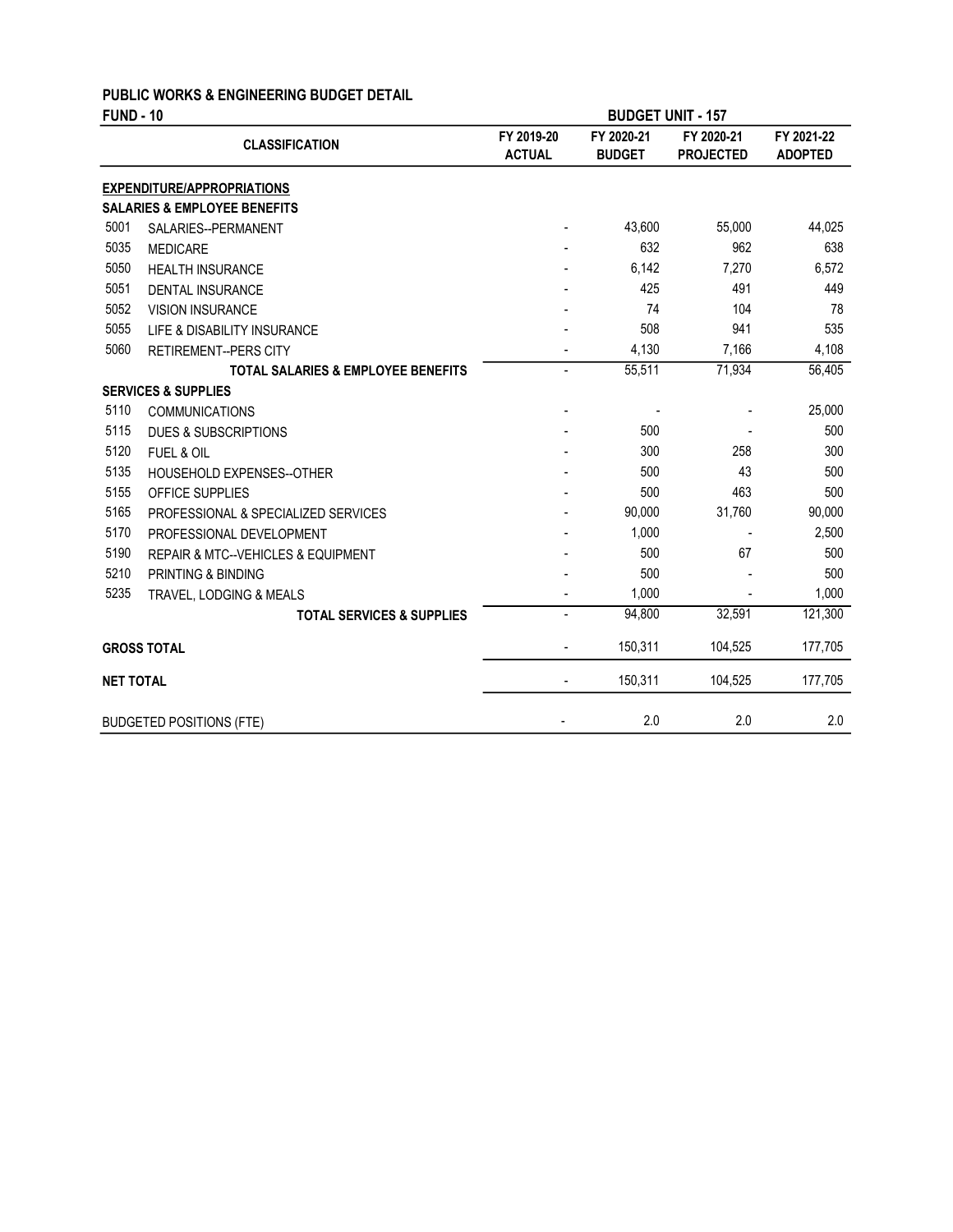# PUBLIC WORKS & ENGINEERING BUDGET DETAIL

**FUND - 10** | **BUDGET UNIT - 157**

| | CLASSIFICATION | FY 2019-20 ACTUAL | FY 2020-21 BUDGET | FY 2020-21 PROJECTED | FY 2021-22 ADOPTED |
|---|---|---|---|---|---|
| | **EXPENDITURE/APPROPRIATIONS** | | | | |
| | **SALARIES & EMPLOYEE BENEFITS** | | | | |
| 5001 | SALARIES--PERMANENT | - | 43,600 | 55,000 | 44,025 |
| 5035 | MEDICARE | - | 632 | 962 | 638 |
| 5050 | HEALTH INSURANCE | - | 6,142 | 7,270 | 6,572 |
| 5051 | DENTAL INSURANCE | - | 425 | 491 | 449 |
| 5052 | VISION INSURANCE | - | 74 | 104 | 78 |
| 5055 | LIFE & DISABILITY INSURANCE | - | 508 | 941 | 535 |
| 5060 | RETIREMENT--PERS CITY | - | 4,130 | 7,166 | 4,108 |
| | **TOTAL SALARIES & EMPLOYEE BENEFITS** | - | 55,511 | 71,934 | 56,405 |
| | **SERVICES & SUPPLIES** | | | | |
| 5110 | COMMUNICATIONS | - | - | - | 25,000 |
| 5115 | DUES & SUBSCRIPTIONS | - | 500 | - | 500 |
| 5120 | FUEL & OIL | - | 300 | 258 | 300 |
| 5135 | HOUSEHOLD EXPENSES--OTHER | - | 500 | 43 | 500 |
| 5155 | OFFICE SUPPLIES | - | 500 | 463 | 500 |
| 5165 | PROFESSIONAL & SPECIALIZED SERVICES | - | 90,000 | 31,760 | 90,000 |
| 5170 | PROFESSIONAL DEVELOPMENT | - | 1,000 | - | 2,500 |
| 5190 | REPAIR & MTC--VEHICLES & EQUIPMENT | - | 500 | 67 | 500 |
| 5210 | PRINTING & BINDING | - | 500 | - | 500 |
| 5235 | TRAVEL, LODGING & MEALS | - | 1,000 | - | 1,000 |
| | **TOTAL SERVICES & SUPPLIES** | - | 94,800 | 32,591 | 121,300 |
| | **GROSS TOTAL** | - | 150,311 | 104,525 | 177,705 |
| | **NET TOTAL** | - | 150,311 | 104,525 | 177,705 |
| | BUDGETED POSITIONS (FTE) | - | 2.0 | 2.0 | 2.0 |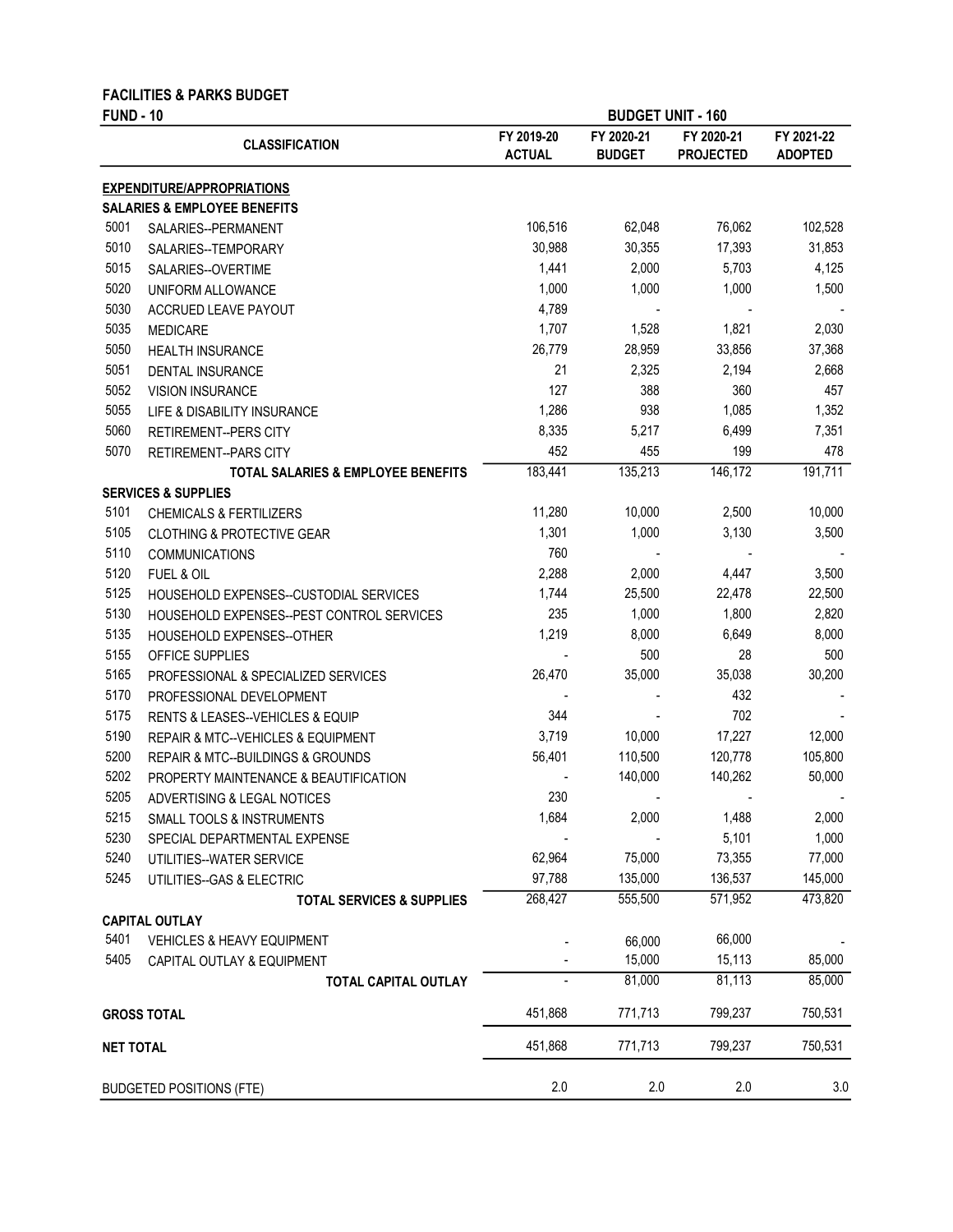**FACILITIES & PARKS BUDGET**

**FUND - 10** | **BUDGET UNIT - 160**

| | CLASSIFICATION | FY 2019-20 ACTUAL | FY 2020-21 BUDGET | FY 2020-21 PROJECTED | FY 2021-22 ADOPTED |
|---|---|---|---|---|---|
| | **EXPENDITURE/APPROPRIATIONS** | | | | |
| | **SALARIES & EMPLOYEE BENEFITS** | | | | |
| 5001 | SALARIES--PERMANENT | 106,516 | 62,048 | 76,062 | 102,528 |
| 5010 | SALARIES--TEMPORARY | 30,988 | 30,355 | 17,393 | 31,853 |
| 5015 | SALARIES--OVERTIME | 1,441 | 2,000 | 5,703 | 4,125 |
| 5020 | UNIFORM ALLOWANCE | 1,000 | 1,000 | 1,000 | 1,500 |
| 5030 | ACCRUED LEAVE PAYOUT | 4,789 | - | - | - |
| 5035 | MEDICARE | 1,707 | 1,528 | 1,821 | 2,030 |
| 5050 | HEALTH INSURANCE | 26,779 | 28,959 | 33,856 | 37,368 |
| 5051 | DENTAL INSURANCE | 21 | 2,325 | 2,194 | 2,668 |
| 5052 | VISION INSURANCE | 127 | 388 | 360 | 457 |
| 5055 | LIFE & DISABILITY INSURANCE | 1,286 | 938 | 1,085 | 1,352 |
| 5060 | RETIREMENT--PERS CITY | 8,335 | 5,217 | 6,499 | 7,351 |
| 5070 | RETIREMENT--PARS CITY | 452 | 455 | 199 | 478 |
| | **TOTAL SALARIES & EMPLOYEE BENEFITS** | 183,441 | 135,213 | 146,172 | 191,711 |
| | **SERVICES & SUPPLIES** | | | | |
| 5101 | CHEMICALS & FERTILIZERS | 11,280 | 10,000 | 2,500 | 10,000 |
| 5105 | CLOTHING & PROTECTIVE GEAR | 1,301 | 1,000 | 3,130 | 3,500 |
| 5110 | COMMUNICATIONS | 760 | - | - | - |
| 5120 | FUEL & OIL | 2,288 | 2,000 | 4,447 | 3,500 |
| 5125 | HOUSEHOLD EXPENSES--CUSTODIAL SERVICES | 1,744 | 25,500 | 22,478 | 22,500 |
| 5130 | HOUSEHOLD EXPENSES--PEST CONTROL SERVICES | 235 | 1,000 | 1,800 | 2,820 |
| 5135 | HOUSEHOLD EXPENSES--OTHER | 1,219 | 8,000 | 6,649 | 8,000 |
| 5155 | OFFICE SUPPLIES | - | 500 | 28 | 500 |
| 5165 | PROFESSIONAL & SPECIALIZED SERVICES | 26,470 | 35,000 | 35,038 | 30,200 |
| 5170 | PROFESSIONAL DEVELOPMENT | - | - | 432 | - |
| 5175 | RENTS & LEASES--VEHICLES & EQUIP | 344 | - | 702 | - |
| 5190 | REPAIR & MTC--VEHICLES & EQUIPMENT | 3,719 | 10,000 | 17,227 | 12,000 |
| 5200 | REPAIR & MTC--BUILDINGS & GROUNDS | 56,401 | 110,500 | 120,778 | 105,800 |
| 5202 | PROPERTY MAINTENANCE & BEAUTIFICATION | - | 140,000 | 140,262 | 50,000 |
| 5205 | ADVERTISING & LEGAL NOTICES | 230 | - | - | - |
| 5215 | SMALL TOOLS & INSTRUMENTS | 1,684 | 2,000 | 1,488 | 2,000 |
| 5230 | SPECIAL DEPARTMENTAL EXPENSE | - | - | 5,101 | 1,000 |
| 5240 | UTILITIES--WATER SERVICE | 62,964 | 75,000 | 73,355 | 77,000 |
| 5245 | UTILITIES--GAS & ELECTRIC | 97,788 | 135,000 | 136,537 | 145,000 |
| | **TOTAL SERVICES & SUPPLIES** | 268,427 | 555,500 | 571,952 | 473,820 |
| | **CAPITAL OUTLAY** | | | | |
| 5401 | VEHICLES & HEAVY EQUIPMENT | - | 66,000 | 66,000 | - |
| 5405 | CAPITAL OUTLAY & EQUIPMENT | - | 15,000 | 15,113 | 85,000 |
| | **TOTAL CAPITAL OUTLAY** | - | 81,000 | 81,113 | 85,000 |
| | **GROSS TOTAL** | 451,868 | 771,713 | 799,237 | 750,531 |
| | **NET TOTAL** | 451,868 | 771,713 | 799,237 | 750,531 |
| | BUDGETED POSITIONS (FTE) | 2.0 | 2.0 | 2.0 | 3.0 |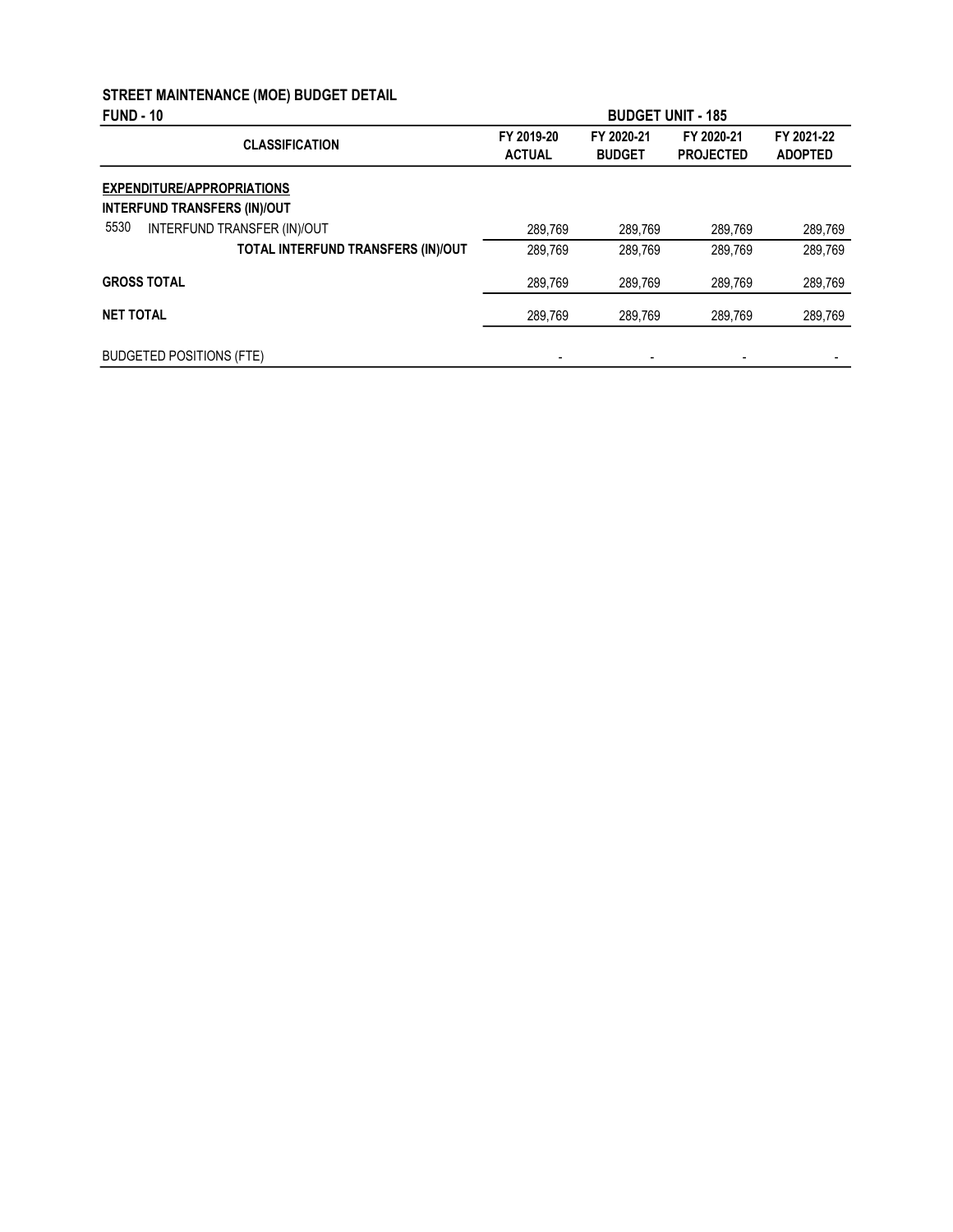## STREET MAINTENANCE (MOE) BUDGET DETAIL

**FUND - 10** | **BUDGET UNIT - 185**

| CLASSIFICATION | FY 2019-20 ACTUAL | FY 2020-21 BUDGET | FY 2020-21 PROJECTED | FY 2021-22 ADOPTED |
|---|---|---|---|---|
| **EXPENDITURE/APPROPRIATIONS** | | | | |
| **INTERFUND TRANSFERS (IN)/OUT** | | | | |
| 5530 INTERFUND TRANSFER (IN)/OUT | 289,769 | 289,769 | 289,769 | 289,769 |
| **TOTAL INTERFUND TRANSFERS (IN)/OUT** | 289,769 | 289,769 | 289,769 | 289,769 |
| **GROSS TOTAL** | 289,769 | 289,769 | 289,769 | 289,769 |
| **NET TOTAL** | 289,769 | 289,769 | 289,769 | 289,769 |
| BUDGETED POSITIONS (FTE) | - | - | - | - |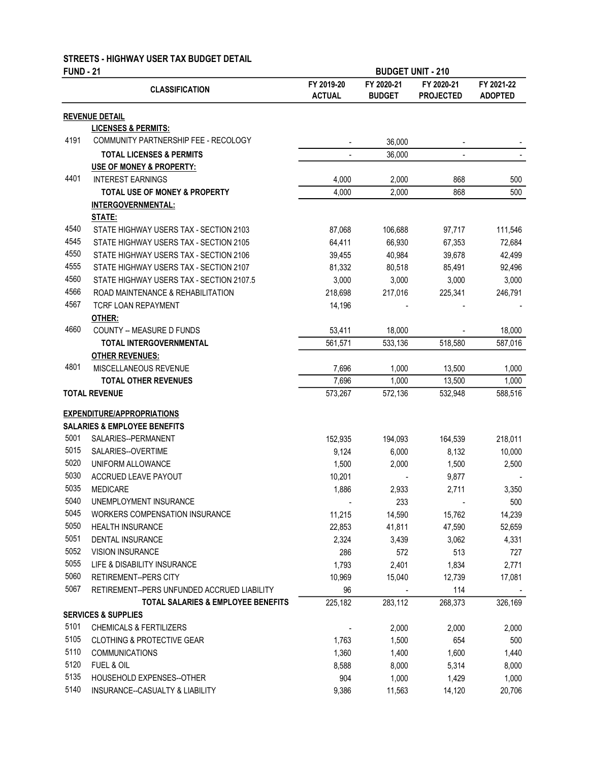## STREETS - HIGHWAY USER TAX BUDGET DETAIL

**FUND - 21** **BUDGET UNIT - 210**

| | CLASSIFICATION | FY 2019-20 ACTUAL | FY 2020-21 BUDGET | FY 2020-21 PROJECTED | FY 2021-22 ADOPTED |
|---|---|---|---|---|---|
| | **REVENUE DETAIL** | | | | |
| | **LICENSES & PERMITS:** | | | | |
| 4191 | COMMUNITY PARTNERSHIP FEE - RECOLOGY | - | 36,000 | - | - |
| | **TOTAL LICENSES & PERMITS** | - | 36,000 | - | - |
| | **USE OF MONEY & PROPERTY:** | | | | |
| 4401 | INTEREST EARNINGS | 4,000 | 2,000 | 868 | 500 |
| | **TOTAL USE OF MONEY & PROPERTY** | 4,000 | 2,000 | 868 | 500 |
| | **INTERGOVERNMENTAL:** | | | | |
| | **STATE:** | | | | |
| 4540 | STATE HIGHWAY USERS TAX - SECTION 2103 | 87,068 | 106,688 | 97,717 | 111,546 |
| 4545 | STATE HIGHWAY USERS TAX - SECTION 2105 | 64,411 | 66,930 | 67,353 | 72,684 |
| 4550 | STATE HIGHWAY USERS TAX - SECTION 2106 | 39,455 | 40,984 | 39,678 | 42,499 |
| 4555 | STATE HIGHWAY USERS TAX - SECTION 2107 | 81,332 | 80,518 | 85,491 | 92,496 |
| 4560 | STATE HIGHWAY USERS TAX - SECTION 2107.5 | 3,000 | 3,000 | 3,000 | 3,000 |
| 4566 | ROAD MAINTENANCE & REHABILITATION | 218,698 | 217,016 | 225,341 | 246,791 |
| 4567 | TCRF LOAN REPAYMENT | 14,196 | - | - | - |
| | **OTHER:** | | | | |
| 4660 | COUNTY -- MEASURE D FUNDS | 53,411 | 18,000 | - | 18,000 |
| | **TOTAL INTERGOVERNMENTAL** | 561,571 | 533,136 | 518,580 | 587,016 |
| | **OTHER REVENUES:** | | | | |
| 4801 | MISCELLANEOUS REVENUE | 7,696 | 1,000 | 13,500 | 1,000 |
| | **TOTAL OTHER REVENUES** | 7,696 | 1,000 | 13,500 | 1,000 |
| | **TOTAL REVENUE** | 573,267 | 572,136 | 532,948 | 588,516 |
| | **EXPENDITURE/APPROPRIATIONS** | | | | |
| | **SALARIES & EMPLOYEE BENEFITS** | | | | |
| 5001 | SALARIES--PERMANENT | 152,935 | 194,093 | 164,539 | 218,011 |
| 5015 | SALARIES--OVERTIME | 9,124 | 6,000 | 8,132 | 10,000 |
| 5020 | UNIFORM ALLOWANCE | 1,500 | 2,000 | 1,500 | 2,500 |
| 5030 | ACCRUED LEAVE PAYOUT | 10,201 | - | 9,877 | - |
| 5035 | MEDICARE | 1,886 | 2,933 | 2,711 | 3,350 |
| 5040 | UNEMPLOYMENT INSURANCE | - | 233 | - | 500 |
| 5045 | WORKERS COMPENSATION INSURANCE | 11,215 | 14,590 | 15,762 | 14,239 |
| 5050 | HEALTH INSURANCE | 22,853 | 41,811 | 47,590 | 52,659 |
| 5051 | DENTAL INSURANCE | 2,324 | 3,439 | 3,062 | 4,331 |
| 5052 | VISION INSURANCE | 286 | 572 | 513 | 727 |
| 5055 | LIFE & DISABILITY INSURANCE | 1,793 | 2,401 | 1,834 | 2,771 |
| 5060 | RETIREMENT--PERS CITY | 10,969 | 15,040 | 12,739 | 17,081 |
| 5067 | RETIREMENT--PERS UNFUNDED ACCRUED LIABILITY | 96 | - | 114 | - |
| | **TOTAL SALARIES & EMPLOYEE BENEFITS** | 225,182 | 283,112 | 268,373 | 326,169 |
| | **SERVICES & SUPPLIES** | | | | |
| 5101 | CHEMICALS & FERTILIZERS | - | 2,000 | 2,000 | 2,000 |
| 5105 | CLOTHING & PROTECTIVE GEAR | 1,763 | 1,500 | 654 | 500 |
| 5110 | COMMUNICATIONS | 1,360 | 1,400 | 1,600 | 1,440 |
| 5120 | FUEL & OIL | 8,588 | 8,000 | 5,314 | 8,000 |
| 5135 | HOUSEHOLD EXPENSES--OTHER | 904 | 1,000 | 1,429 | 1,000 |
| 5140 | INSURANCE--CASUALTY & LIABILITY | 9,386 | 11,563 | 14,120 | 20,706 |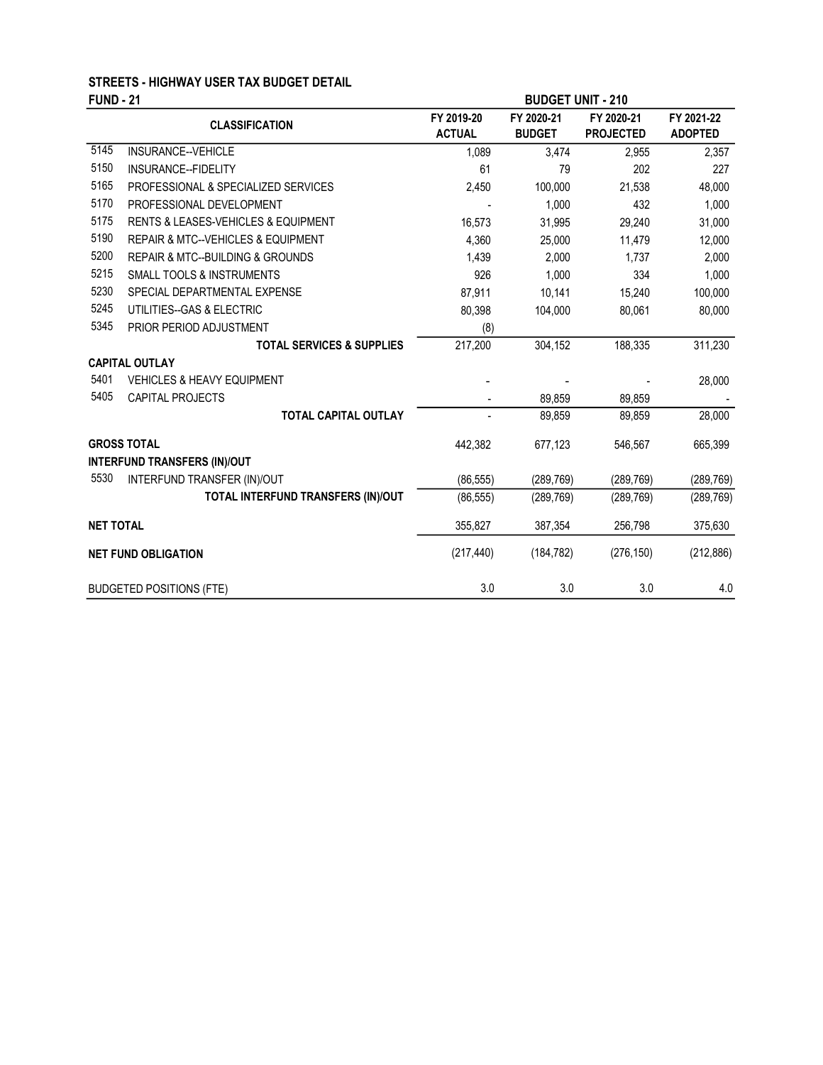## STREETS - HIGHWAY USER TAX BUDGET DETAIL

**FUND - 21** | **BUDGET UNIT - 210**

| | CLASSIFICATION | FY 2019-20 ACTUAL | FY 2020-21 BUDGET | FY 2020-21 PROJECTED | FY 2021-22 ADOPTED |
|---|---|---|---|---|---|
| 5145 | INSURANCE--VEHICLE | 1,089 | 3,474 | 2,955 | 2,357 |
| 5150 | INSURANCE--FIDELITY | 61 | 79 | 202 | 227 |
| 5165 | PROFESSIONAL & SPECIALIZED SERVICES | 2,450 | 100,000 | 21,538 | 48,000 |
| 5170 | PROFESSIONAL DEVELOPMENT | - | 1,000 | 432 | 1,000 |
| 5175 | RENTS & LEASES-VEHICLES & EQUIPMENT | 16,573 | 31,995 | 29,240 | 31,000 |
| 5190 | REPAIR & MTC--VEHICLES & EQUIPMENT | 4,360 | 25,000 | 11,479 | 12,000 |
| 5200 | REPAIR & MTC--BUILDING & GROUNDS | 1,439 | 2,000 | 1,737 | 2,000 |
| 5215 | SMALL TOOLS & INSTRUMENTS | 926 | 1,000 | 334 | 1,000 |
| 5230 | SPECIAL DEPARTMENTAL EXPENSE | 87,911 | 10,141 | 15,240 | 100,000 |
| 5245 | UTILITIES--GAS & ELECTRIC | 80,398 | 104,000 | 80,061 | 80,000 |
| 5345 | PRIOR PERIOD ADJUSTMENT | (8) | | | |
| | **TOTAL SERVICES & SUPPLIES** | 217,200 | 304,152 | 188,335 | 311,230 |
| **CAPITAL OUTLAY** | | | | | |
| 5401 | VEHICLES & HEAVY EQUIPMENT | - | - | - | 28,000 |
| 5405 | CAPITAL PROJECTS | - | 89,859 | 89,859 | - |
| | **TOTAL CAPITAL OUTLAY** | - | 89,859 | 89,859 | 28,000 |
| **GROSS TOTAL** | | 442,382 | 677,123 | 546,567 | 665,399 |
| **INTERFUND TRANSFERS (IN)/OUT** | | | | | |
| 5530 | INTERFUND TRANSFER (IN)/OUT | (86,555) | (289,769) | (289,769) | (289,769) |
| | **TOTAL INTERFUND TRANSFERS (IN)/OUT** | (86,555) | (289,769) | (289,769) | (289,769) |
| **NET TOTAL** | | 355,827 | 387,354 | 256,798 | 375,630 |
| **NET FUND OBLIGATION** | | (217,440) | (184,782) | (276,150) | (212,886) |
| BUDGETED POSITIONS (FTE) | | 3.0 | 3.0 | 3.0 | 4.0 |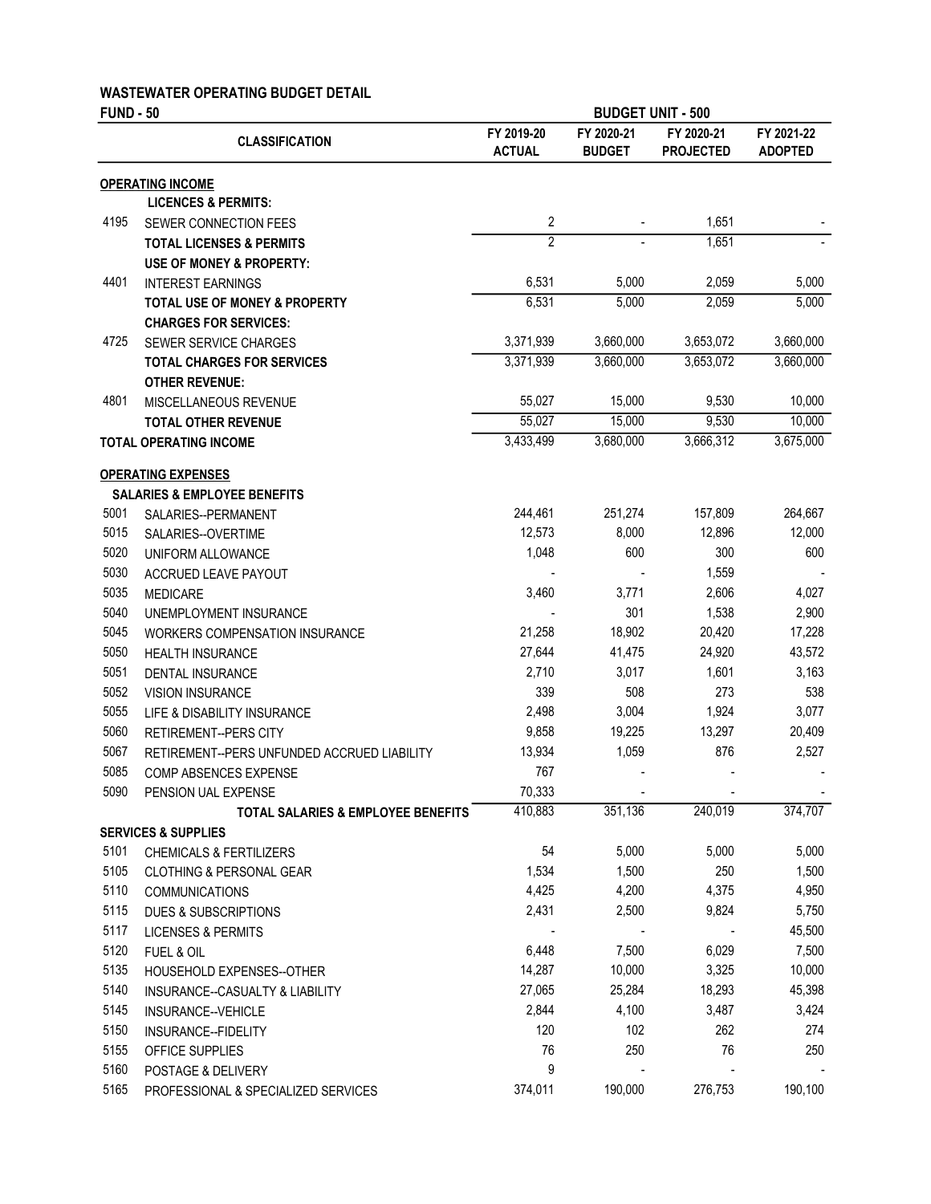**WASTEWATER OPERATING BUDGET DETAIL**

**FUND - 50** **BUDGET UNIT - 500**

| | CLASSIFICATION | FY 2019-20 ACTUAL | FY 2020-21 BUDGET | FY 2020-21 PROJECTED | FY 2021-22 ADOPTED |
|---|---|---|---|---|---|
| | **OPERATING INCOME** | | | | |
| | **LICENCES & PERMITS:** | | | | |
| 4195 | SEWER CONNECTION FEES | 2 | - | 1,651 | - |
| | **TOTAL LICENSES & PERMITS** | 2 | - | 1,651 | - |
| | **USE OF MONEY & PROPERTY:** | | | | |
| 4401 | INTEREST EARNINGS | 6,531 | 5,000 | 2,059 | 5,000 |
| | **TOTAL USE OF MONEY & PROPERTY** | 6,531 | 5,000 | 2,059 | 5,000 |
| | **CHARGES FOR SERVICES:** | | | | |
| 4725 | SEWER SERVICE CHARGES | 3,371,939 | 3,660,000 | 3,653,072 | 3,660,000 |
| | **TOTAL CHARGES FOR SERVICES** | 3,371,939 | 3,660,000 | 3,653,072 | 3,660,000 |
| | **OTHER REVENUE:** | | | | |
| 4801 | MISCELLANEOUS REVENUE | 55,027 | 15,000 | 9,530 | 10,000 |
| | **TOTAL OTHER REVENUE** | 55,027 | 15,000 | 9,530 | 10,000 |
| | **TOTAL OPERATING INCOME** | 3,433,499 | 3,680,000 | 3,666,312 | 3,675,000 |
| | **OPERATING EXPENSES** | | | | |
| | **SALARIES & EMPLOYEE BENEFITS** | | | | |
| 5001 | SALARIES--PERMANENT | 244,461 | 251,274 | 157,809 | 264,667 |
| 5015 | SALARIES--OVERTIME | 12,573 | 8,000 | 12,896 | 12,000 |
| 5020 | UNIFORM ALLOWANCE | 1,048 | 600 | 300 | 600 |
| 5030 | ACCRUED LEAVE PAYOUT | - | - | 1,559 | - |
| 5035 | MEDICARE | 3,460 | 3,771 | 2,606 | 4,027 |
| 5040 | UNEMPLOYMENT INSURANCE | - | 301 | 1,538 | 2,900 |
| 5045 | WORKERS COMPENSATION INSURANCE | 21,258 | 18,902 | 20,420 | 17,228 |
| 5050 | HEALTH INSURANCE | 27,644 | 41,475 | 24,920 | 43,572 |
| 5051 | DENTAL INSURANCE | 2,710 | 3,017 | 1,601 | 3,163 |
| 5052 | VISION INSURANCE | 339 | 508 | 273 | 538 |
| 5055 | LIFE & DISABILITY INSURANCE | 2,498 | 3,004 | 1,924 | 3,077 |
| 5060 | RETIREMENT--PERS CITY | 9,858 | 19,225 | 13,297 | 20,409 |
| 5067 | RETIREMENT--PERS UNFUNDED ACCRUED LIABILITY | 13,934 | 1,059 | 876 | 2,527 |
| 5085 | COMP ABSENCES EXPENSE | 767 | - | - | - |
| 5090 | PENSION UAL EXPENSE | 70,333 | - | - | - |
| | **TOTAL SALARIES & EMPLOYEE BENEFITS** | 410,883 | 351,136 | 240,019 | 374,707 |
| | **SERVICES & SUPPLIES** | | | | |
| 5101 | CHEMICALS & FERTILIZERS | 54 | 5,000 | 5,000 | 5,000 |
| 5105 | CLOTHING & PERSONAL GEAR | 1,534 | 1,500 | 250 | 1,500 |
| 5110 | COMMUNICATIONS | 4,425 | 4,200 | 4,375 | 4,950 |
| 5115 | DUES & SUBSCRIPTIONS | 2,431 | 2,500 | 9,824 | 5,750 |
| 5117 | LICENSES & PERMITS | - | - | - | 45,500 |
| 5120 | FUEL & OIL | 6,448 | 7,500 | 6,029 | 7,500 |
| 5135 | HOUSEHOLD EXPENSES--OTHER | 14,287 | 10,000 | 3,325 | 10,000 |
| 5140 | INSURANCE--CASUALTY & LIABILITY | 27,065 | 25,284 | 18,293 | 45,398 |
| 5145 | INSURANCE--VEHICLE | 2,844 | 4,100 | 3,487 | 3,424 |
| 5150 | INSURANCE--FIDELITY | 120 | 102 | 262 | 274 |
| 5155 | OFFICE SUPPLIES | 76 | 250 | 76 | 250 |
| 5160 | POSTAGE & DELIVERY | 9 | - | - | - |
| 5165 | PROFESSIONAL & SPECIALIZED SERVICES | 374,011 | 190,000 | 276,753 | 190,100 |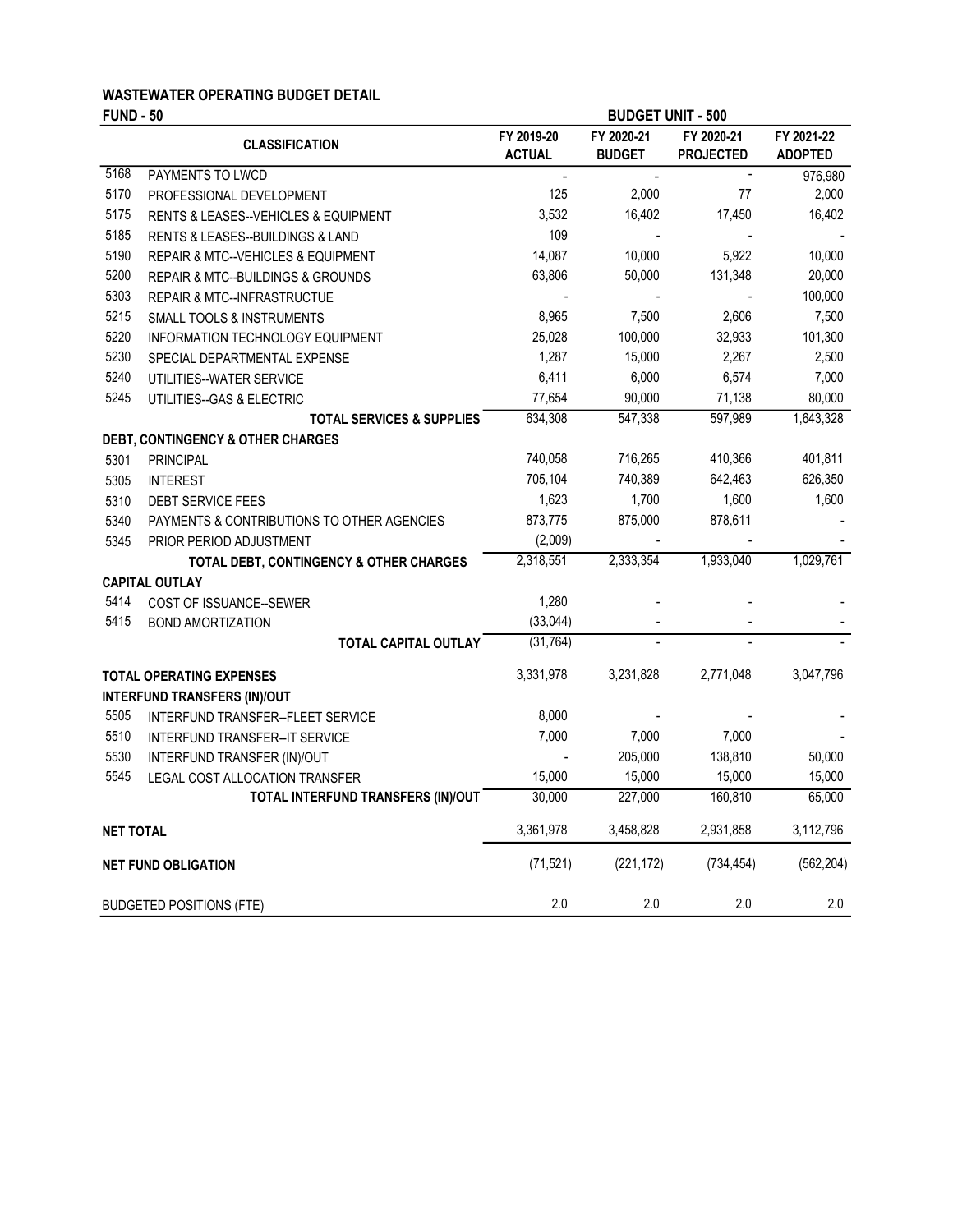**WASTEWATER OPERATING BUDGET DETAIL**

**FUND - 50** **BUDGET UNIT - 500**

| | CLASSIFICATION | FY 2019-20 ACTUAL | FY 2020-21 BUDGET | FY 2020-21 PROJECTED | FY 2021-22 ADOPTED |
|---|---|---|---|---|---|
| 5168 | PAYMENTS TO LWCD | - | - | - | 976,980 |
| 5170 | PROFESSIONAL DEVELOPMENT | 125 | 2,000 | 77 | 2,000 |
| 5175 | RENTS & LEASES--VEHICLES & EQUIPMENT | 3,532 | 16,402 | 17,450 | 16,402 |
| 5185 | RENTS & LEASES--BUILDINGS & LAND | 109 | - | - | - |
| 5190 | REPAIR & MTC--VEHICLES & EQUIPMENT | 14,087 | 10,000 | 5,922 | 10,000 |
| 5200 | REPAIR & MTC--BUILDINGS & GROUNDS | 63,806 | 50,000 | 131,348 | 20,000 |
| 5303 | REPAIR & MTC--INFRASTRUCTUE | - | - | - | 100,000 |
| 5215 | SMALL TOOLS & INSTRUMENTS | 8,965 | 7,500 | 2,606 | 7,500 |
| 5220 | INFORMATION TECHNOLOGY EQUIPMENT | 25,028 | 100,000 | 32,933 | 101,300 |
| 5230 | SPECIAL DEPARTMENTAL EXPENSE | 1,287 | 15,000 | 2,267 | 2,500 |
| 5240 | UTILITIES--WATER SERVICE | 6,411 | 6,000 | 6,574 | 7,000 |
| 5245 | UTILITIES--GAS & ELECTRIC | 77,654 | 90,000 | 71,138 | 80,000 |
| | **TOTAL SERVICES & SUPPLIES** | 634,308 | 547,338 | 597,989 | 1,643,328 |
| | **DEBT, CONTINGENCY & OTHER CHARGES** | | | | |
| 5301 | PRINCIPAL | 740,058 | 716,265 | 410,366 | 401,811 |
| 5305 | INTEREST | 705,104 | 740,389 | 642,463 | 626,350 |
| 5310 | DEBT SERVICE FEES | 1,623 | 1,700 | 1,600 | 1,600 |
| 5340 | PAYMENTS & CONTRIBUTIONS TO OTHER AGENCIES | 873,775 | 875,000 | 878,611 | - |
| 5345 | PRIOR PERIOD ADJUSTMENT | (2,009) | - | - | - |
| | **TOTAL DEBT, CONTINGENCY & OTHER CHARGES** | 2,318,551 | 2,333,354 | 1,933,040 | 1,029,761 |
| | **CAPITAL OUTLAY** | | | | |
| 5414 | COST OF ISSUANCE--SEWER | 1,280 | - | - | - |
| 5415 | BOND AMORTIZATION | (33,044) | - | - | - |
| | **TOTAL CAPITAL OUTLAY** | (31,764) | - | - | - |
| | **TOTAL OPERATING EXPENSES** | 3,331,978 | 3,231,828 | 2,771,048 | 3,047,796 |
| | **INTERFUND TRANSFERS (IN)/OUT** | | | | |
| 5505 | INTERFUND TRANSFER--FLEET SERVICE | 8,000 | - | - | - |
| 5510 | INTERFUND TRANSFER--IT SERVICE | 7,000 | 7,000 | 7,000 | - |
| 5530 | INTERFUND TRANSFER (IN)/OUT | - | 205,000 | 138,810 | 50,000 |
| 5545 | LEGAL COST ALLOCATION TRANSFER | 15,000 | 15,000 | 15,000 | 15,000 |
| | **TOTAL INTERFUND TRANSFERS (IN)/OUT** | 30,000 | 227,000 | 160,810 | 65,000 |
| | **NET TOTAL** | 3,361,978 | 3,458,828 | 2,931,858 | 3,112,796 |
| | **NET FUND OBLIGATION** | (71,521) | (221,172) | (734,454) | (562,204) |
| | BUDGETED POSITIONS (FTE) | 2.0 | 2.0 | 2.0 | 2.0 |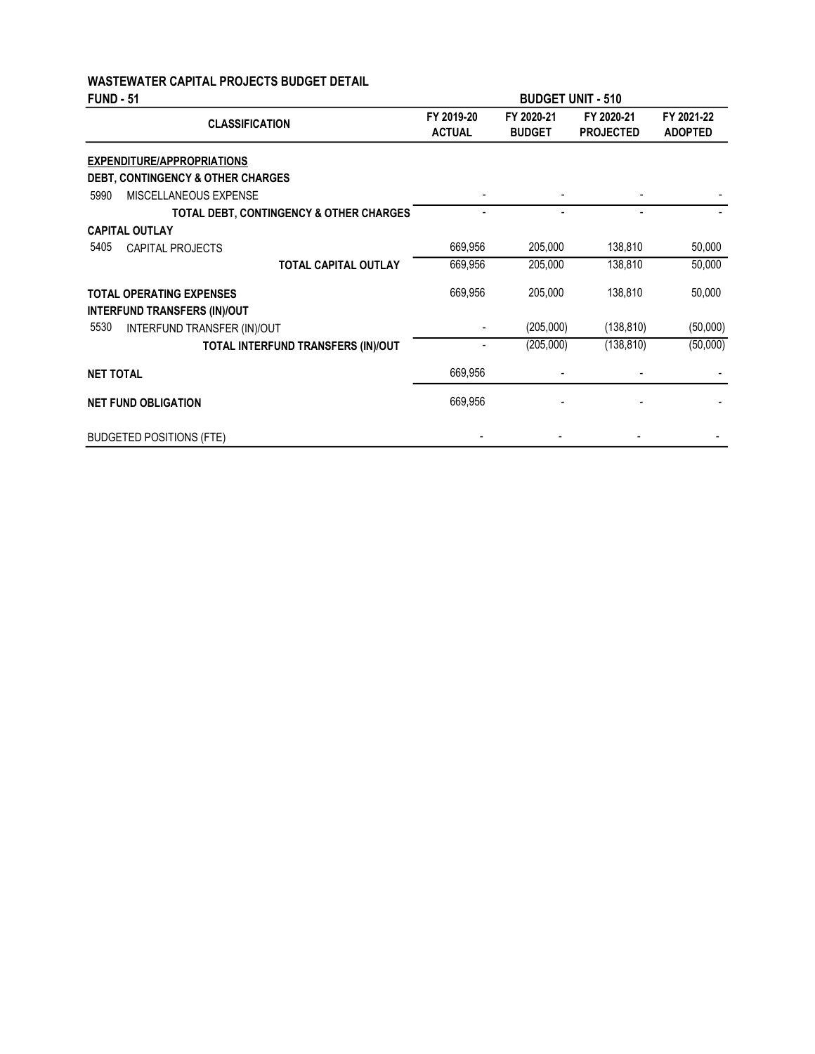# WASTEWATER CAPITAL PROJECTS BUDGET DETAIL

**FUND - 51** | **BUDGET UNIT - 510**

| CLASSIFICATION | FY 2019-20 ACTUAL | FY 2020-21 BUDGET | FY 2020-21 PROJECTED | FY 2021-22 ADOPTED |
|---|---|---|---|---|
| **EXPENDITURE/APPROPRIATIONS** | | | | |
| **DEBT, CONTINGENCY & OTHER CHARGES** | | | | |
| 5990 MISCELLANEOUS EXPENSE | - | - | - | - |
| **TOTAL DEBT, CONTINGENCY & OTHER CHARGES** | - | - | - | - |
| **CAPITAL OUTLAY** | | | | |
| 5405 CAPITAL PROJECTS | 669,956 | 205,000 | 138,810 | 50,000 |
| **TOTAL CAPITAL OUTLAY** | 669,956 | 205,000 | 138,810 | 50,000 |
| **TOTAL OPERATING EXPENSES** | 669,956 | 205,000 | 138,810 | 50,000 |
| **INTERFUND TRANSFERS (IN)/OUT** | | | | |
| 5530 INTERFUND TRANSFER (IN)/OUT | - | (205,000) | (138,810) | (50,000) |
| **TOTAL INTERFUND TRANSFERS (IN)/OUT** | - | (205,000) | (138,810) | (50,000) |
| **NET TOTAL** | 669,956 | - | - | - |
| **NET FUND OBLIGATION** | 669,956 | - | - | - |
| BUDGETED POSITIONS (FTE) | - | - | - | - |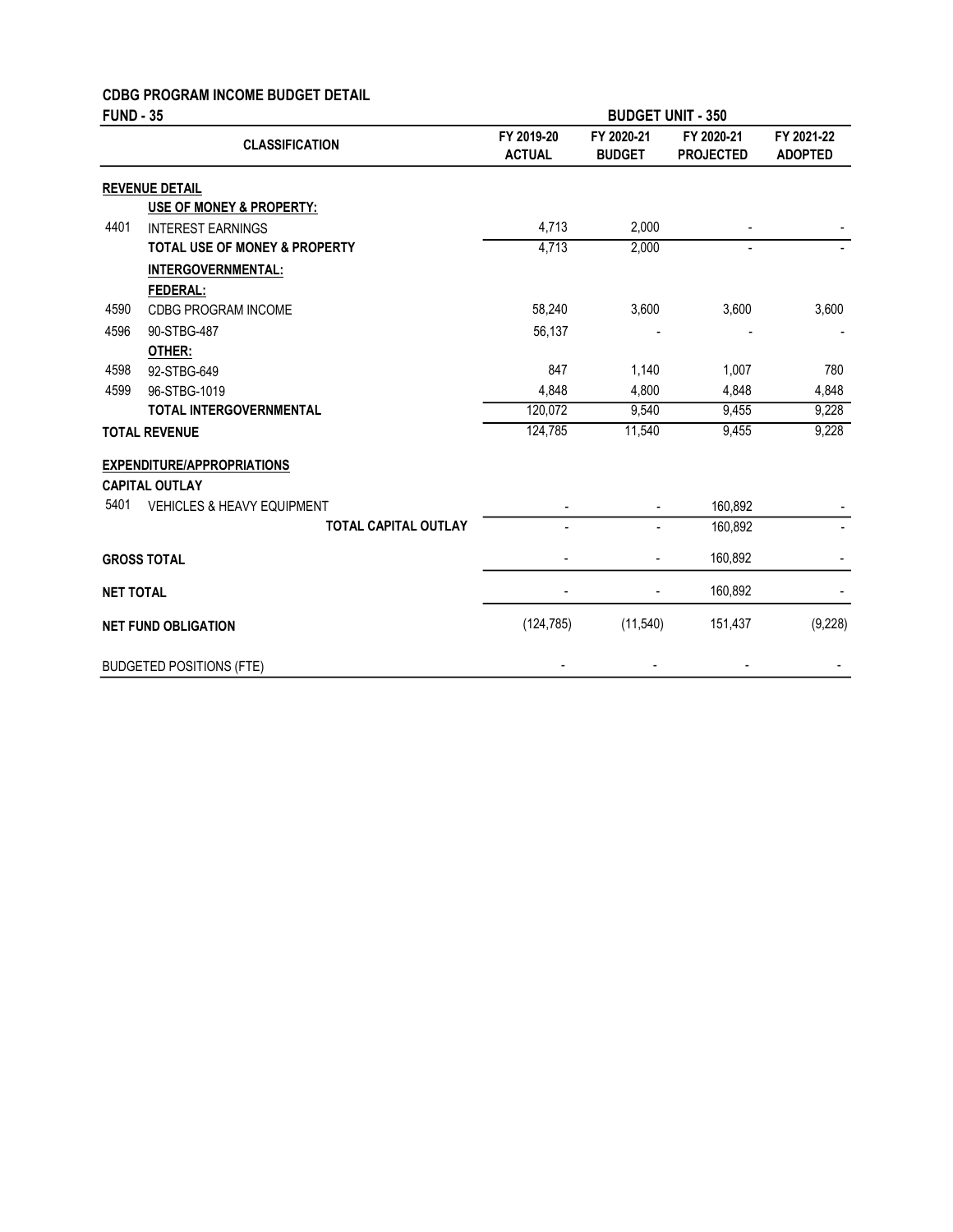**CDBG PROGRAM INCOME BUDGET DETAIL**

**FUND - 35** | **BUDGET UNIT - 350**

| | CLASSIFICATION | FY 2019-20 ACTUAL | FY 2020-21 BUDGET | FY 2020-21 PROJECTED | FY 2021-22 ADOPTED |
|---|---|---|---|---|---|
| | **REVENUE DETAIL** | | | | |
| | **USE OF MONEY & PROPERTY:** | | | | |
| 4401 | INTEREST EARNINGS | 4,713 | 2,000 | - | - |
| | **TOTAL USE OF MONEY & PROPERTY** | 4,713 | 2,000 | - | - |
| | **INTERGOVERNMENTAL:** | | | | |
| | **FEDERAL:** | | | | |
| 4590 | CDBG PROGRAM INCOME | 58,240 | 3,600 | 3,600 | 3,600 |
| 4596 | 90-STBG-487 | 56,137 | - | - | - |
| | **OTHER:** | | | | |
| 4598 | 92-STBG-649 | 847 | 1,140 | 1,007 | 780 |
| 4599 | 96-STBG-1019 | 4,848 | 4,800 | 4,848 | 4,848 |
| | **TOTAL INTERGOVERNMENTAL** | 120,072 | 9,540 | 9,455 | 9,228 |
| | **TOTAL REVENUE** | 124,785 | 11,540 | 9,455 | 9,228 |
| | **EXPENDITURE/APPROPRIATIONS** | | | | |
| | **CAPITAL OUTLAY** | | | | |
| 5401 | VEHICLES & HEAVY EQUIPMENT | - | - | 160,892 | - |
| | **TOTAL CAPITAL OUTLAY** | - | - | 160,892 | - |
| | **GROSS TOTAL** | - | - | 160,892 | - |
| | **NET TOTAL** | - | - | 160,892 | - |
| | **NET FUND OBLIGATION** | (124,785) | (11,540) | 151,437 | (9,228) |
| | BUDGETED POSITIONS (FTE) | - | - | - | - |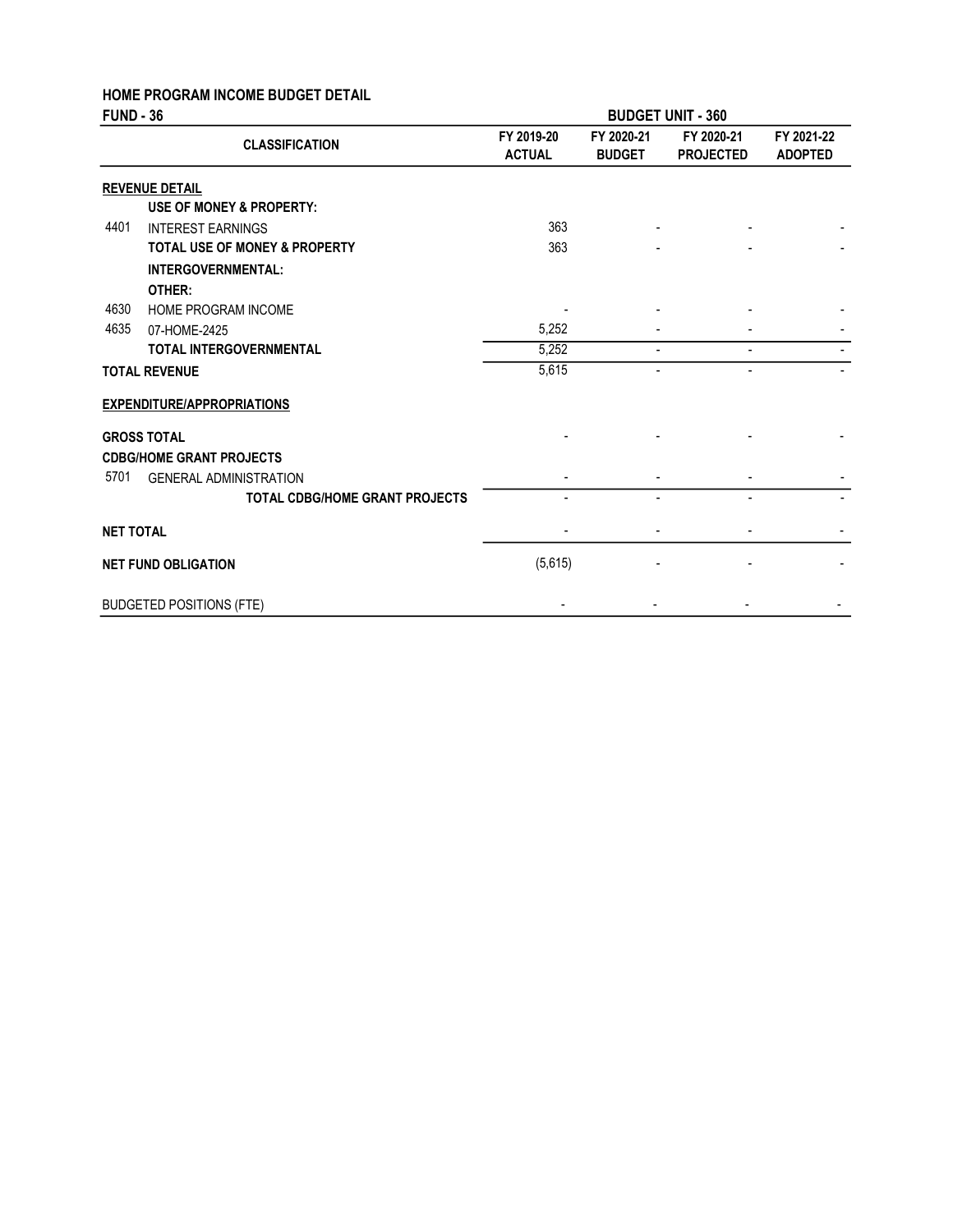## HOME PROGRAM INCOME BUDGET DETAIL

**FUND - 36** **BUDGET UNIT - 360**

| | CLASSIFICATION | FY 2019-20 ACTUAL | FY 2020-21 BUDGET | FY 2020-21 PROJECTED | FY 2021-22 ADOPTED |
|---|---|---|---|---|---|
| | **REVENUE DETAIL** | | | | |
| | **USE OF MONEY & PROPERTY:** | | | | |
| 4401 | INTEREST EARNINGS | 363 | - | - | - |
| | **TOTAL USE OF MONEY & PROPERTY** | 363 | - | - | - |
| | **INTERGOVERNMENTAL:** | | | | |
| | **OTHER:** | | | | |
| 4630 | HOME PROGRAM INCOME | - | - | - | - |
| 4635 | 07-HOME-2425 | 5,252 | - | - | - |
| | **TOTAL INTERGOVERNMENTAL** | 5,252 | - | - | - |
| | **TOTAL REVENUE** | 5,615 | - | - | - |
| | **EXPENDITURE/APPROPRIATIONS** | | | | |
| | **GROSS TOTAL** | - | - | - | - |
| | **CDBG/HOME GRANT PROJECTS** | | | | |
| 5701 | GENERAL ADMINISTRATION | - | - | - | - |
| | **TOTAL CDBG/HOME GRANT PROJECTS** | - | - | - | - |
| | **NET TOTAL** | - | - | - | - |
| | **NET FUND OBLIGATION** | (5,615) | - | - | - |
| | BUDGETED POSITIONS (FTE) | - | - | - | - |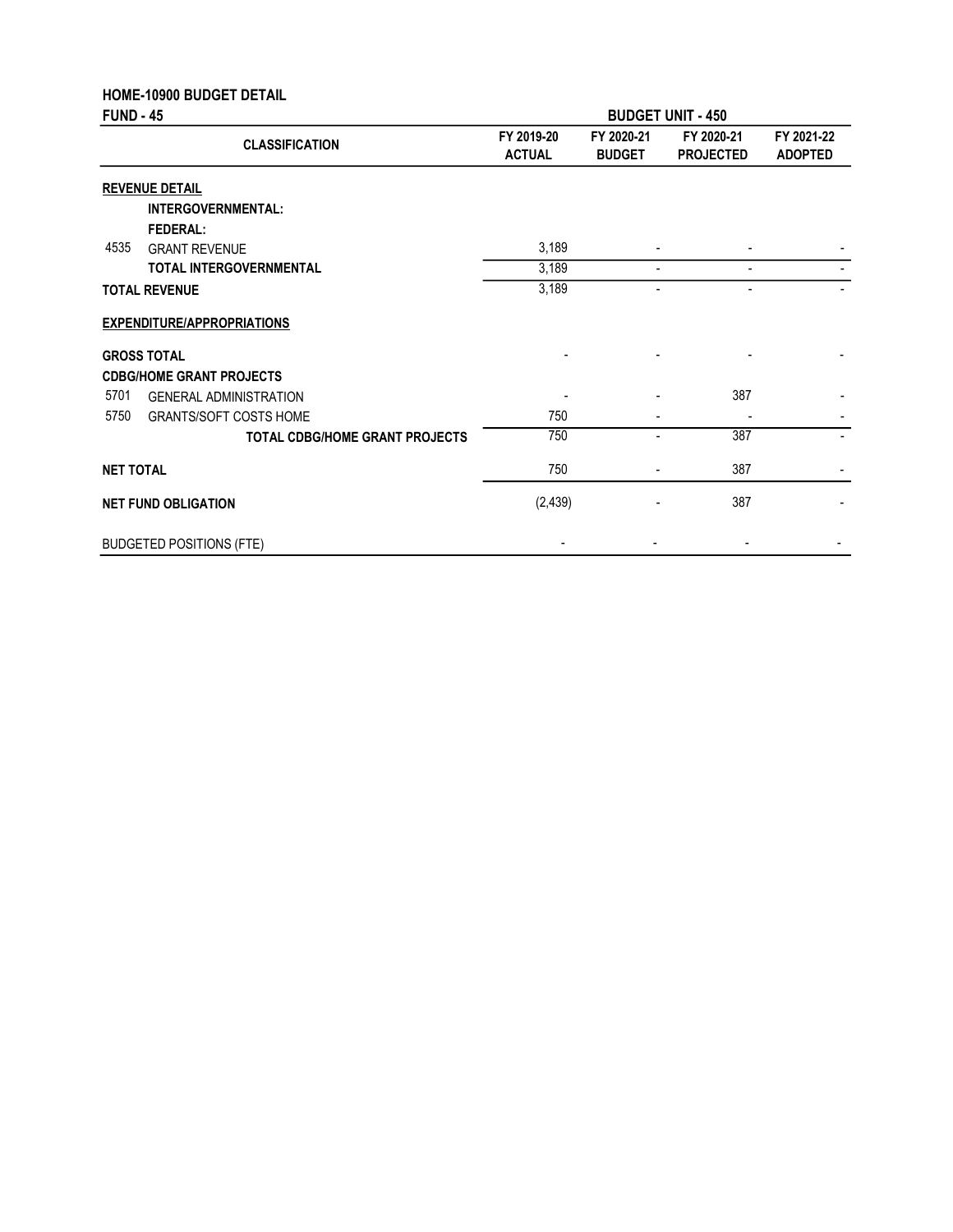## HOME-10900 BUDGET DETAIL

**FUND - 45** **BUDGET UNIT - 450**

| | CLASSIFICATION | FY 2019-20 ACTUAL | FY 2020-21 BUDGET | FY 2020-21 PROJECTED | FY 2021-22 ADOPTED |
|---|---|---|---|---|---|
| | **REVENUE DETAIL** | | | | |
| | **INTERGOVERNMENTAL:** | | | | |
| | **FEDERAL:** | | | | |
| 4535 | GRANT REVENUE | 3,189 | - | - | - |
| | **TOTAL INTERGOVERNMENTAL** | 3,189 | - | - | - |
| | **TOTAL REVENUE** | 3,189 | - | - | - |
| | **EXPENDITURE/APPROPRIATIONS** | | | | |
| | **GROSS TOTAL** | - | - | - | - |
| | **CDBG/HOME GRANT PROJECTS** | | | | |
| 5701 | GENERAL ADMINISTRATION | - | - | 387 | - |
| 5750 | GRANTS/SOFT COSTS HOME | 750 | - | - | - |
| | **TOTAL CDBG/HOME GRANT PROJECTS** | 750 | - | 387 | - |
| | **NET TOTAL** | 750 | - | 387 | - |
| | **NET FUND OBLIGATION** | (2,439) | - | 387 | - |
| | BUDGETED POSITIONS (FTE) | - | - | - | - |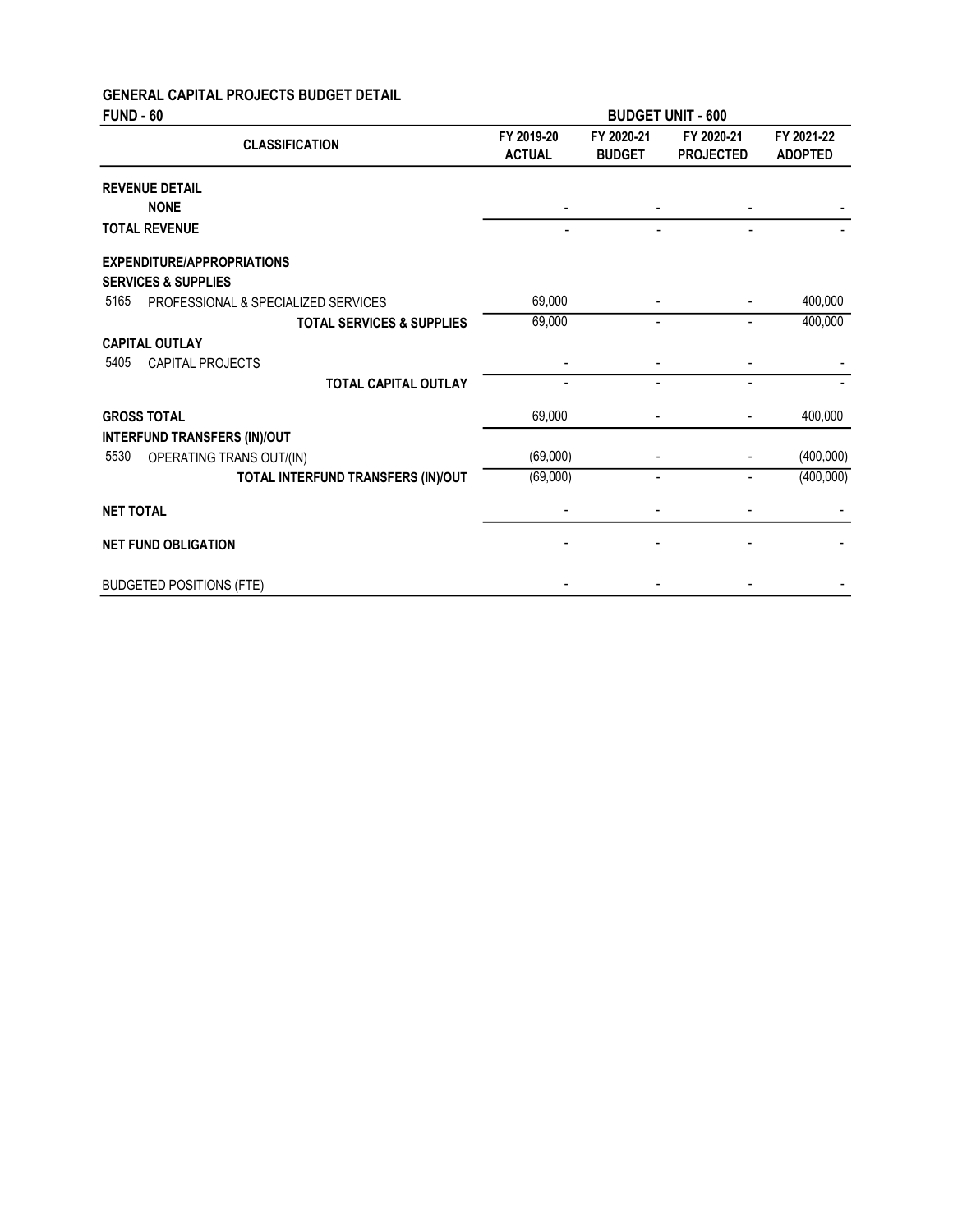# GENERAL CAPITAL PROJECTS BUDGET DETAIL

**FUND - 60** | **BUDGET UNIT - 600**

| CLASSIFICATION | FY 2019-20 ACTUAL | FY 2020-21 BUDGET | FY 2020-21 PROJECTED | FY 2021-22 ADOPTED |
|---|---|---|---|---|
| **REVENUE DETAIL** | | | | |
| **NONE** | - | - | - | - |
| **TOTAL REVENUE** | - | - | - | - |
| **EXPENDITURE/APPROPRIATIONS** | | | | |
| **SERVICES & SUPPLIES** | | | | |
| 5165 PROFESSIONAL & SPECIALIZED SERVICES | 69,000 | - | - | 400,000 |
| **TOTAL SERVICES & SUPPLIES** | 69,000 | - | - | 400,000 |
| **CAPITAL OUTLAY** | | | | |
| 5405 CAPITAL PROJECTS | - | - | - | - |
| **TOTAL CAPITAL OUTLAY** | - | - | - | - |
| **GROSS TOTAL** | 69,000 | - | - | 400,000 |
| **INTERFUND TRANSFERS (IN)/OUT** | | | | |
| 5530 OPERATING TRANS OUT/(IN) | (69,000) | - | - | (400,000) |
| **TOTAL INTERFUND TRANSFERS (IN)/OUT** | (69,000) | - | - | (400,000) |
| **NET TOTAL** | - | - | - | - |
| **NET FUND OBLIGATION** | - | - | - | - |
| BUDGETED POSITIONS (FTE) | - | - | - | - |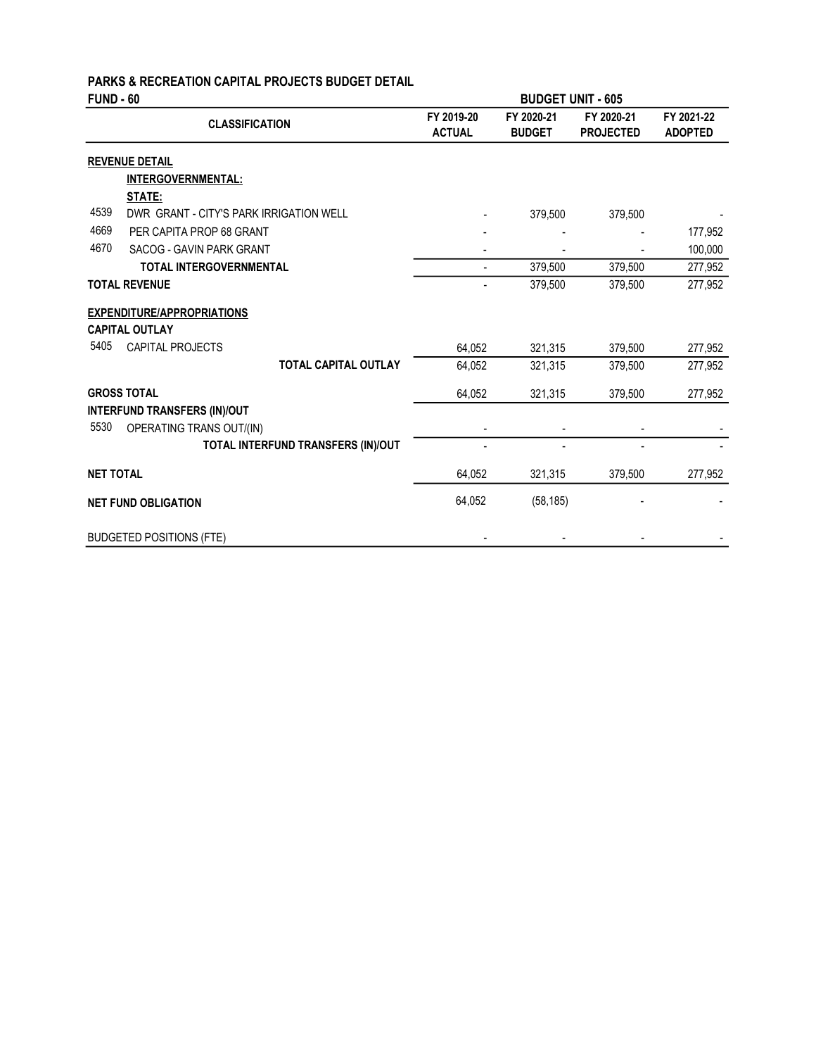**PARKS & RECREATION CAPITAL PROJECTS BUDGET DETAIL**

**FUND - 60** | **BUDGET UNIT - 605**

| | CLASSIFICATION | FY 2019-20 ACTUAL | FY 2020-21 BUDGET | FY 2020-21 PROJECTED | FY 2021-22 ADOPTED |
|---|---|---|---|---|---|
| | **REVENUE DETAIL** | | | | |
| | **INTERGOVERNMENTAL:** | | | | |
| | **STATE:** | | | | |
| 4539 | DWR GRANT - CITY'S PARK IRRIGATION WELL | - | 379,500 | 379,500 | - |
| 4669 | PER CAPITA PROP 68 GRANT | - | - | - | 177,952 |
| 4670 | SACOG - GAVIN PARK GRANT | - | - | - | 100,000 |
| | **TOTAL INTERGOVERNMENTAL** | - | 379,500 | 379,500 | 277,952 |
| | **TOTAL REVENUE** | - | 379,500 | 379,500 | 277,952 |
| | **EXPENDITURE/APPROPRIATIONS** | | | | |
| | **CAPITAL OUTLAY** | | | | |
| 5405 | CAPITAL PROJECTS | 64,052 | 321,315 | 379,500 | 277,952 |
| | **TOTAL CAPITAL OUTLAY** | 64,052 | 321,315 | 379,500 | 277,952 |
| | **GROSS TOTAL** | 64,052 | 321,315 | 379,500 | 277,952 |
| | **INTERFUND TRANSFERS (IN)/OUT** | | | | |
| 5530 | OPERATING TRANS OUT/(IN) | - | - | - | - |
| | **TOTAL INTERFUND TRANSFERS (IN)/OUT** | - | - | - | - |
| | **NET TOTAL** | 64,052 | 321,315 | 379,500 | 277,952 |
| | **NET FUND OBLIGATION** | 64,052 | (58,185) | - | - |
| | BUDGETED POSITIONS (FTE) | - | - | - | - |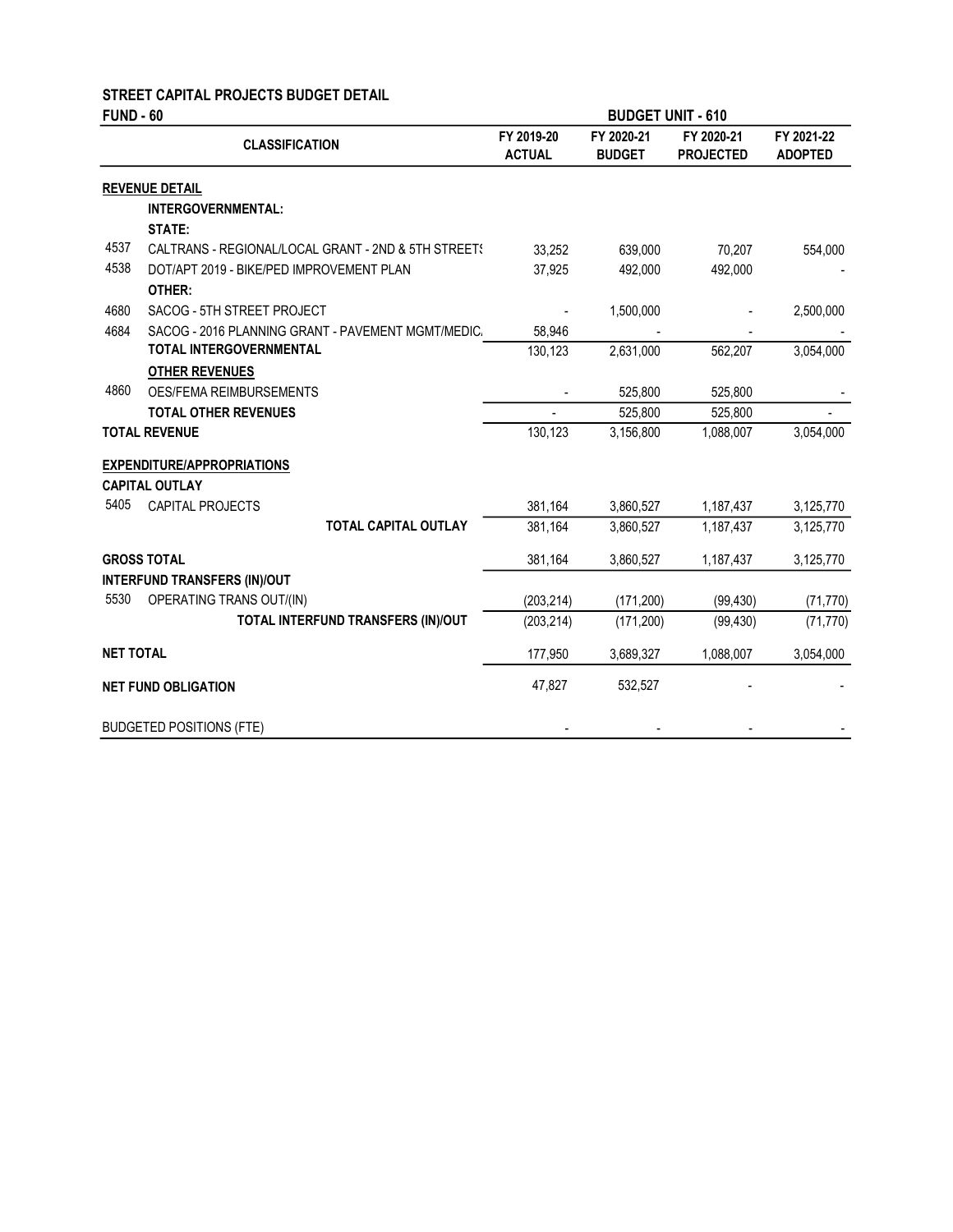## STREET CAPITAL PROJECTS BUDGET DETAIL

**FUND - 60** | **BUDGET UNIT - 610**

| | CLASSIFICATION | FY 2019-20 ACTUAL | FY 2020-21 BUDGET | FY 2020-21 PROJECTED | FY 2021-22 ADOPTED |
|---|---|---|---|---|---|
| | **REVENUE DETAIL** | | | | |
| | **INTERGOVERNMENTAL:** | | | | |
| | **STATE:** | | | | |
| 4537 | CALTRANS - REGIONAL/LOCAL GRANT - 2ND & 5TH STREETS | 33,252 | 639,000 | 70,207 | 554,000 |
| 4538 | DOT/APT 2019 - BIKE/PED IMPROVEMENT PLAN | 37,925 | 492,000 | 492,000 | - |
| | **OTHER:** | | | | |
| 4680 | SACOG - 5TH STREET PROJECT | - | 1,500,000 | - | 2,500,000 |
| 4684 | SACOG - 2016 PLANNING GRANT - PAVEMENT MGMT/MEDIC. | 58,946 | - | - | - |
| | **TOTAL INTERGOVERNMENTAL** | 130,123 | 2,631,000 | 562,207 | 3,054,000 |
| | **OTHER REVENUES** | | | | |
| 4860 | OES/FEMA REIMBURSEMENTS | - | 525,800 | 525,800 | - |
| | **TOTAL OTHER REVENUES** | - | 525,800 | 525,800 | - |
| | **TOTAL REVENUE** | 130,123 | 3,156,800 | 1,088,007 | 3,054,000 |
| | **EXPENDITURE/APPROPRIATIONS** | | | | |
| | **CAPITAL OUTLAY** | | | | |
| 5405 | CAPITAL PROJECTS | 381,164 | 3,860,527 | 1,187,437 | 3,125,770 |
| | **TOTAL CAPITAL OUTLAY** | 381,164 | 3,860,527 | 1,187,437 | 3,125,770 |
| | **GROSS TOTAL** | 381,164 | 3,860,527 | 1,187,437 | 3,125,770 |
| | **INTERFUND TRANSFERS (IN)/OUT** | | | | |
| 5530 | OPERATING TRANS OUT/(IN) | (203,214) | (171,200) | (99,430) | (71,770) |
| | **TOTAL INTERFUND TRANSFERS (IN)/OUT** | (203,214) | (171,200) | (99,430) | (71,770) |
| | **NET TOTAL** | 177,950 | 3,689,327 | 1,088,007 | 3,054,000 |
| | **NET FUND OBLIGATION** | 47,827 | 532,527 | - | - |
| | BUDGETED POSITIONS (FTE) | - | - | - | - |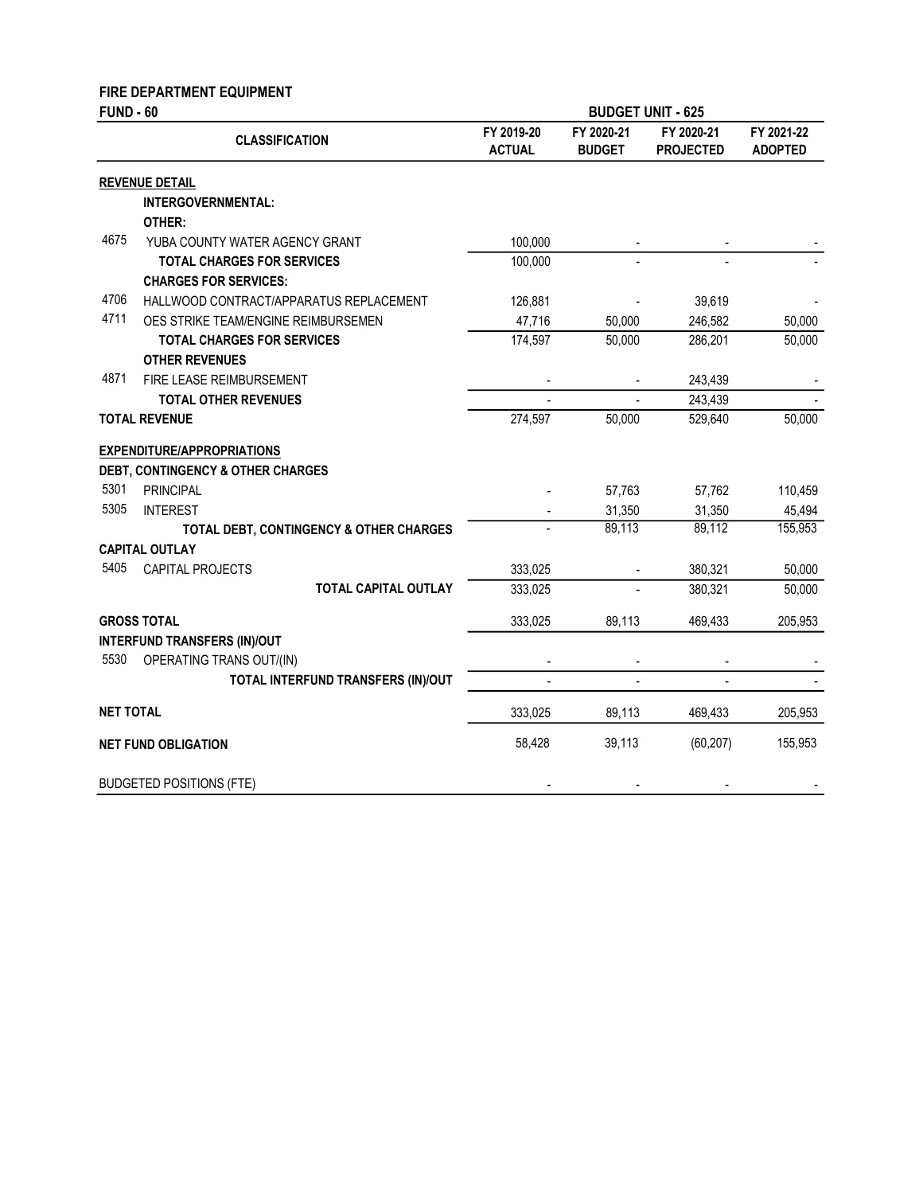**FIRE DEPARTMENT EQUIPMENT**

**FUND - 60** | **BUDGET UNIT - 625**

| | CLASSIFICATION | FY 2019-20 ACTUAL | FY 2020-21 BUDGET | FY 2020-21 PROJECTED | FY 2021-22 ADOPTED |
|---|---|---|---|---|---|
| | **REVENUE DETAIL** | | | | |
| | **INTERGOVERNMENTAL:** | | | | |
| | **OTHER:** | | | | |
| 4675 | YUBA COUNTY WATER AGENCY GRANT | 100,000 | - | - | - |
| | **TOTAL CHARGES FOR SERVICES** | 100,000 | - | - | - |
| | **CHARGES FOR SERVICES:** | | | | |
| 4706 | HALLWOOD CONTRACT/APPARATUS REPLACEMENT | 126,881 | - | 39,619 | - |
| 4711 | OES STRIKE TEAM/ENGINE REIMBURSEMEN | 47,716 | 50,000 | 246,582 | 50,000 |
| | **TOTAL CHARGES FOR SERVICES** | 174,597 | 50,000 | 286,201 | 50,000 |
| | **OTHER REVENUES** | | | | |
| 4871 | FIRE LEASE REIMBURSEMENT | - | - | 243,439 | - |
| | **TOTAL OTHER REVENUES** | - | - | 243,439 | - |
| | **TOTAL REVENUE** | 274,597 | 50,000 | 529,640 | 50,000 |
| | **EXPENDITURE/APPROPRIATIONS** | | | | |
| | **DEBT, CONTINGENCY & OTHER CHARGES** | | | | |
| 5301 | PRINCIPAL | - | 57,763 | 57,762 | 110,459 |
| 5305 | INTEREST | - | 31,350 | 31,350 | 45,494 |
| | **TOTAL DEBT, CONTINGENCY & OTHER CHARGES** | - | 89,113 | 89,112 | 155,953 |
| | **CAPITAL OUTLAY** | | | | |
| 5405 | CAPITAL PROJECTS | 333,025 | - | 380,321 | 50,000 |
| | **TOTAL CAPITAL OUTLAY** | 333,025 | - | 380,321 | 50,000 |
| | **GROSS TOTAL** | 333,025 | 89,113 | 469,433 | 205,953 |
| | **INTERFUND TRANSFERS (IN)/OUT** | | | | |
| 5530 | OPERATING TRANS OUT/(IN) | - | - | - | - |
| | **TOTAL INTERFUND TRANSFERS (IN)/OUT** | - | - | - | - |
| | **NET TOTAL** | 333,025 | 89,113 | 469,433 | 205,953 |
| | **NET FUND OBLIGATION** | 58,428 | 39,113 | (60,207) | 155,953 |
| | BUDGETED POSITIONS (FTE) | - | - | - | - |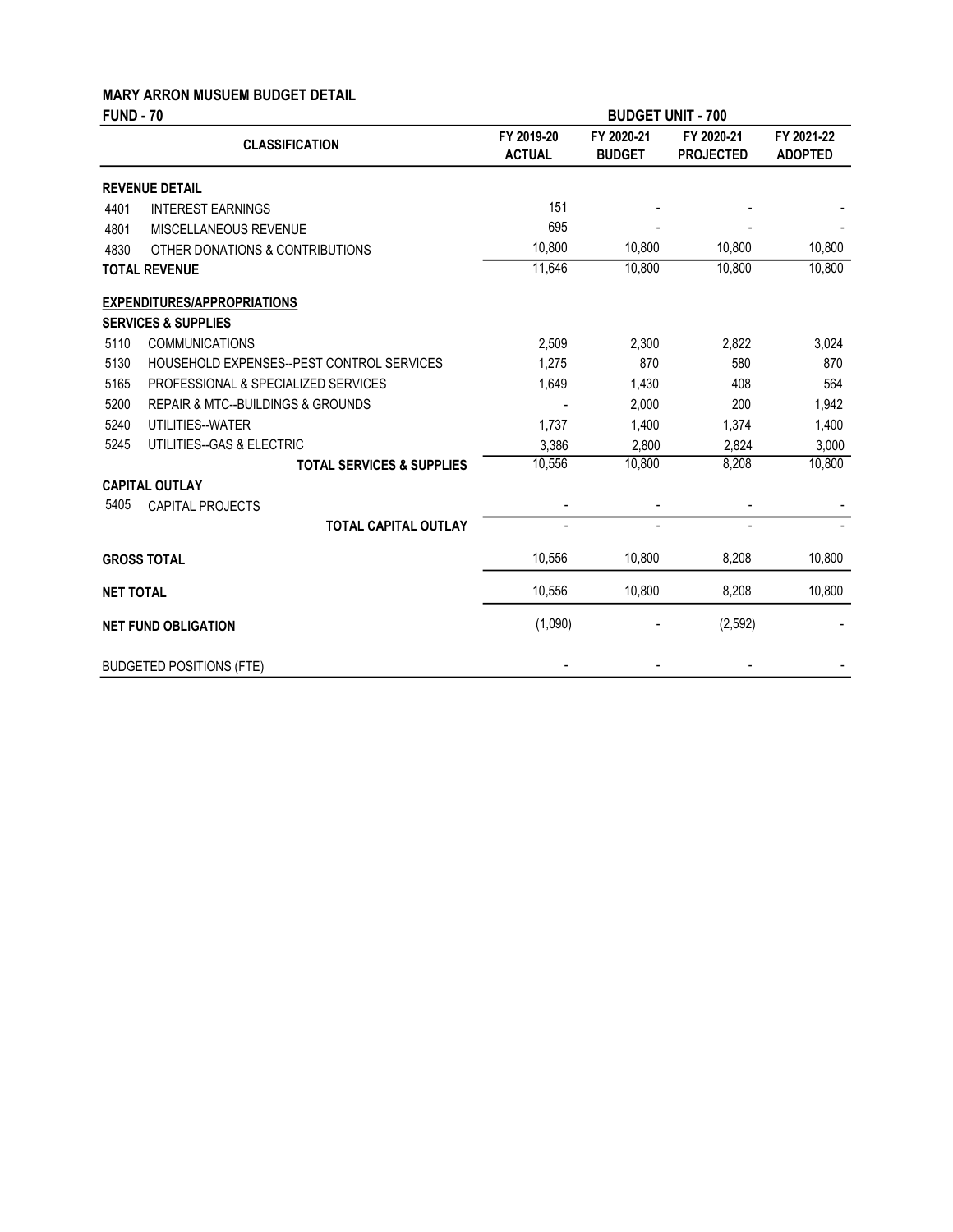# MARY ARRON MUSUEM BUDGET DETAIL

**FUND - 70** | **BUDGET UNIT - 700**

| | CLASSIFICATION | FY 2019-20 ACTUAL | FY 2020-21 BUDGET | FY 2020-21 PROJECTED | FY 2021-22 ADOPTED |
|---|---|---|---|---|---|
| **REVENUE DETAIL** | | | | | |
| 4401 | INTEREST EARNINGS | 151 | - | - | - |
| 4801 | MISCELLANEOUS REVENUE | 695 | - | - | - |
| 4830 | OTHER DONATIONS & CONTRIBUTIONS | 10,800 | 10,800 | 10,800 | 10,800 |
| **TOTAL REVENUE** | | 11,646 | 10,800 | 10,800 | 10,800 |
| **EXPENDITURES/APPROPRIATIONS** | | | | | |
| **SERVICES & SUPPLIES** | | | | | |
| 5110 | COMMUNICATIONS | 2,509 | 2,300 | 2,822 | 3,024 |
| 5130 | HOUSEHOLD EXPENSES--PEST CONTROL SERVICES | 1,275 | 870 | 580 | 870 |
| 5165 | PROFESSIONAL & SPECIALIZED SERVICES | 1,649 | 1,430 | 408 | 564 |
| 5200 | REPAIR & MTC--BUILDINGS & GROUNDS | - | 2,000 | 200 | 1,942 |
| 5240 | UTILITIES--WATER | 1,737 | 1,400 | 1,374 | 1,400 |
| 5245 | UTILITIES--GAS & ELECTRIC | 3,386 | 2,800 | 2,824 | 3,000 |
| | **TOTAL SERVICES & SUPPLIES** | 10,556 | 10,800 | 8,208 | 10,800 |
| **CAPITAL OUTLAY** | | | | | |
| 5405 | CAPITAL PROJECTS | - | - | - | - |
| | **TOTAL CAPITAL OUTLAY** | - | - | - | - |
| **GROSS TOTAL** | | 10,556 | 10,800 | 8,208 | 10,800 |
| **NET TOTAL** | | 10,556 | 10,800 | 8,208 | 10,800 |
| **NET FUND OBLIGATION** | | (1,090) | - | (2,592) | - |
| BUDGETED POSITIONS (FTE) | | - | - | - | - |